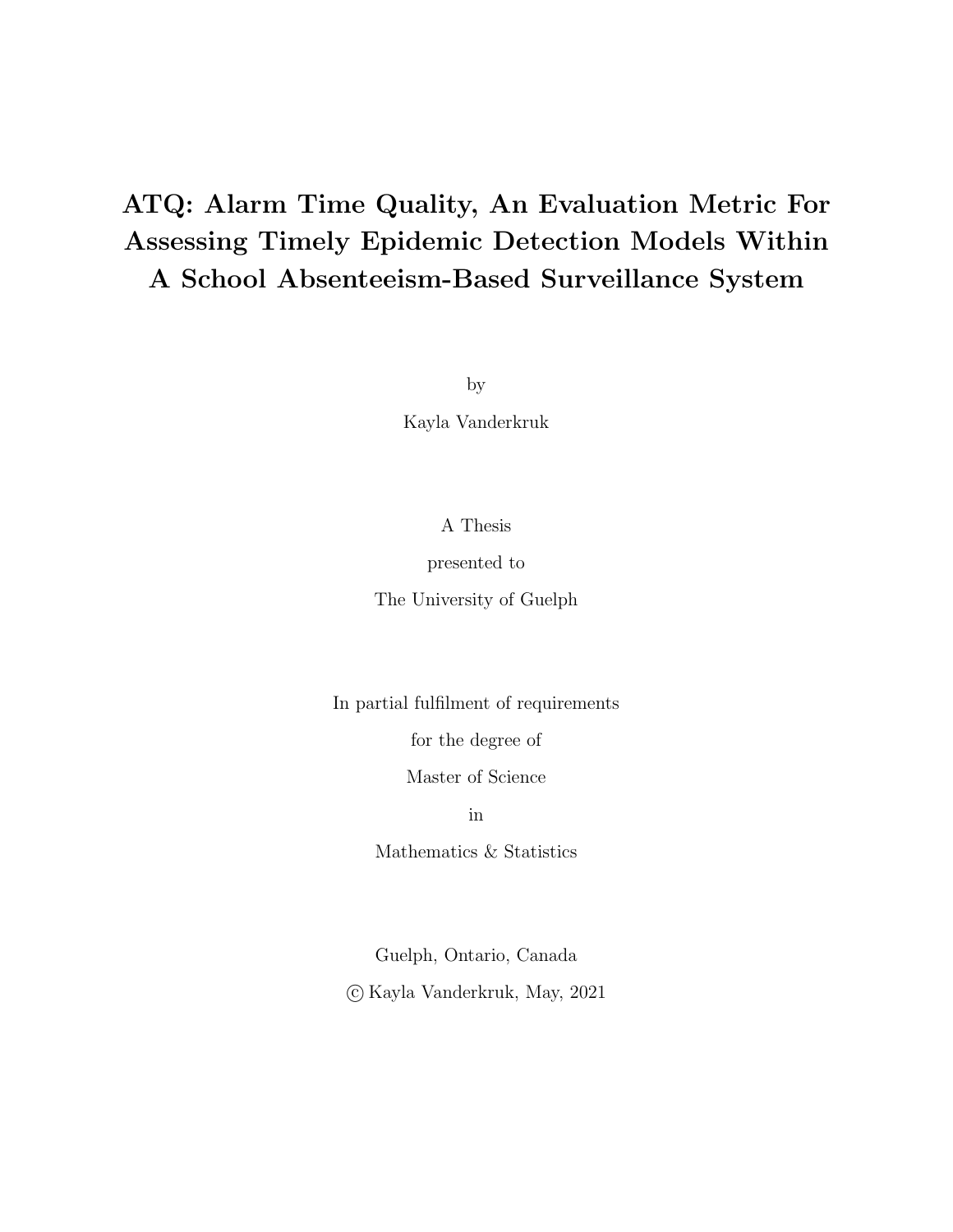# ATQ: Alarm Time Quality, An Evaluation Metric For Assessing Timely Epidemic Detection Models Within A School Absenteeism-Based Surveillance System

by

Kayla Vanderkruk

A Thesis

presented to

The University of Guelph

In partial fulfilment of requirements

for the degree of

Master of Science

in

Mathematics & Statistics

Guelph, Ontario, Canada

© Kayla Vanderkruk, May, 2021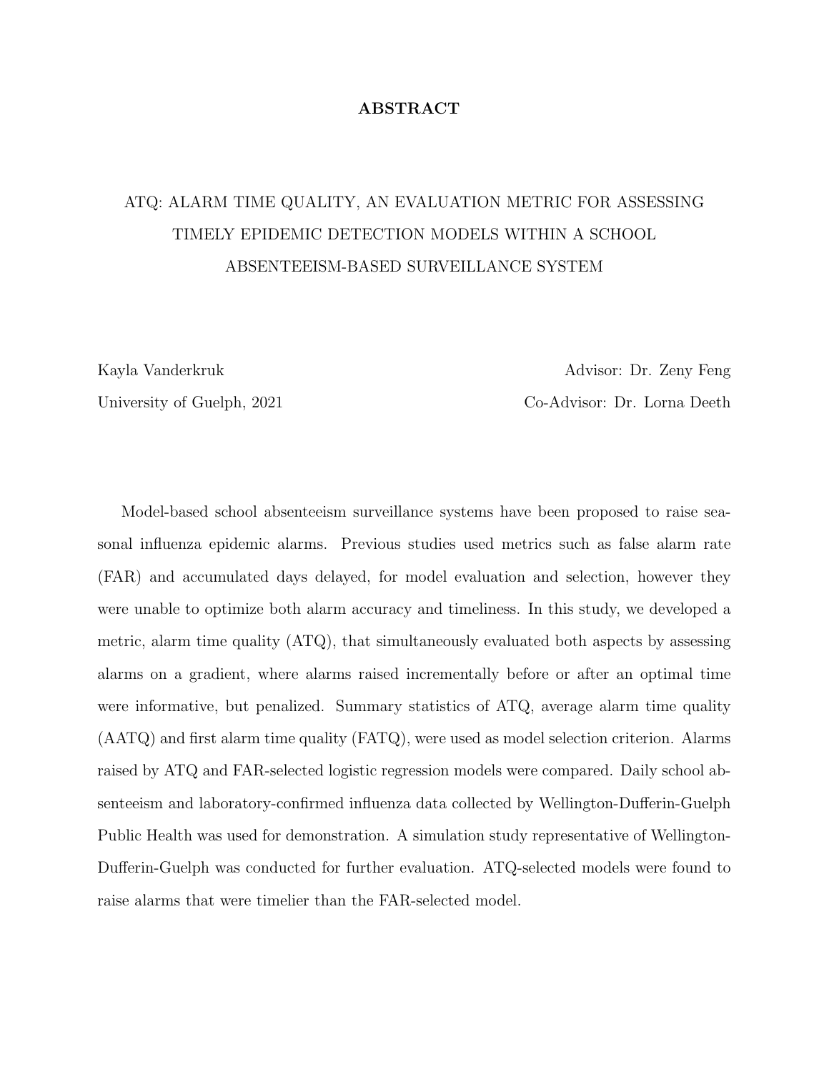## ABSTRACT

ATQ: ALARM TIME QUALITY, AN EVALUATION METRIC FOR ASSESSING TIMELY EPIDEMIC DETECTION MODELS WITHIN A SCHOOL ABSENTEEISM-BASED SURVEILLANCE SYSTEM

Kayla Vanderkruk
University of Guelph, 2021

Advisor: Dr. Zeny Feng
Co-Advisor: Dr. Lorna Deeth

Model-based school absenteeism surveillance systems have been proposed to raise seasonal influenza epidemic alarms. Previous studies used metrics such as false alarm rate (FAR) and accumulated days delayed, for model evaluation and selection, however they were unable to optimize both alarm accuracy and timeliness. In this study, we developed a metric, alarm time quality (ATQ), that simultaneously evaluated both aspects by assessing alarms on a gradient, where alarms raised incrementally before or after an optimal time were informative, but penalized. Summary statistics of ATQ, average alarm time quality (AATQ) and first alarm time quality (FATQ), were used as model selection criterion. Alarms raised by ATQ and FAR-selected logistic regression models were compared. Daily school absenteeism and laboratory-confirmed influenza data collected by Wellington-Dufferin-Guelph Public Health was used for demonstration. A simulation study representative of Wellington-Dufferin-Guelph was conducted for further evaluation. ATQ-selected models were found to raise alarms that were timelier than the FAR-selected model.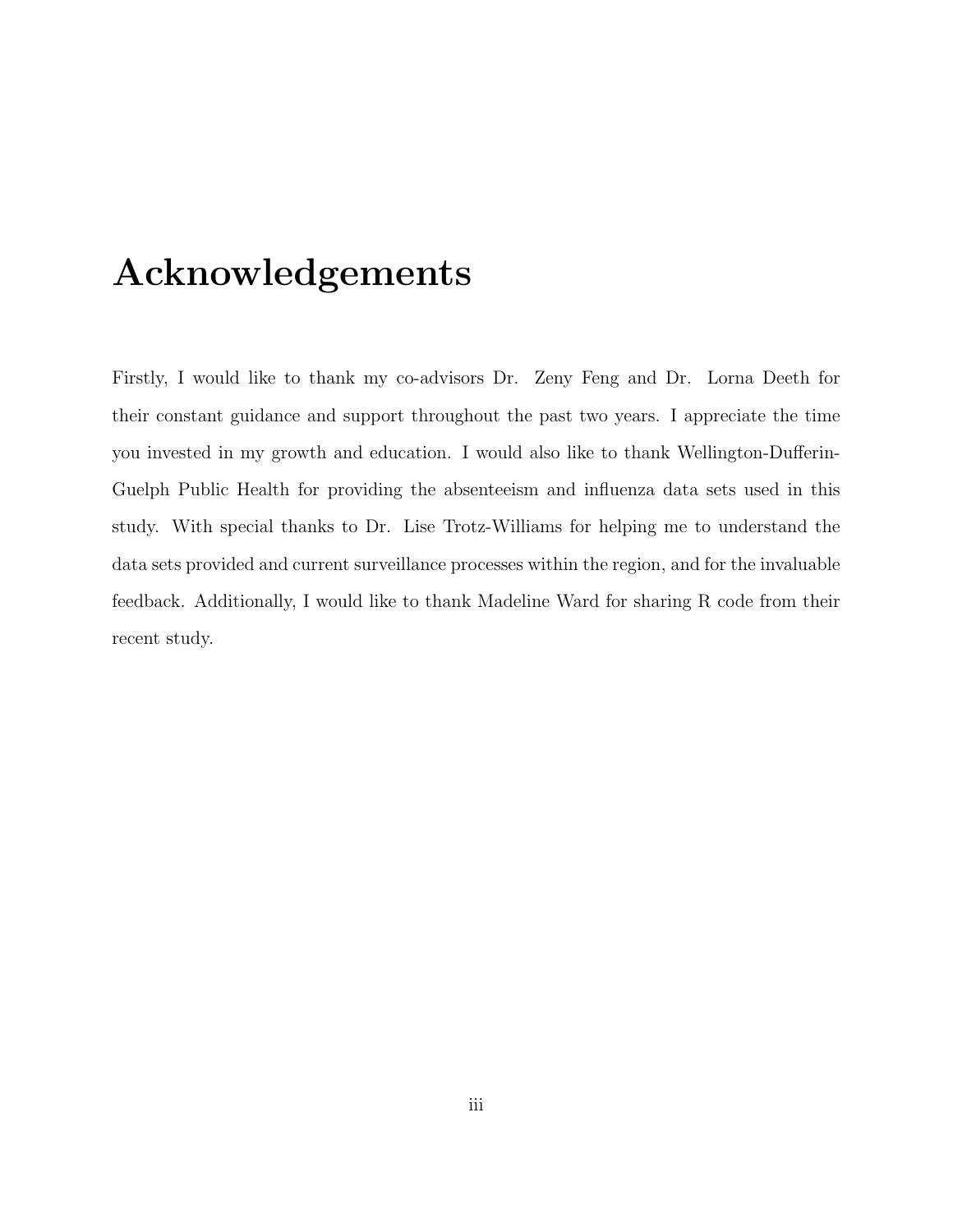# Acknowledgements

Firstly, I would like to thank my co-advisors Dr. Zeny Feng and Dr. Lorna Deeth for their constant guidance and support throughout the past two years. I appreciate the time you invested in my growth and education. I would also like to thank Wellington-Dufferin-Guelph Public Health for providing the absenteeism and influenza data sets used in this study. With special thanks to Dr. Lise Trotz-Williams for helping me to understand the data sets provided and current surveillance processes within the region, and for the invaluable feedback. Additionally, I would like to thank Madeline Ward for sharing R code from their recent study.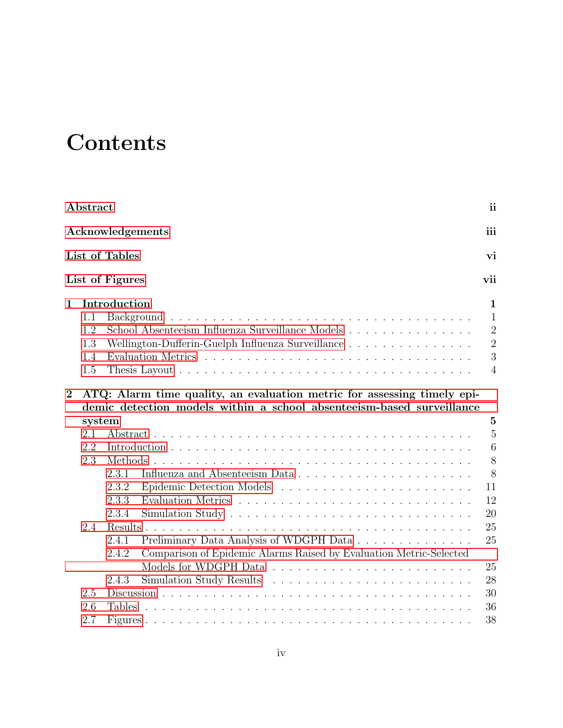# Contents

Abstract ii

Acknowledgements iii

List of Tables vi

List of Figures vii

**1 Introduction** **1**

- 1.1 Background 1
- 1.2 School Absenteeism Influenza Surveillance Models 2
- 1.3 Wellington-Dufferin-Guelph Influenza Surveillance 2
- 1.4 Evaluation Metrics 3
- 1.5 Thesis Layout 4

**2 ATQ: Alarm time quality, an evaluation metric for assessing timely epidemic detection models within a school absenteeism-based surveillance system** **5**

- 2.1 Abstract 5
- 2.2 Introduction 6
- 2.3 Methods 8
  - 2.3.1 Influenza and Absenteeism Data 8
  - 2.3.2 Epidemic Detection Models 11
  - 2.3.3 Evaluation Metrics 12
  - 2.3.4 Simulation Study 20
- 2.4 Results 25
  - 2.4.1 Preliminary Data Analysis of WDGPH Data 25
  - 2.4.2 Comparison of Epidemic Alarms Raised by Evaluation Metric-Selected Models for WDGPH Data 25
  - 2.4.3 Simulation Study Results 28
- 2.5 Discussion 30
- 2.6 Tables 36
- 2.7 Figures 38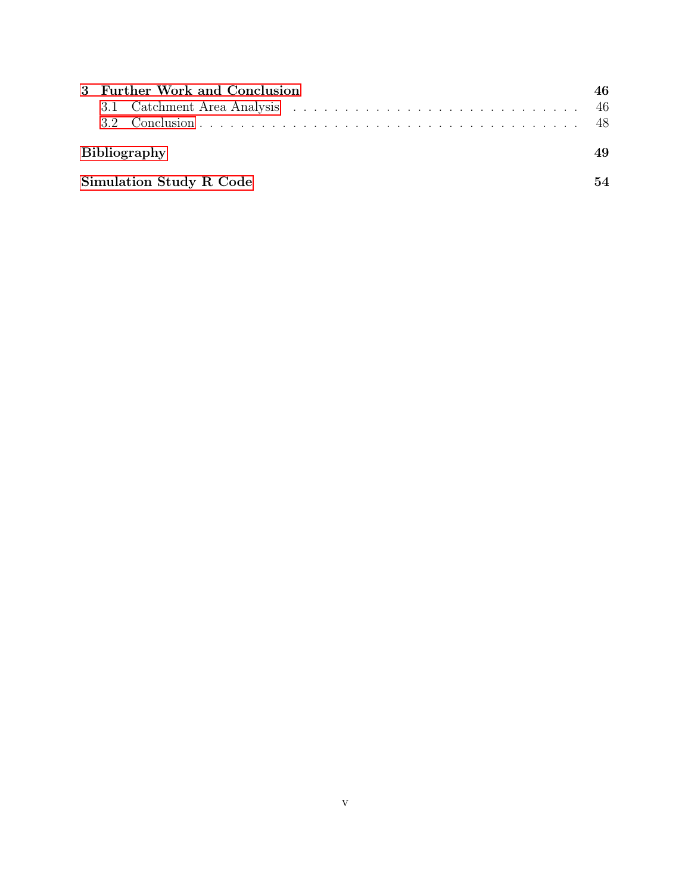**3 Further Work and Conclusion** **46**

3.1 Catchment Area Analysis . . . . . . . . . . . . . . . . . . . . . . . . . . . . . 46

3.2 Conclusion . . . . . . . . . . . . . . . . . . . . . . . . . . . . . . . . . . . . . . 48

**Bibliography** **49**

**Simulation Study R Code** **54**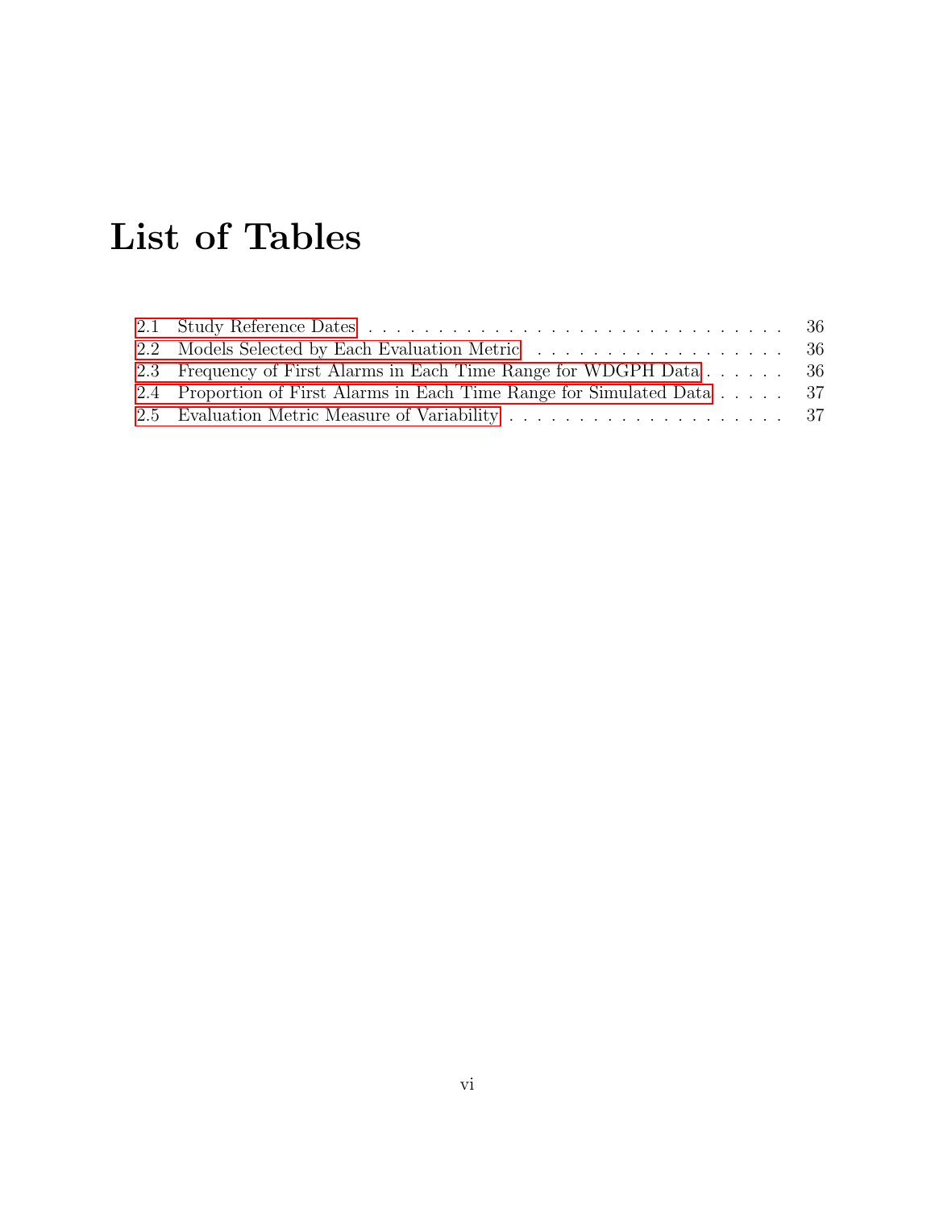# List of Tables

2.1 Study Reference Dates . . . . . . . . . . . . . . . . . . . . . . . . . . . . . . 36
2.2 Models Selected by Each Evaluation Metric . . . . . . . . . . . . . . . . . . . 36
2.3 Frequency of First Alarms in Each Time Range for WDGPH Data . . . . . . 36
2.4 Proportion of First Alarms in Each Time Range for Simulated Data . . . . . 37
2.5 Evaluation Metric Measure of Variability . . . . . . . . . . . . . . . . . . . . 37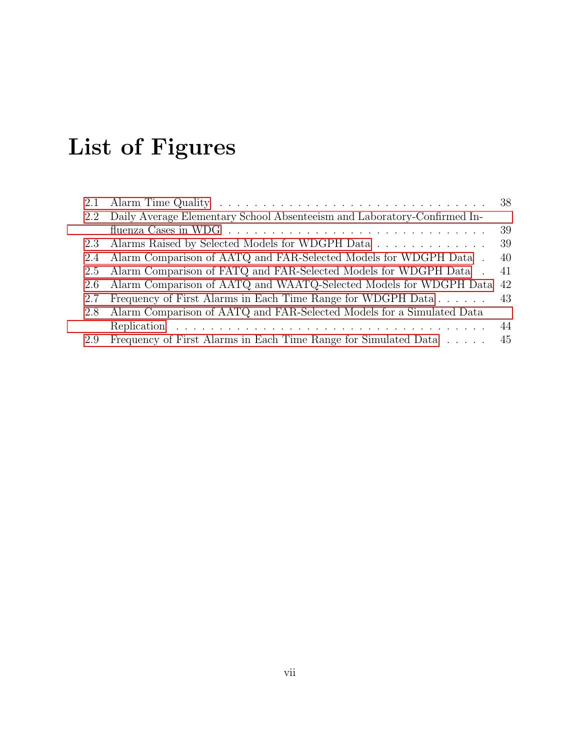# List of Figures

2.1 Alarm Time Quality . . . . . . . . . . . . . . . . . . . . . . . . . . . . . . . . 38

2.2 Daily Average Elementary School Absenteeism and Laboratory-Confirmed Influenza Cases in WDG . . . . . . . . . . . . . . . . . . . . . . . . . . . . . . 39

2.3 Alarms Raised by Selected Models for WDGPH Data . . . . . . . . . . . . . 39

2.4 Alarm Comparison of AATQ and FAR-Selected Models for WDGPH Data . 40

2.5 Alarm Comparison of FATQ and FAR-Selected Models for WDGPH Data . 41

2.6 Alarm Comparison of AATQ and WAATQ-Selected Models for WDGPH Data 42

2.7 Frequency of First Alarms in Each Time Range for WDGPH Data . . . . . . 43

2.8 Alarm Comparison of AATQ and FAR-Selected Models for a Simulated Data Replication . . . . . . . . . . . . . . . . . . . . . . . . . . . . . . . . . . . . 44

2.9 Frequency of First Alarms in Each Time Range for Simulated Data . . . . . 45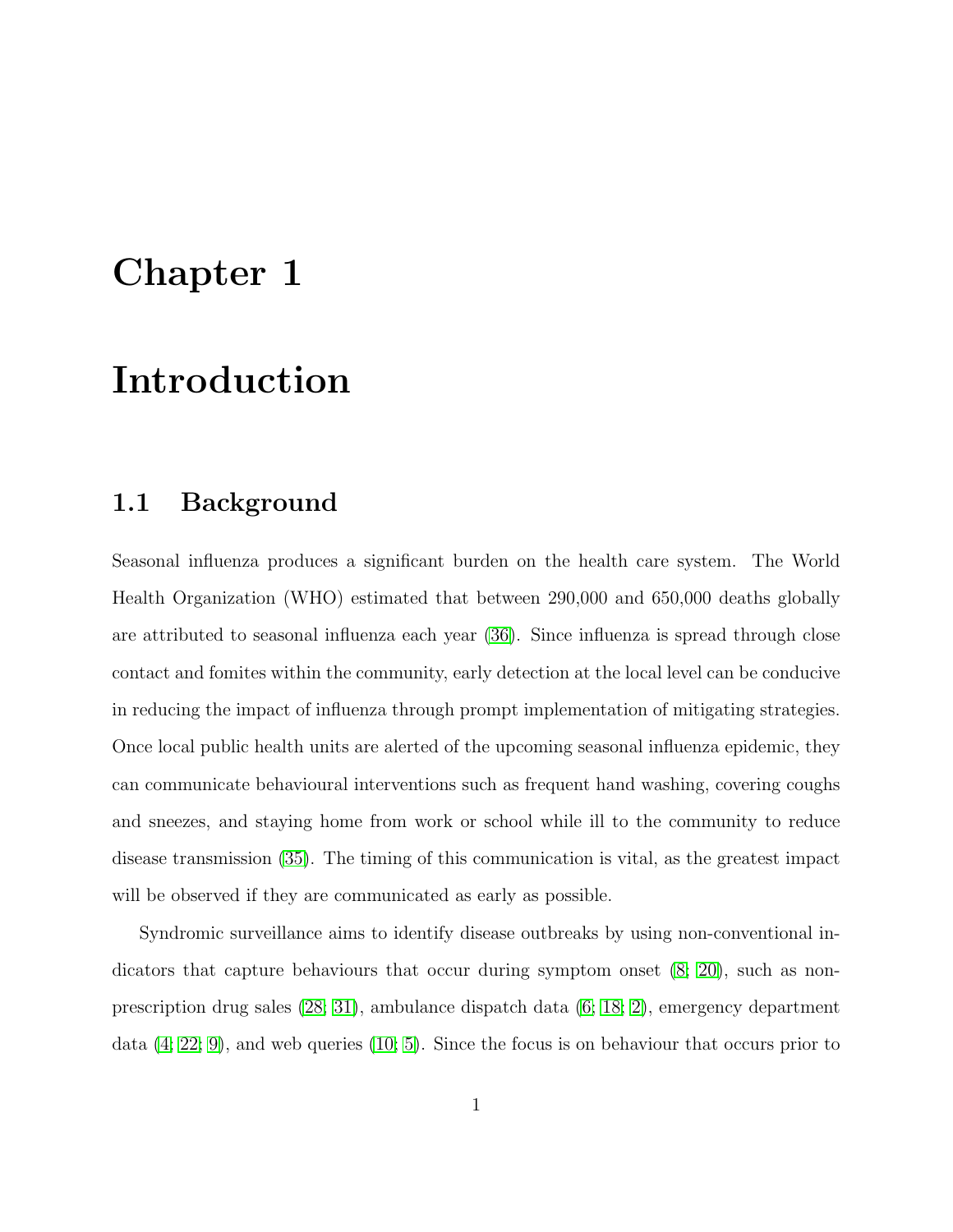# Chapter 1

# Introduction

## 1.1 Background

Seasonal influenza produces a significant burden on the health care system. The World Health Organization (WHO) estimated that between 290,000 and 650,000 deaths globally are attributed to seasonal influenza each year (36). Since influenza is spread through close contact and fomites within the community, early detection at the local level can be conducive in reducing the impact of influenza through prompt implementation of mitigating strategies. Once local public health units are alerted of the upcoming seasonal influenza epidemic, they can communicate behavioural interventions such as frequent hand washing, covering coughs and sneezes, and staying home from work or school while ill to the community to reduce disease transmission (35). The timing of this communication is vital, as the greatest impact will be observed if they are communicated as early as possible.

Syndromic surveillance aims to identify disease outbreaks by using non-conventional indicators that capture behaviours that occur during symptom onset (8; 20), such as non-prescription drug sales (28; 31), ambulance dispatch data (6; 18; 2), emergency department data (4; 22; 9), and web queries (10; 5). Since the focus is on behaviour that occurs prior to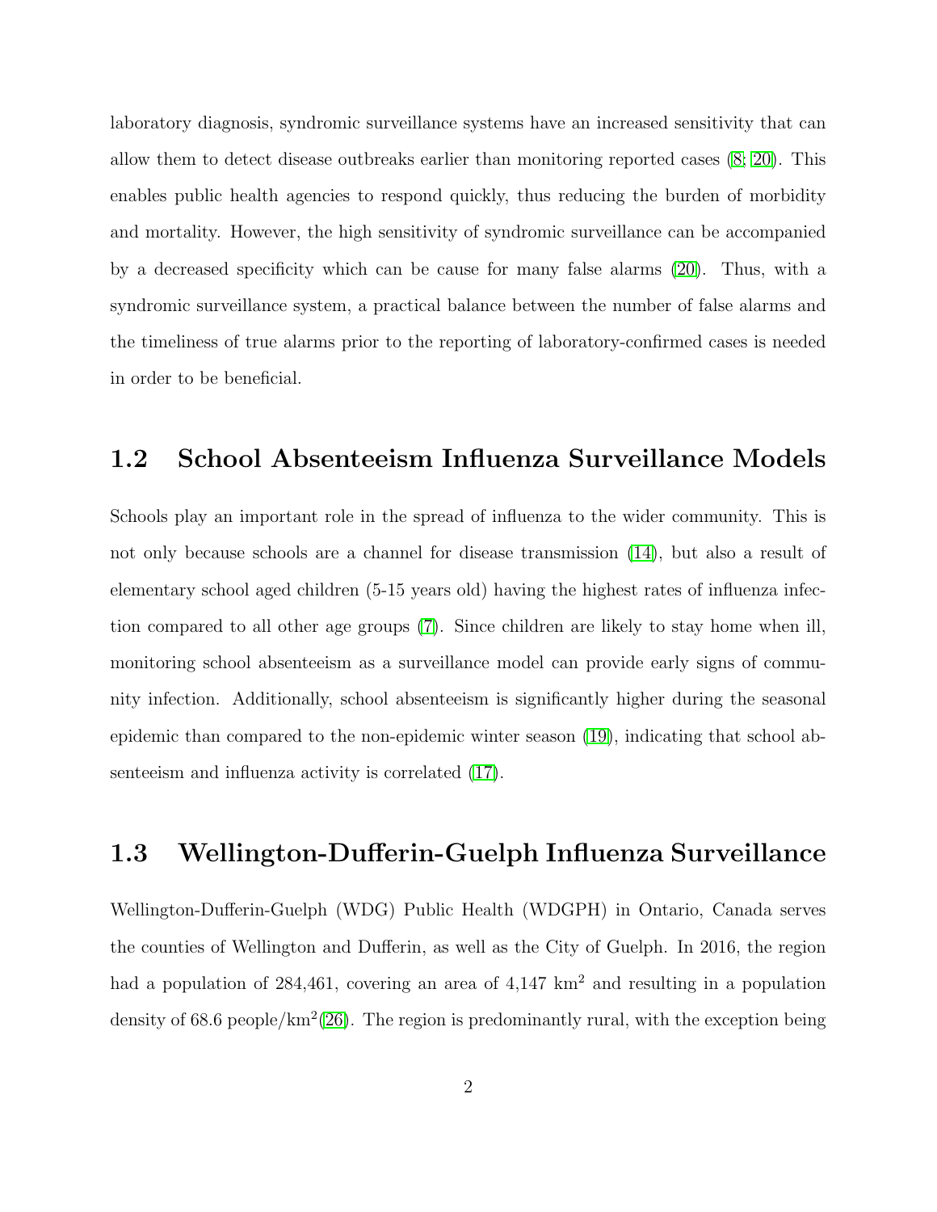laboratory diagnosis, syndromic surveillance systems have an increased sensitivity that can allow them to detect disease outbreaks earlier than monitoring reported cases (8; 20). This enables public health agencies to respond quickly, thus reducing the burden of morbidity and mortality. However, the high sensitivity of syndromic surveillance can be accompanied by a decreased specificity which can be cause for many false alarms (20). Thus, with a syndromic surveillance system, a practical balance between the number of false alarms and the timeliness of true alarms prior to the reporting of laboratory-confirmed cases is needed in order to be beneficial.

## 1.2 School Absenteeism Influenza Surveillance Models

Schools play an important role in the spread of influenza to the wider community. This is not only because schools are a channel for disease transmission (14), but also a result of elementary school aged children (5-15 years old) having the highest rates of influenza infection compared to all other age groups (7). Since children are likely to stay home when ill, monitoring school absenteeism as a surveillance model can provide early signs of community infection. Additionally, school absenteeism is significantly higher during the seasonal epidemic than compared to the non-epidemic winter season (19), indicating that school absenteeism and influenza activity is correlated (17).

## 1.3 Wellington-Dufferin-Guelph Influenza Surveillance

Wellington-Dufferin-Guelph (WDG) Public Health (WDGPH) in Ontario, Canada serves the counties of Wellington and Dufferin, as well as the City of Guelph. In 2016, the region had a population of 284,461, covering an area of 4,147 $km^2$ and resulting in a population density of 68.6 people/$km^2$(26). The region is predominantly rural, with the exception being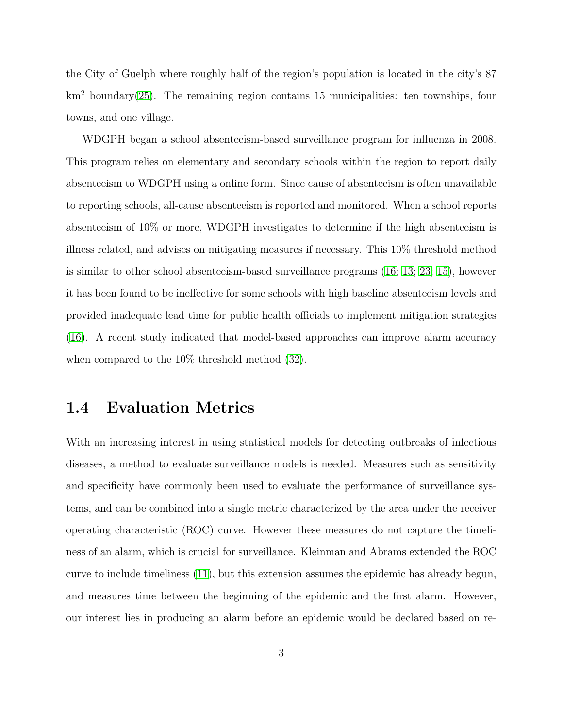the City of Guelph where roughly half of the region's population is located in the city's 87 $km^2$ boundary(25). The remaining region contains 15 municipalities: ten townships, four towns, and one village.

WDGPH began a school absenteeism-based surveillance program for influenza in 2008. This program relies on elementary and secondary schools within the region to report daily absenteeism to WDGPH using a online form. Since cause of absenteeism is often unavailable to reporting schools, all-cause absenteeism is reported and monitored. When a school reports absenteeism of 10% or more, WDGPH investigates to determine if the high absenteeism is illness related, and advises on mitigating measures if necessary. This 10% threshold method is similar to other school absenteeism-based surveillance programs (16; 13; 23; 15), however it has been found to be ineffective for some schools with high baseline absenteeism levels and provided inadequate lead time for public health officials to implement mitigation strategies (16). A recent study indicated that model-based approaches can improve alarm accuracy when compared to the 10% threshold method (32).

## 1.4 Evaluation Metrics

With an increasing interest in using statistical models for detecting outbreaks of infectious diseases, a method to evaluate surveillance models is needed. Measures such as sensitivity and specificity have commonly been used to evaluate the performance of surveillance systems, and can be combined into a single metric characterized by the area under the receiver operating characteristic (ROC) curve. However these measures do not capture the timeliness of an alarm, which is crucial for surveillance. Kleinman and Abrams extended the ROC curve to include timeliness (11), but this extension assumes the epidemic has already begun, and measures time between the beginning of the epidemic and the first alarm. However, our interest lies in producing an alarm before an epidemic would be declared based on re-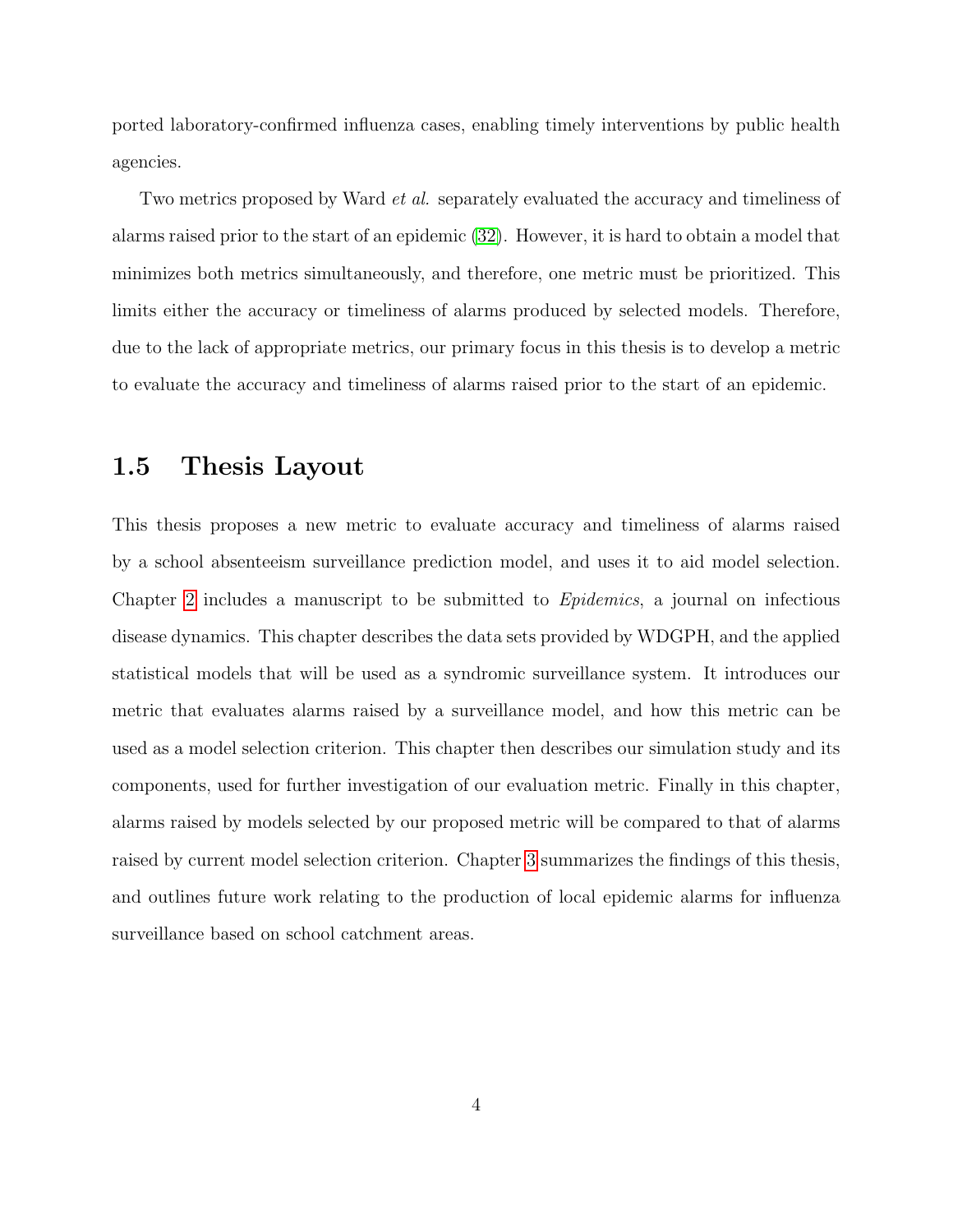ported laboratory-confirmed influenza cases, enabling timely interventions by public health agencies.

Two metrics proposed by Ward *et al.* separately evaluated the accuracy and timeliness of alarms raised prior to the start of an epidemic ([32]). However, it is hard to obtain a model that minimizes both metrics simultaneously, and therefore, one metric must be prioritized. This limits either the accuracy or timeliness of alarms produced by selected models. Therefore, due to the lack of appropriate metrics, our primary focus in this thesis is to develop a metric to evaluate the accuracy and timeliness of alarms raised prior to the start of an epidemic.

## 1.5 Thesis Layout

This thesis proposes a new metric to evaluate accuracy and timeliness of alarms raised by a school absenteeism surveillance prediction model, and uses it to aid model selection. Chapter 2 includes a manuscript to be submitted to *Epidemics*, a journal on infectious disease dynamics. This chapter describes the data sets provided by WDGPH, and the applied statistical models that will be used as a syndromic surveillance system. It introduces our metric that evaluates alarms raised by a surveillance model, and how this metric can be used as a model selection criterion. This chapter then describes our simulation study and its components, used for further investigation of our evaluation metric. Finally in this chapter, alarms raised by models selected by our proposed metric will be compared to that of alarms raised by current model selection criterion. Chapter 3 summarizes the findings of this thesis, and outlines future work relating to the production of local epidemic alarms for influenza surveillance based on school catchment areas.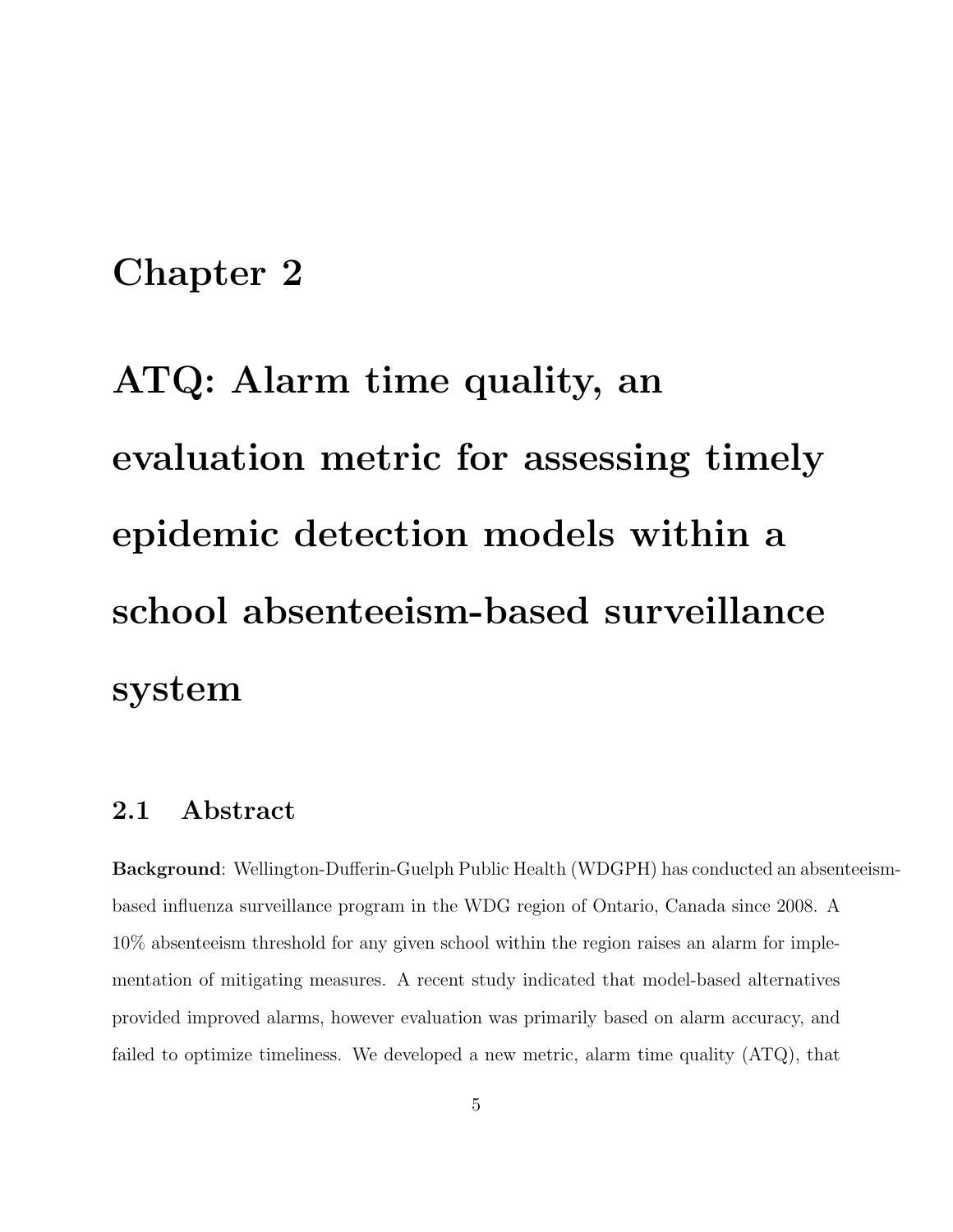# Chapter 2

# ATQ: Alarm time quality, an evaluation metric for assessing timely epidemic detection models within a school absenteeism-based surveillance system

## 2.1 Abstract

**Background**: Wellington-Dufferin-Guelph Public Health (WDGPH) has conducted an absenteeism-based influenza surveillance program in the WDG region of Ontario, Canada since 2008. A 10% absenteeism threshold for any given school within the region raises an alarm for implementation of mitigating measures. A recent study indicated that model-based alternatives provided improved alarms, however evaluation was primarily based on alarm accuracy, and failed to optimize timeliness. We developed a new metric, alarm time quality (ATQ), that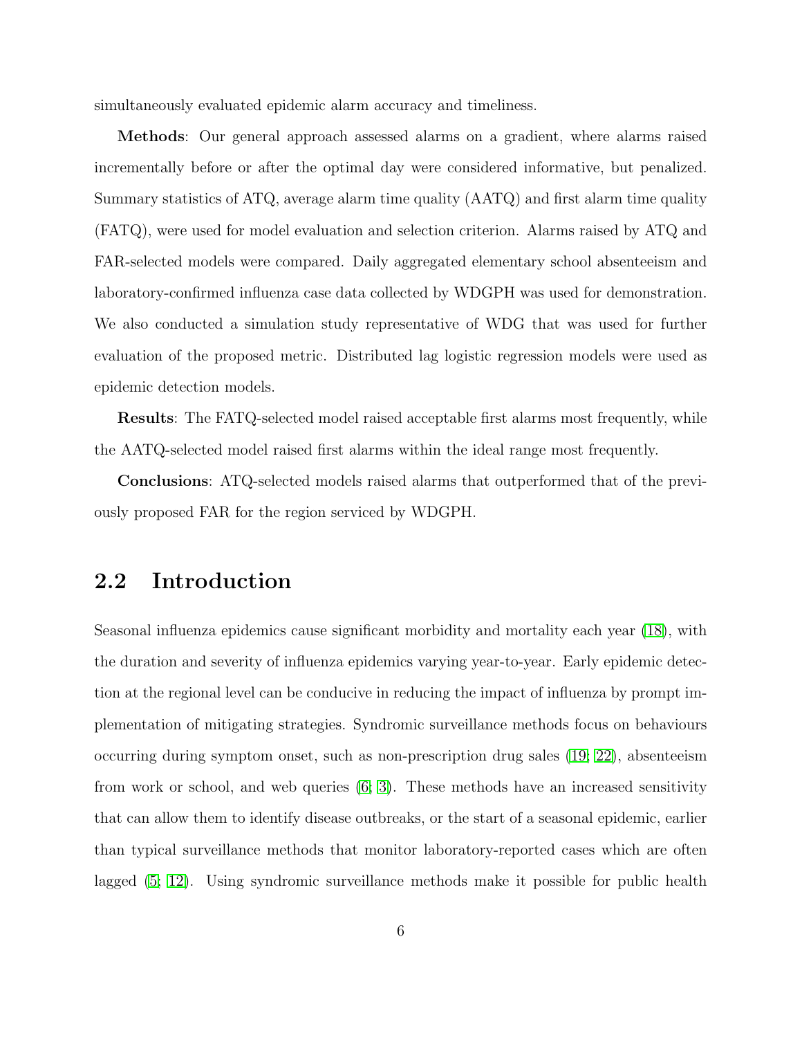simultaneously evaluated epidemic alarm accuracy and timeliness.

**Methods**: Our general approach assessed alarms on a gradient, where alarms raised incrementally before or after the optimal day were considered informative, but penalized. Summary statistics of ATQ, average alarm time quality (AATQ) and first alarm time quality (FATQ), were used for model evaluation and selection criterion. Alarms raised by ATQ and FAR-selected models were compared. Daily aggregated elementary school absenteeism and laboratory-confirmed influenza case data collected by WDGPH was used for demonstration. We also conducted a simulation study representative of WDG that was used for further evaluation of the proposed metric. Distributed lag logistic regression models were used as epidemic detection models.

**Results**: The FATQ-selected model raised acceptable first alarms most frequently, while the AATQ-selected model raised first alarms within the ideal range most frequently.

**Conclusions**: ATQ-selected models raised alarms that outperformed that of the previously proposed FAR for the region serviced by WDGPH.

## 2.2 Introduction

Seasonal influenza epidemics cause significant morbidity and mortality each year (18), with the duration and severity of influenza epidemics varying year-to-year. Early epidemic detection at the regional level can be conducive in reducing the impact of influenza by prompt implementation of mitigating strategies. Syndromic surveillance methods focus on behaviours occurring during symptom onset, such as non-prescription drug sales (19; 22), absenteeism from work or school, and web queries (6; 3). These methods have an increased sensitivity that can allow them to identify disease outbreaks, or the start of a seasonal epidemic, earlier than typical surveillance methods that monitor laboratory-reported cases which are often lagged (5; 12). Using syndromic surveillance methods make it possible for public health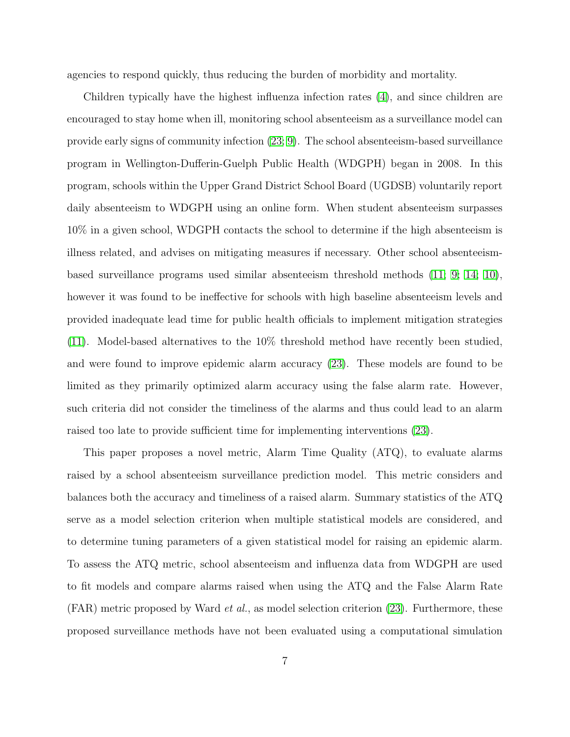agencies to respond quickly, thus reducing the burden of morbidity and mortality.

Children typically have the highest influenza infection rates (4), and since children are encouraged to stay home when ill, monitoring school absenteeism as a surveillance model can provide early signs of community infection (23; 9). The school absenteeism-based surveillance program in Wellington-Dufferin-Guelph Public Health (WDGPH) began in 2008. In this program, schools within the Upper Grand District School Board (UGDSB) voluntarily report daily absenteeism to WDGPH using an online form. When student absenteeism surpasses 10% in a given school, WDGPH contacts the school to determine if the high absenteeism is illness related, and advises on mitigating measures if necessary. Other school absenteeism-based surveillance programs used similar absenteeism threshold methods (11; 9; 14; 10), however it was found to be ineffective for schools with high baseline absenteeism levels and provided inadequate lead time for public health officials to implement mitigation strategies (11). Model-based alternatives to the 10% threshold method have recently been studied, and were found to improve epidemic alarm accuracy (23). These models are found to be limited as they primarily optimized alarm accuracy using the false alarm rate. However, such criteria did not consider the timeliness of the alarms and thus could lead to an alarm raised too late to provide sufficient time for implementing interventions (23).

This paper proposes a novel metric, Alarm Time Quality (ATQ), to evaluate alarms raised by a school absenteeism surveillance prediction model. This metric considers and balances both the accuracy and timeliness of a raised alarm. Summary statistics of the ATQ serve as a model selection criterion when multiple statistical models are considered, and to determine tuning parameters of a given statistical model for raising an epidemic alarm. To assess the ATQ metric, school absenteeism and influenza data from WDGPH are used to fit models and compare alarms raised when using the ATQ and the False Alarm Rate (FAR) metric proposed by Ward *et al.*, as model selection criterion (23). Furthermore, these proposed surveillance methods have not been evaluated using a computational simulation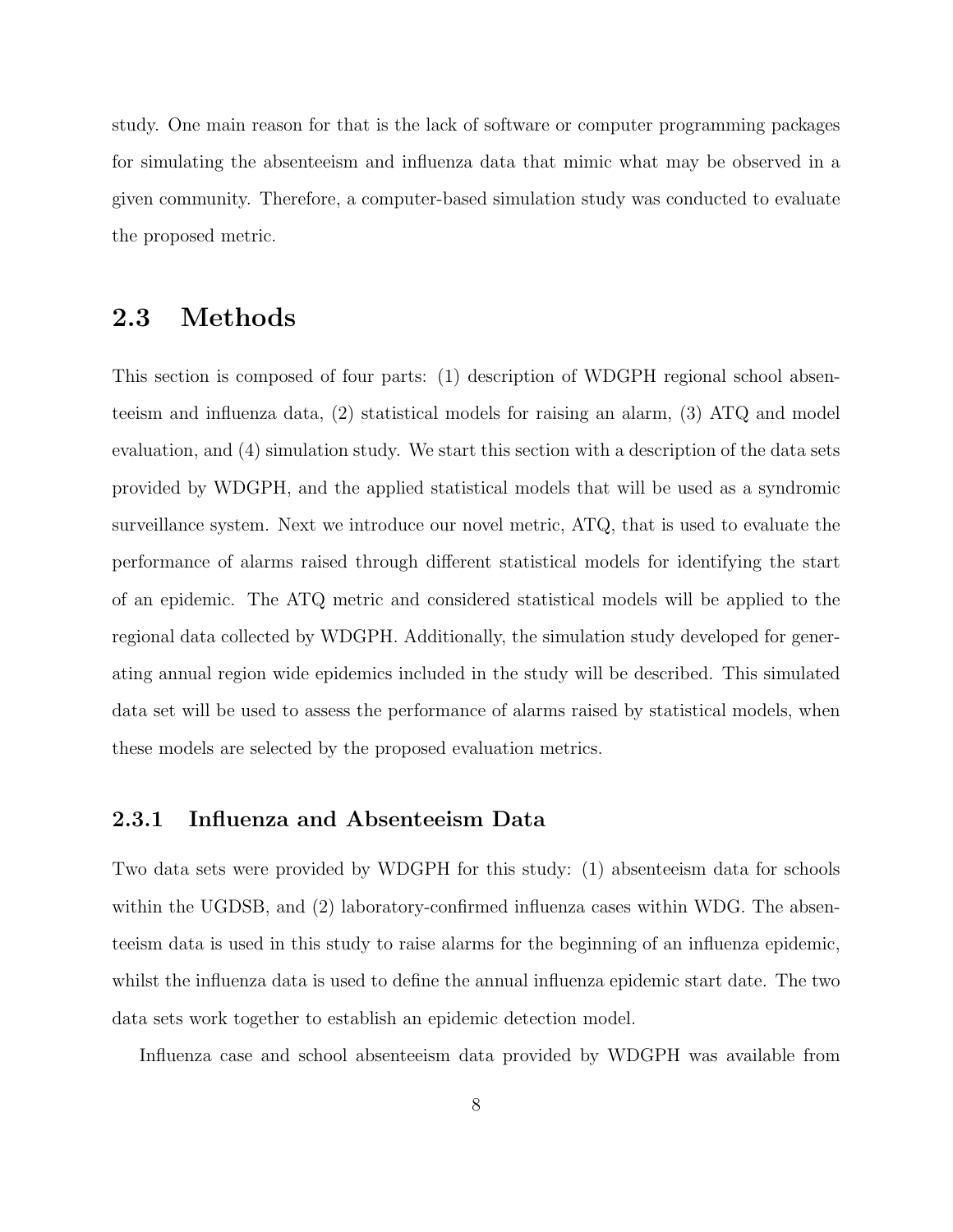study. One main reason for that is the lack of software or computer programming packages for simulating the absenteeism and influenza data that mimic what may be observed in a given community. Therefore, a computer-based simulation study was conducted to evaluate the proposed metric.

## 2.3 Methods

This section is composed of four parts: (1) description of WDGPH regional school absenteeism and influenza data, (2) statistical models for raising an alarm, (3) ATQ and model evaluation, and (4) simulation study. We start this section with a description of the data sets provided by WDGPH, and the applied statistical models that will be used as a syndromic surveillance system. Next we introduce our novel metric, ATQ, that is used to evaluate the performance of alarms raised through different statistical models for identifying the start of an epidemic. The ATQ metric and considered statistical models will be applied to the regional data collected by WDGPH. Additionally, the simulation study developed for generating annual region wide epidemics included in the study will be described. This simulated data set will be used to assess the performance of alarms raised by statistical models, when these models are selected by the proposed evaluation metrics.

### 2.3.1 Influenza and Absenteeism Data

Two data sets were provided by WDGPH for this study: (1) absenteeism data for schools within the UGDSB, and (2) laboratory-confirmed influenza cases within WDG. The absenteeism data is used in this study to raise alarms for the beginning of an influenza epidemic, whilst the influenza data is used to define the annual influenza epidemic start date. The two data sets work together to establish an epidemic detection model.

Influenza case and school absenteeism data provided by WDGPH was available from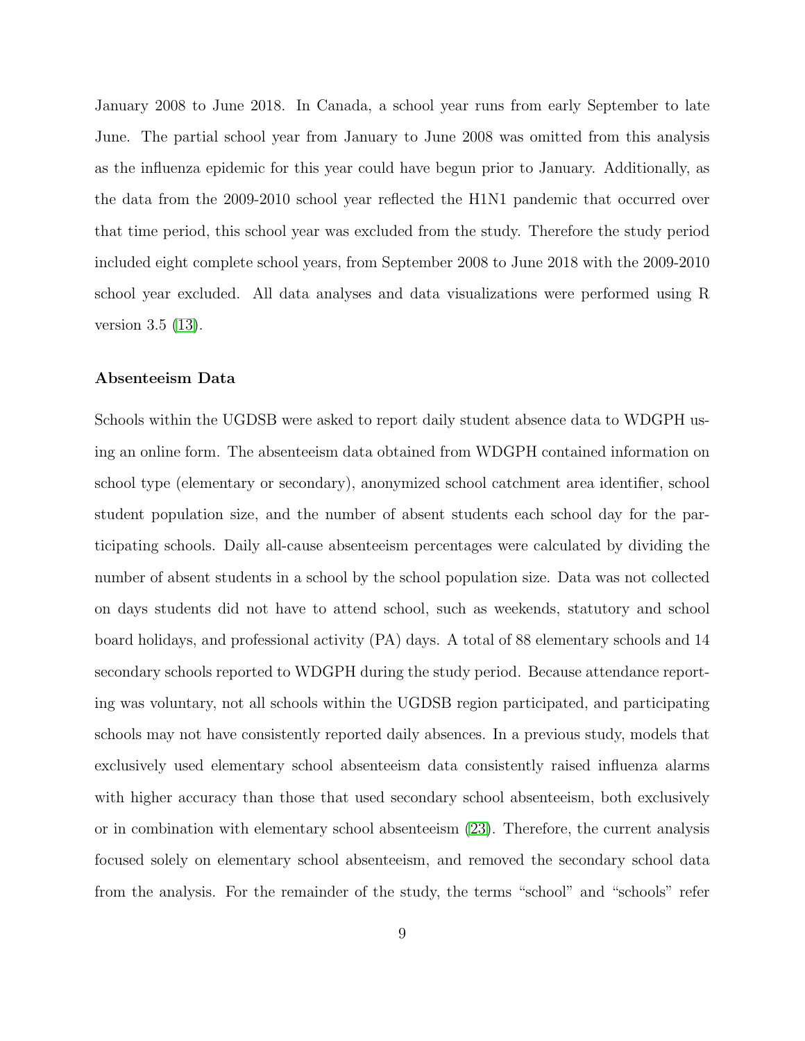January 2008 to June 2018. In Canada, a school year runs from early September to late June. The partial school year from January to June 2008 was omitted from this analysis as the influenza epidemic for this year could have begun prior to January. Additionally, as the data from the 2009-2010 school year reflected the H1N1 pandemic that occurred over that time period, this school year was excluded from the study. Therefore the study period included eight complete school years, from September 2008 to June 2018 with the 2009-2010 school year excluded. All data analyses and data visualizations were performed using R version 3.5 (13).

### Absenteeism Data

Schools within the UGDSB were asked to report daily student absence data to WDGPH using an online form. The absenteeism data obtained from WDGPH contained information on school type (elementary or secondary), anonymized school catchment area identifier, school student population size, and the number of absent students each school day for the participating schools. Daily all-cause absenteeism percentages were calculated by dividing the number of absent students in a school by the school population size. Data was not collected on days students did not have to attend school, such as weekends, statutory and school board holidays, and professional activity (PA) days. A total of 88 elementary schools and 14 secondary schools reported to WDGPH during the study period. Because attendance reporting was voluntary, not all schools within the UGDSB region participated, and participating schools may not have consistently reported daily absences. In a previous study, models that exclusively used elementary school absenteeism data consistently raised influenza alarms with higher accuracy than those that used secondary school absenteeism, both exclusively or in combination with elementary school absenteeism (23). Therefore, the current analysis focused solely on elementary school absenteeism, and removed the secondary school data from the analysis. For the remainder of the study, the terms "school" and "schools" refer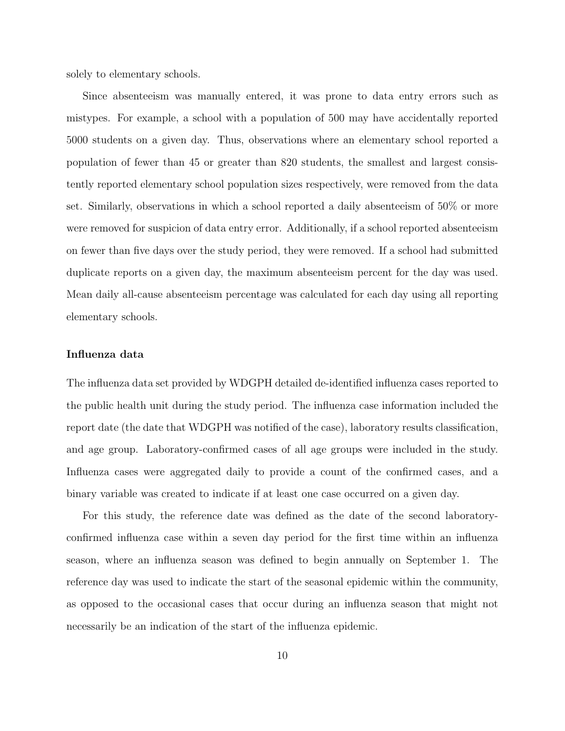solely to elementary schools.

Since absenteeism was manually entered, it was prone to data entry errors such as mistypes. For example, a school with a population of 500 may have accidentally reported 5000 students on a given day. Thus, observations where an elementary school reported a population of fewer than 45 or greater than 820 students, the smallest and largest consistently reported elementary school population sizes respectively, were removed from the data set. Similarly, observations in which a school reported a daily absenteeism of 50% or more were removed for suspicion of data entry error. Additionally, if a school reported absenteeism on fewer than five days over the study period, they were removed. If a school had submitted duplicate reports on a given day, the maximum absenteeism percent for the day was used. Mean daily all-cause absenteeism percentage was calculated for each day using all reporting elementary schools.

### Influenza data

The influenza data set provided by WDGPH detailed de-identified influenza cases reported to the public health unit during the study period. The influenza case information included the report date (the date that WDGPH was notified of the case), laboratory results classification, and age group. Laboratory-confirmed cases of all age groups were included in the study. Influenza cases were aggregated daily to provide a count of the confirmed cases, and a binary variable was created to indicate if at least one case occurred on a given day.

For this study, the reference date was defined as the date of the second laboratory-confirmed influenza case within a seven day period for the first time within an influenza season, where an influenza season was defined to begin annually on September 1. The reference day was used to indicate the start of the seasonal epidemic within the community, as opposed to the occasional cases that occur during an influenza season that might not necessarily be an indication of the start of the influenza epidemic.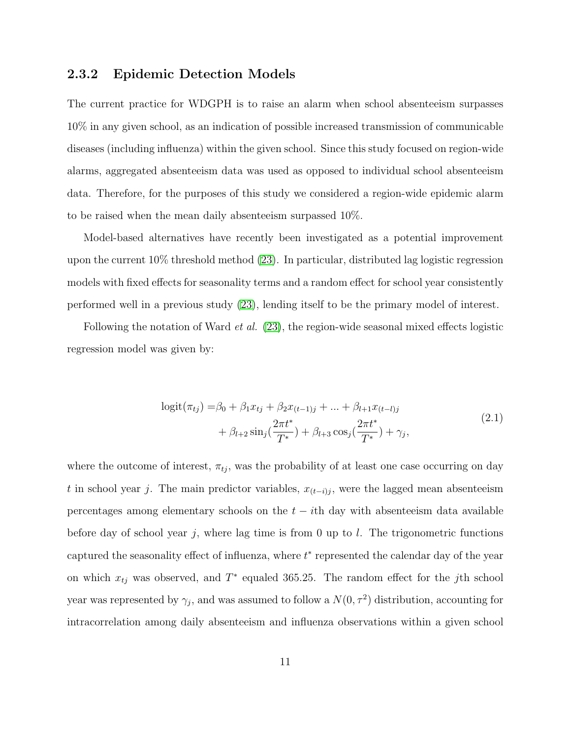### 2.3.2 Epidemic Detection Models

The current practice for WDGPH is to raise an alarm when school absenteeism surpasses 10% in any given school, as an indication of possible increased transmission of communicable diseases (including influenza) within the given school. Since this study focused on region-wide alarms, aggregated absenteeism data was used as opposed to individual school absenteeism data. Therefore, for the purposes of this study we considered a region-wide epidemic alarm to be raised when the mean daily absenteeism surpassed 10%.

Model-based alternatives have recently been investigated as a potential improvement upon the current 10% threshold method (23). In particular, distributed lag logistic regression models with fixed effects for seasonality terms and a random effect for school year consistently performed well in a previous study (23), lending itself to be the primary model of interest.

Following the notation of Ward *et al.* (23), the region-wide seasonal mixed effects logistic regression model was given by:

$$
\begin{aligned}
\text{logit}(\pi_{tj}) =& \beta_0 + \beta_1 x_{tj} + \beta_2 x_{(t-1)j} + ... + \beta_{l+1} x_{(t-l)j} \\
&+ \beta_{l+2} \sin_j\left(\frac{2\pi t^*}{T^*}\right) + \beta_{l+3} \cos_j\left(\frac{2\pi t^*}{T^*}\right) + \gamma_j,
\end{aligned}
\tag{2.1}
$$

where the outcome of interest, $\pi_{tj}$, was the probability of at least one case occurring on day $t$ in school year $j$. The main predictor variables, $x_{(t-i)j}$, were the lagged mean absenteeism percentages among elementary schools on the $t-i$th day with absenteeism data available before day of school year $j$, where lag time is from 0 up to $l$. The trigonometric functions captured the seasonality effect of influenza, where $t^*$ represented the calendar day of the year on which $x_{tj}$ was observed, and $T^*$ equaled 365.25. The random effect for the $j$th school year was represented by $\gamma_j$, and was assumed to follow a $N(0, \tau^2)$ distribution, accounting for intracorrelation among daily absenteeism and influenza observations within a given school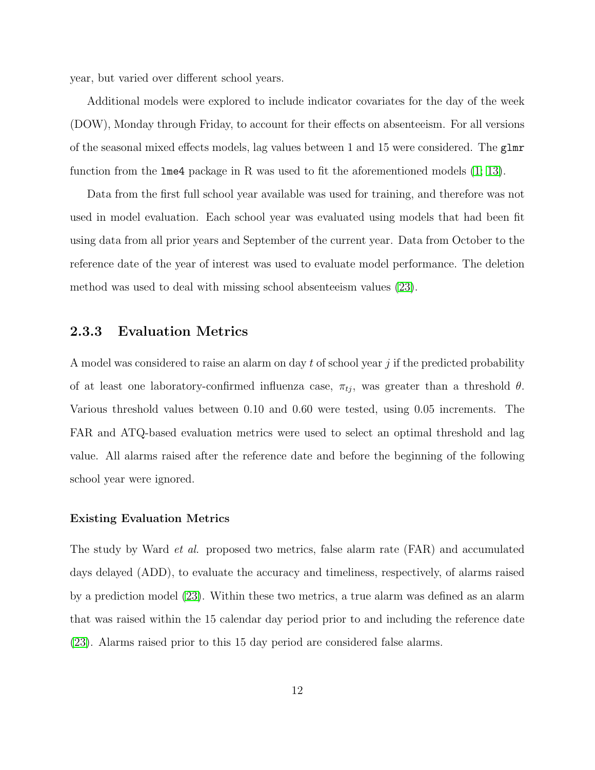year, but varied over different school years.

Additional models were explored to include indicator covariates for the day of the week (DOW), Monday through Friday, to account for their effects on absenteeism. For all versions of the seasonal mixed effects models, lag values between 1 and 15 were considered. The `glmr` function from the `lme4` package in R was used to fit the aforementioned models (1; 13).

Data from the first full school year available was used for training, and therefore was not used in model evaluation. Each school year was evaluated using models that had been fit using data from all prior years and September of the current year. Data from October to the reference date of the year of interest was used to evaluate model performance. The deletion method was used to deal with missing school absenteeism values (23).

### 2.3.3 Evaluation Metrics

A model was considered to raise an alarm on day $t$ of school year $j$ if the predicted probability of at least one laboratory-confirmed influenza case, $\pi_{tj}$, was greater than a threshold $\theta$. Various threshold values between 0.10 and 0.60 were tested, using 0.05 increments. The FAR and ATQ-based evaluation metrics were used to select an optimal threshold and lag value. All alarms raised after the reference date and before the beginning of the following school year were ignored.

#### Existing Evaluation Metrics

The study by Ward *et al.* proposed two metrics, false alarm rate (FAR) and accumulated days delayed (ADD), to evaluate the accuracy and timeliness, respectively, of alarms raised by a prediction model (23). Within these two metrics, a true alarm was defined as an alarm that was raised within the 15 calendar day period prior to and including the reference date (23). Alarms raised prior to this 15 day period are considered false alarms.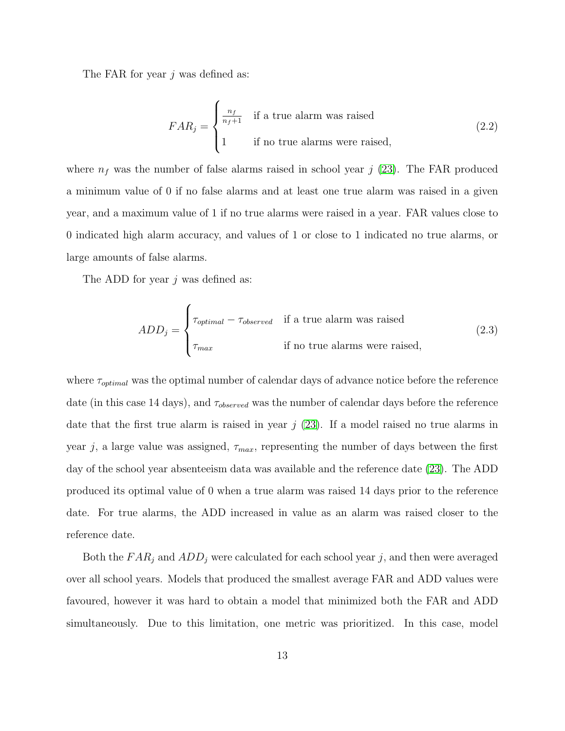The FAR for year $j$ was defined as:

$$FAR_j = \begin{cases} \frac{n_f}{n_f+1} & \text{if a true alarm was raised} \\ 1 & \text{if no true alarms were raised,} \end{cases} \tag{2.2}$$

where $n_f$ was the number of false alarms raised in school year $j$ (23). The FAR produced a minimum value of 0 if no false alarms and at least one true alarm was raised in a given year, and a maximum value of 1 if no true alarms were raised in a year. FAR values close to 0 indicated high alarm accuracy, and values of 1 or close to 1 indicated no true alarms, or large amounts of false alarms.

The ADD for year $j$ was defined as:

$$ADD_j = \begin{cases} \tau_{optimal} - \tau_{observed} & \text{if a true alarm was raised} \\ \tau_{max} & \text{if no true alarms were raised,} \end{cases} \tag{2.3}$$

where $\tau_{optimal}$ was the optimal number of calendar days of advance notice before the reference date (in this case 14 days), and $\tau_{observed}$ was the number of calendar days before the reference date that the first true alarm is raised in year $j$ (23). If a model raised no true alarms in year $j$, a large value was assigned, $\tau_{max}$, representing the number of days between the first day of the school year absenteeism data was available and the reference date (23). The ADD produced its optimal value of 0 when a true alarm was raised 14 days prior to the reference date. For true alarms, the ADD increased in value as an alarm was raised closer to the reference date.

Both the $FAR_j$ and $ADD_j$ were calculated for each school year $j$, and then were averaged over all school years. Models that produced the smallest average FAR and ADD values were favoured, however it was hard to obtain a model that minimized both the FAR and ADD simultaneously. Due to this limitation, one metric was prioritized. In this case, model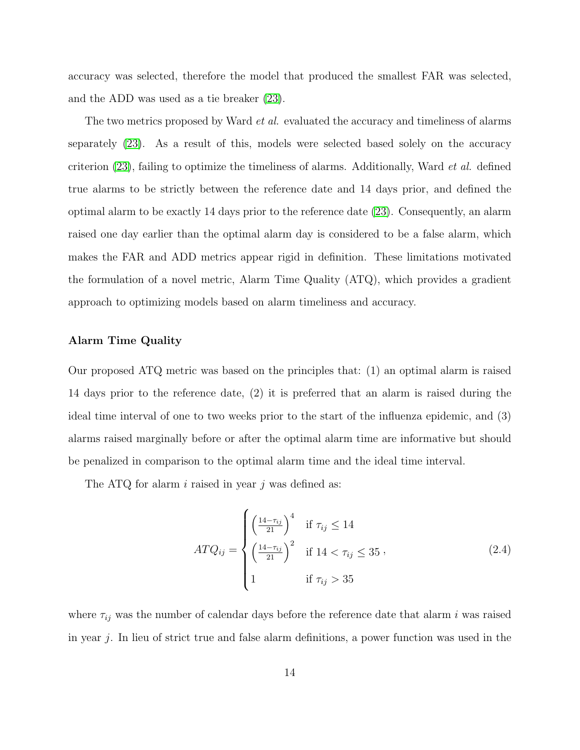accuracy was selected, therefore the model that produced the smallest FAR was selected, and the ADD was used as a tie breaker (23).

The two metrics proposed by Ward *et al.* evaluated the accuracy and timeliness of alarms separately (23). As a result of this, models were selected based solely on the accuracy criterion (23), failing to optimize the timeliness of alarms. Additionally, Ward *et al.* defined true alarms to be strictly between the reference date and 14 days prior, and defined the optimal alarm to be exactly 14 days prior to the reference date (23). Consequently, an alarm raised one day earlier than the optimal alarm day is considered to be a false alarm, which makes the FAR and ADD metrics appear rigid in definition. These limitations motivated the formulation of a novel metric, Alarm Time Quality (ATQ), which provides a gradient approach to optimizing models based on alarm timeliness and accuracy.

#### Alarm Time Quality

Our proposed ATQ metric was based on the principles that: (1) an optimal alarm is raised 14 days prior to the reference date, (2) it is preferred that an alarm is raised during the ideal time interval of one to two weeks prior to the start of the influenza epidemic, and (3) alarms raised marginally before or after the optimal alarm time are informative but should be penalized in comparison to the optimal alarm time and the ideal time interval.

The ATQ for alarm $i$ raised in year $j$ was defined as:

$$ATQ_{ij} = \begin{cases} \left(\frac{14-\tau_{ij}}{21}\right)^4 & \text{if } \tau_{ij} \leq 14 \\ \left(\frac{14-\tau_{ij}}{21}\right)^2 & \text{if } 14 < \tau_{ij} \leq 35 \\ 1 & \text{if } \tau_{ij} > 35 \end{cases}, \tag{2.4}$$

where $\tau_{ij}$ was the number of calendar days before the reference date that alarm $i$ was raised in year $j$. In lieu of strict true and false alarm definitions, a power function was used in the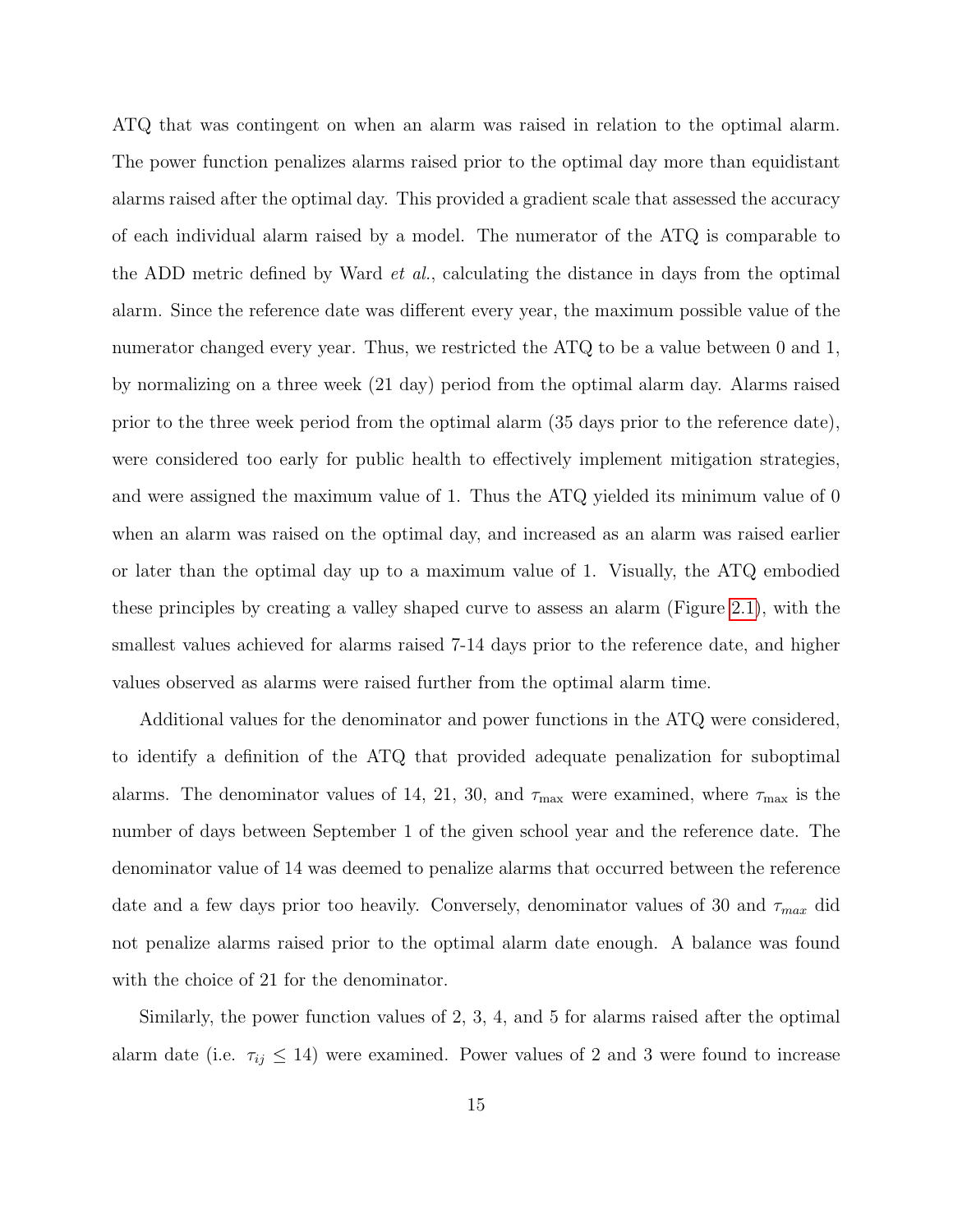ATQ that was contingent on when an alarm was raised in relation to the optimal alarm. The power function penalizes alarms raised prior to the optimal day more than equidistant alarms raised after the optimal day. This provided a gradient scale that assessed the accuracy of each individual alarm raised by a model. The numerator of the ATQ is comparable to the ADD metric defined by Ward *et al.*, calculating the distance in days from the optimal alarm. Since the reference date was different every year, the maximum possible value of the numerator changed every year. Thus, we restricted the ATQ to be a value between 0 and 1, by normalizing on a three week (21 day) period from the optimal alarm day. Alarms raised prior to the three week period from the optimal alarm (35 days prior to the reference date), were considered too early for public health to effectively implement mitigation strategies, and were assigned the maximum value of 1. Thus the ATQ yielded its minimum value of 0 when an alarm was raised on the optimal day, and increased as an alarm was raised earlier or later than the optimal day up to a maximum value of 1. Visually, the ATQ embodied these principles by creating a valley shaped curve to assess an alarm (Figure 2.1), with the smallest values achieved for alarms raised 7-14 days prior to the reference date, and higher values observed as alarms were raised further from the optimal alarm time.

Additional values for the denominator and power functions in the ATQ were considered, to identify a definition of the ATQ that provided adequate penalization for suboptimal alarms. The denominator values of 14, 21, 30, and $\tau_{\max}$ were examined, where $\tau_{\max}$ is the number of days between September 1 of the given school year and the reference date. The denominator value of 14 was deemed to penalize alarms that occurred between the reference date and a few days prior too heavily. Conversely, denominator values of 30 and $\tau_{max}$ did not penalize alarms raised prior to the optimal alarm date enough. A balance was found with the choice of 21 for the denominator.

Similarly, the power function values of 2, 3, 4, and 5 for alarms raised after the optimal alarm date (i.e. $\tau_{ij} \leq 14$) were examined. Power values of 2 and 3 were found to increase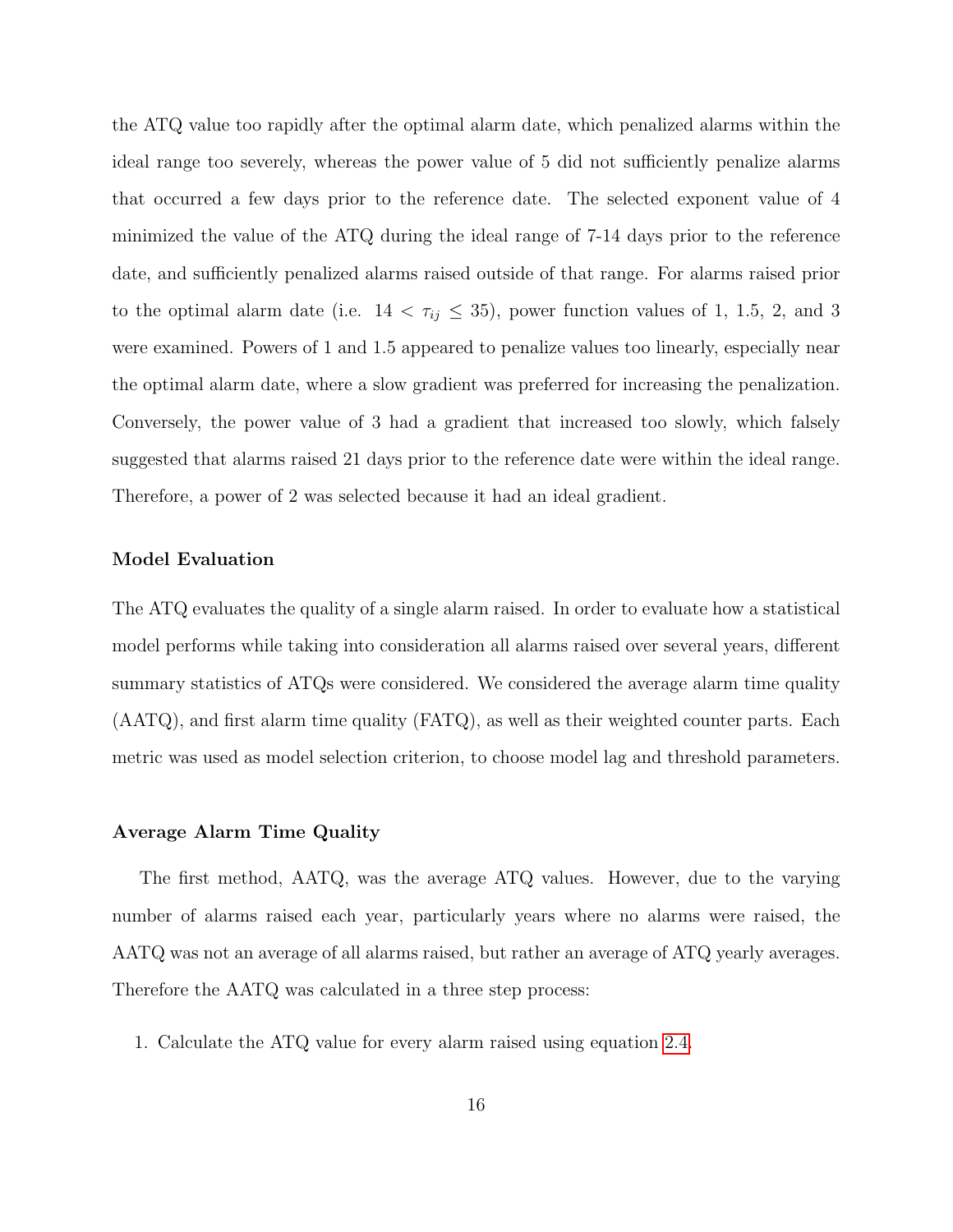the ATQ value too rapidly after the optimal alarm date, which penalized alarms within the ideal range too severely, whereas the power value of 5 did not sufficiently penalize alarms that occurred a few days prior to the reference date. The selected exponent value of 4 minimized the value of the ATQ during the ideal range of 7-14 days prior to the reference date, and sufficiently penalized alarms raised outside of that range. For alarms raised prior to the optimal alarm date (i.e. $14 < \tau_{ij} \leq 35$), power function values of 1, 1.5, 2, and 3 were examined. Powers of 1 and 1.5 appeared to penalize values too linearly, especially near the optimal alarm date, where a slow gradient was preferred for increasing the penalization. Conversely, the power value of 3 had a gradient that increased too slowly, which falsely suggested that alarms raised 21 days prior to the reference date were within the ideal range. Therefore, a power of 2 was selected because it had an ideal gradient.

### Model Evaluation

The ATQ evaluates the quality of a single alarm raised. In order to evaluate how a statistical model performs while taking into consideration all alarms raised over several years, different summary statistics of ATQs were considered. We considered the average alarm time quality (AATQ), and first alarm time quality (FATQ), as well as their weighted counter parts. Each metric was used as model selection criterion, to choose model lag and threshold parameters.

### Average Alarm Time Quality

The first method, AATQ, was the average ATQ values. However, due to the varying number of alarms raised each year, particularly years where no alarms were raised, the AATQ was not an average of all alarms raised, but rather an average of ATQ yearly averages. Therefore the AATQ was calculated in a three step process:

1. Calculate the ATQ value for every alarm raised using equation 2.4.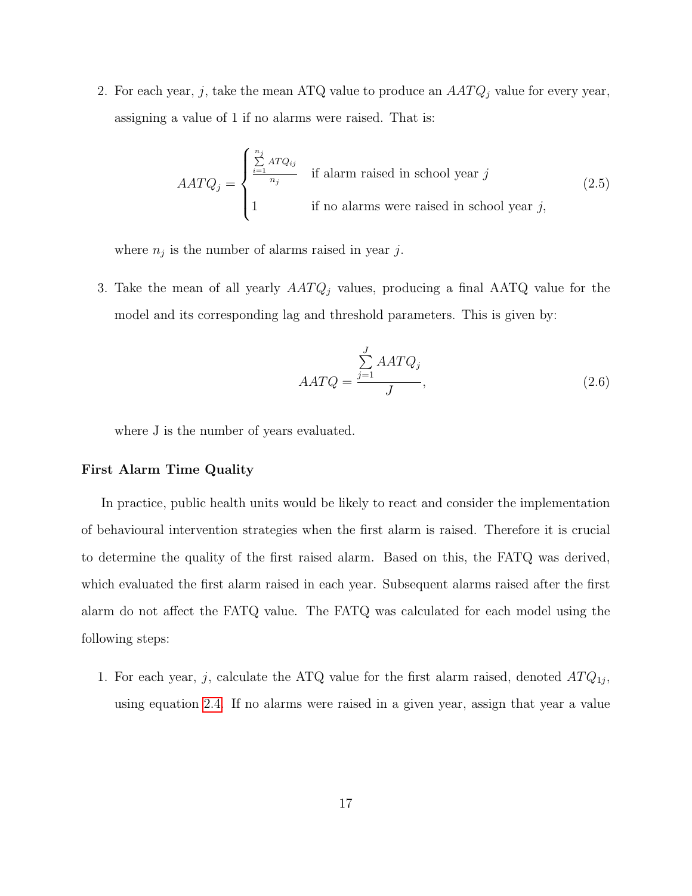2. For each year, $j$, take the mean ATQ value to produce an $AATQ_j$ value for every year, assigning a value of 1 if no alarms were raised. That is:

$$AATQ_j = \begin{cases} \frac{\sum_{i=1}^{n_j} ATQ_{ij}}{n_j} & \text{if alarm raised in school year } j \\ 1 & \text{if no alarms were raised in school year } j, \end{cases} \tag{2.5}$$

   where $n_j$ is the number of alarms raised in year $j$.

3. Take the mean of all yearly $AATQ_j$ values, producing a final AATQ value for the model and its corresponding lag and threshold parameters. This is given by:

$$AATQ = \frac{\sum_{j=1}^{J} AATQ_j}{J}, \tag{2.6}$$

   where J is the number of years evaluated.

**First Alarm Time Quality**

In practice, public health units would be likely to react and consider the implementation of behavioural intervention strategies when the first alarm is raised. Therefore it is crucial to determine the quality of the first raised alarm. Based on this, the FATQ was derived, which evaluated the first alarm raised in each year. Subsequent alarms raised after the first alarm do not affect the FATQ value. The FATQ was calculated for each model using the following steps:

1. For each year, $j$, calculate the ATQ value for the first alarm raised, denoted $ATQ_{1j}$, using equation 2.4. If no alarms were raised in a given year, assign that year a value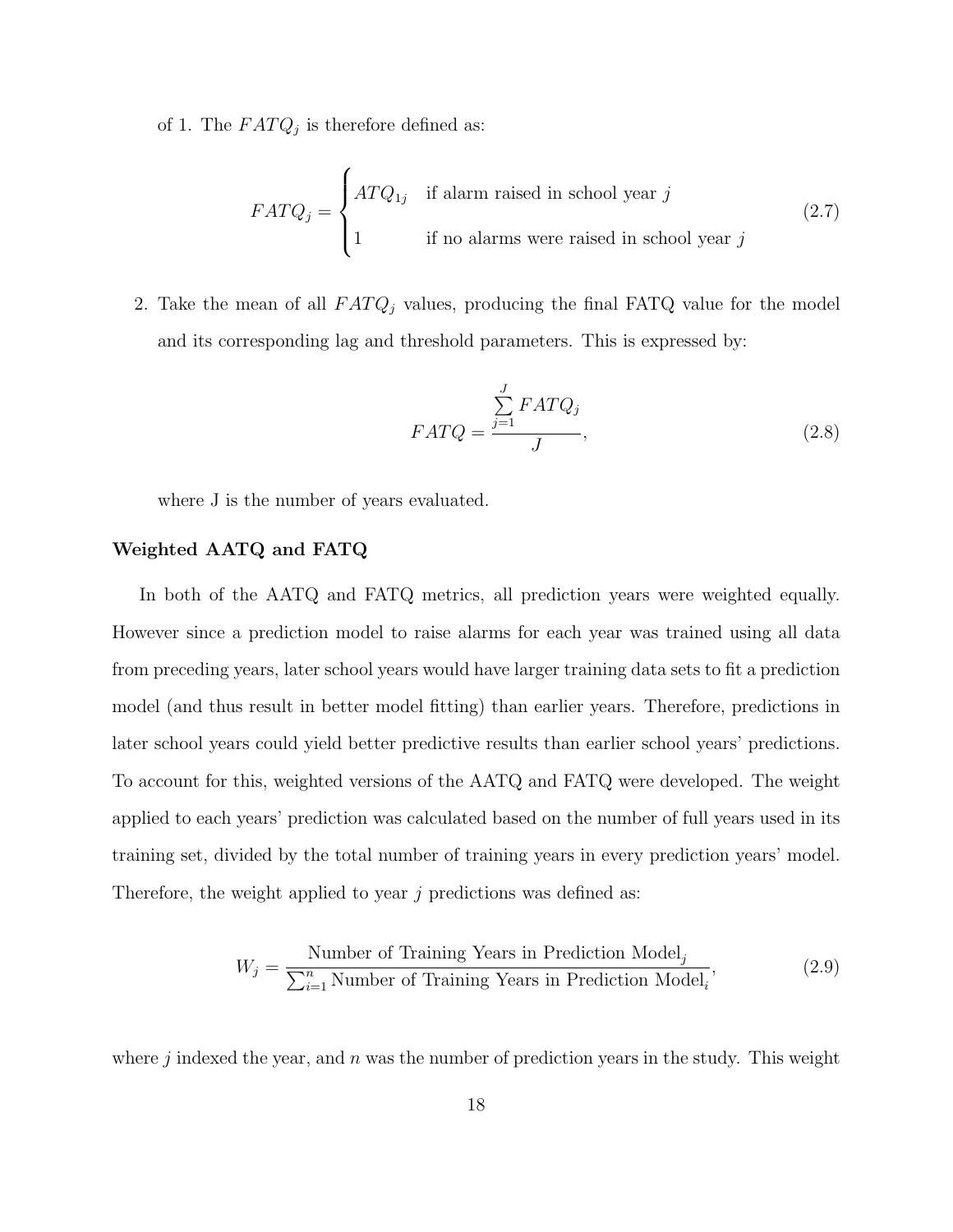of 1. The $FATQ_j$ is therefore defined as:

$$FATQ_j = \begin{cases} ATQ_{1j} & \text{if alarm raised in school year } j \\ 1 & \text{if no alarms were raised in school year } j \end{cases} \tag{2.7}$$

2. Take the mean of all $FATQ_j$ values, producing the final FATQ value for the model and its corresponding lag and threshold parameters. This is expressed by:

$$FATQ = \frac{\sum_{j=1}^{J} FATQ_j}{J}, \tag{2.8}$$

where J is the number of years evaluated.

**Weighted AATQ and FATQ**

In both of the AATQ and FATQ metrics, all prediction years were weighted equally. However since a prediction model to raise alarms for each year was trained using all data from preceding years, later school years would have larger training data sets to fit a prediction model (and thus result in better model fitting) than earlier years. Therefore, predictions in later school years could yield better predictive results than earlier school years' predictions. To account for this, weighted versions of the AATQ and FATQ were developed. The weight applied to each years' prediction was calculated based on the number of full years used in its training set, divided by the total number of training years in every prediction years' model. Therefore, the weight applied to year $j$ predictions was defined as:

$$W_j = \frac{\text{Number of Training Years in Prediction Model}_j}{\sum_{i=1}^{n} \text{Number of Training Years in Prediction Model}_i}, \tag{2.9}$$

where $j$ indexed the year, and $n$ was the number of prediction years in the study. This weight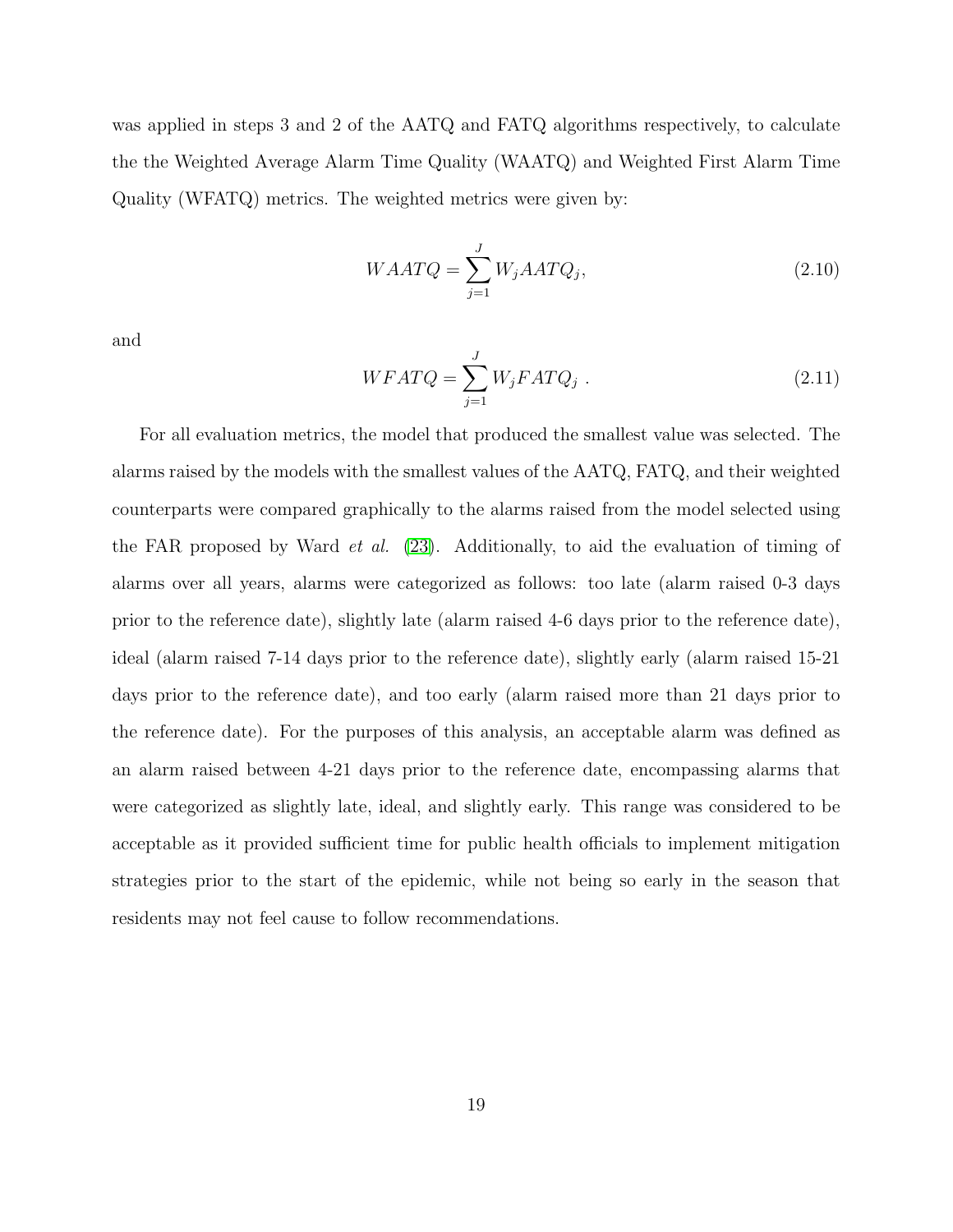was applied in steps 3 and 2 of the AATQ and FATQ algorithms respectively, to calculate the the Weighted Average Alarm Time Quality (WAATQ) and Weighted First Alarm Time Quality (WFATQ) metrics. The weighted metrics were given by:

$$WAATQ = \sum_{j=1}^{J} W_j AATQ_j, \tag{2.10}$$

and

$$WFATQ = \sum_{j=1}^{J} W_j FATQ_j \ . \tag{2.11}$$

For all evaluation metrics, the model that produced the smallest value was selected. The alarms raised by the models with the smallest values of the AATQ, FATQ, and their weighted counterparts were compared graphically to the alarms raised from the model selected using the FAR proposed by Ward *et al.* (23). Additionally, to aid the evaluation of timing of alarms over all years, alarms were categorized as follows: too late (alarm raised 0-3 days prior to the reference date), slightly late (alarm raised 4-6 days prior to the reference date), ideal (alarm raised 7-14 days prior to the reference date), slightly early (alarm raised 15-21 days prior to the reference date), and too early (alarm raised more than 21 days prior to the reference date). For the purposes of this analysis, an acceptable alarm was defined as an alarm raised between 4-21 days prior to the reference date, encompassing alarms that were categorized as slightly late, ideal, and slightly early. This range was considered to be acceptable as it provided sufficient time for public health officials to implement mitigation strategies prior to the start of the epidemic, while not being so early in the season that residents may not feel cause to follow recommendations.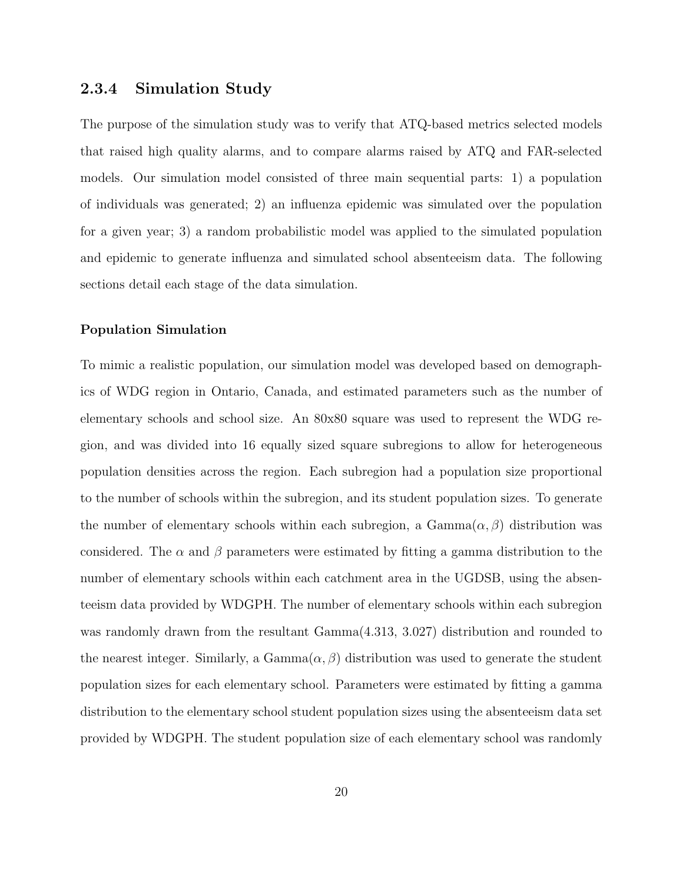### 2.3.4 Simulation Study

The purpose of the simulation study was to verify that ATQ-based metrics selected models that raised high quality alarms, and to compare alarms raised by ATQ and FAR-selected models. Our simulation model consisted of three main sequential parts: 1) a population of individuals was generated; 2) an influenza epidemic was simulated over the population for a given year; 3) a random probabilistic model was applied to the simulated population and epidemic to generate influenza and simulated school absenteeism data. The following sections detail each stage of the data simulation.

#### Population Simulation

To mimic a realistic population, our simulation model was developed based on demographics of WDG region in Ontario, Canada, and estimated parameters such as the number of elementary schools and school size. An 80x80 square was used to represent the WDG region, and was divided into 16 equally sized square subregions to allow for heterogeneous population densities across the region. Each subregion had a population size proportional to the number of schools within the subregion, and its student population sizes. To generate the number of elementary schools within each subregion, a Gamma($\alpha, \beta$) distribution was considered. The $\alpha$ and $\beta$ parameters were estimated by fitting a gamma distribution to the number of elementary schools within each catchment area in the UGDSB, using the absenteeism data provided by WDGPH. The number of elementary schools within each subregion was randomly drawn from the resultant Gamma(4.313, 3.027) distribution and rounded to the nearest integer. Similarly, a Gamma($\alpha, \beta$) distribution was used to generate the student population sizes for each elementary school. Parameters were estimated by fitting a gamma distribution to the elementary school student population sizes using the absenteeism data set provided by WDGPH. The student population size of each elementary school was randomly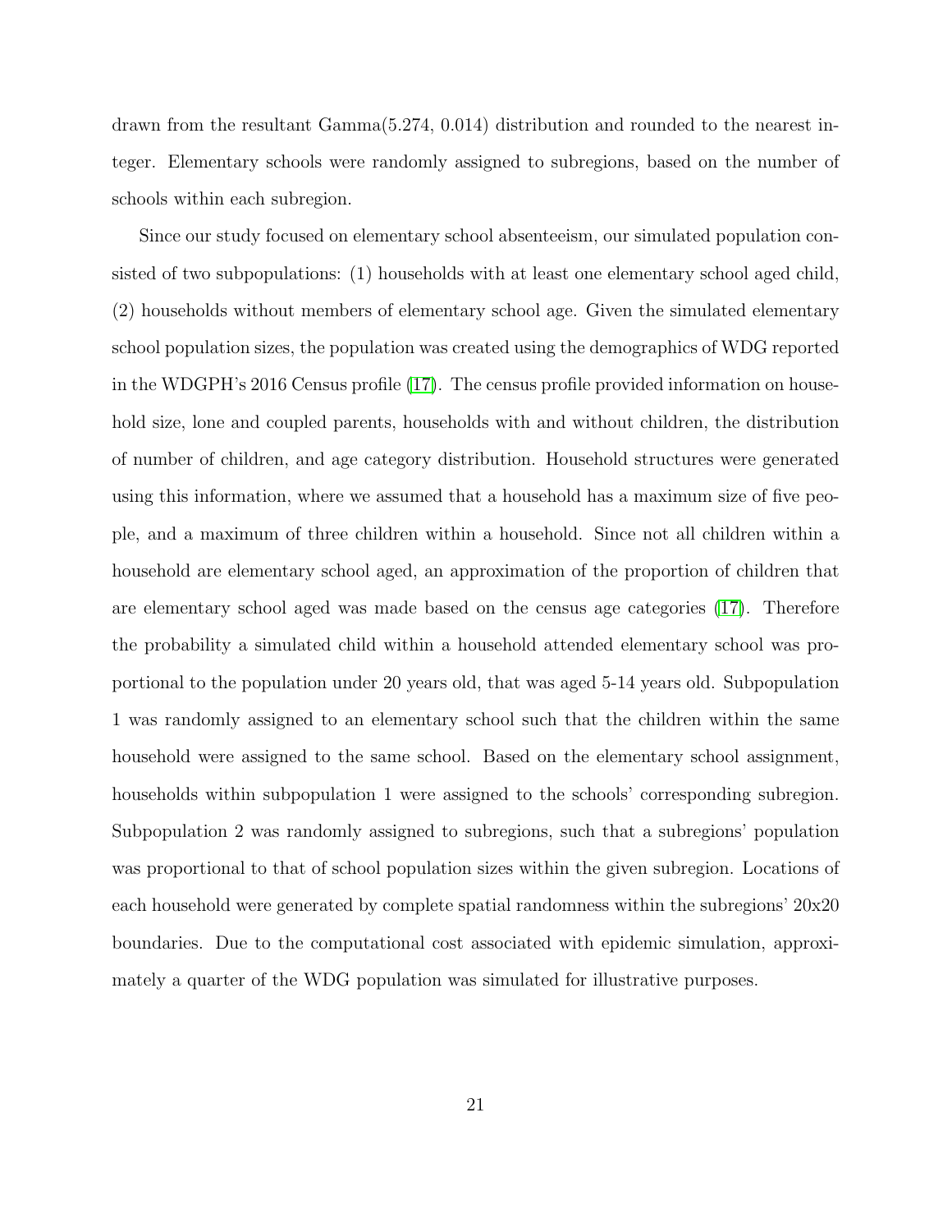drawn from the resultant Gamma(5.274, 0.014) distribution and rounded to the nearest integer. Elementary schools were randomly assigned to subregions, based on the number of schools within each subregion.

Since our study focused on elementary school absenteeism, our simulated population consisted of two subpopulations: (1) households with at least one elementary school aged child, (2) households without members of elementary school age. Given the simulated elementary school population sizes, the population was created using the demographics of WDG reported in the WDGPH's 2016 Census profile (17). The census profile provided information on household size, lone and coupled parents, households with and without children, the distribution of number of children, and age category distribution. Household structures were generated using this information, where we assumed that a household has a maximum size of five people, and a maximum of three children within a household. Since not all children within a household are elementary school aged, an approximation of the proportion of children that are elementary school aged was made based on the census age categories (17). Therefore the probability a simulated child within a household attended elementary school was proportional to the population under 20 years old, that was aged 5-14 years old. Subpopulation 1 was randomly assigned to an elementary school such that the children within the same household were assigned to the same school. Based on the elementary school assignment, households within subpopulation 1 were assigned to the schools' corresponding subregion. Subpopulation 2 was randomly assigned to subregions, such that a subregions' population was proportional to that of school population sizes within the given subregion. Locations of each household were generated by complete spatial randomness within the subregions' 20x20 boundaries. Due to the computational cost associated with epidemic simulation, approximately a quarter of the WDG population was simulated for illustrative purposes.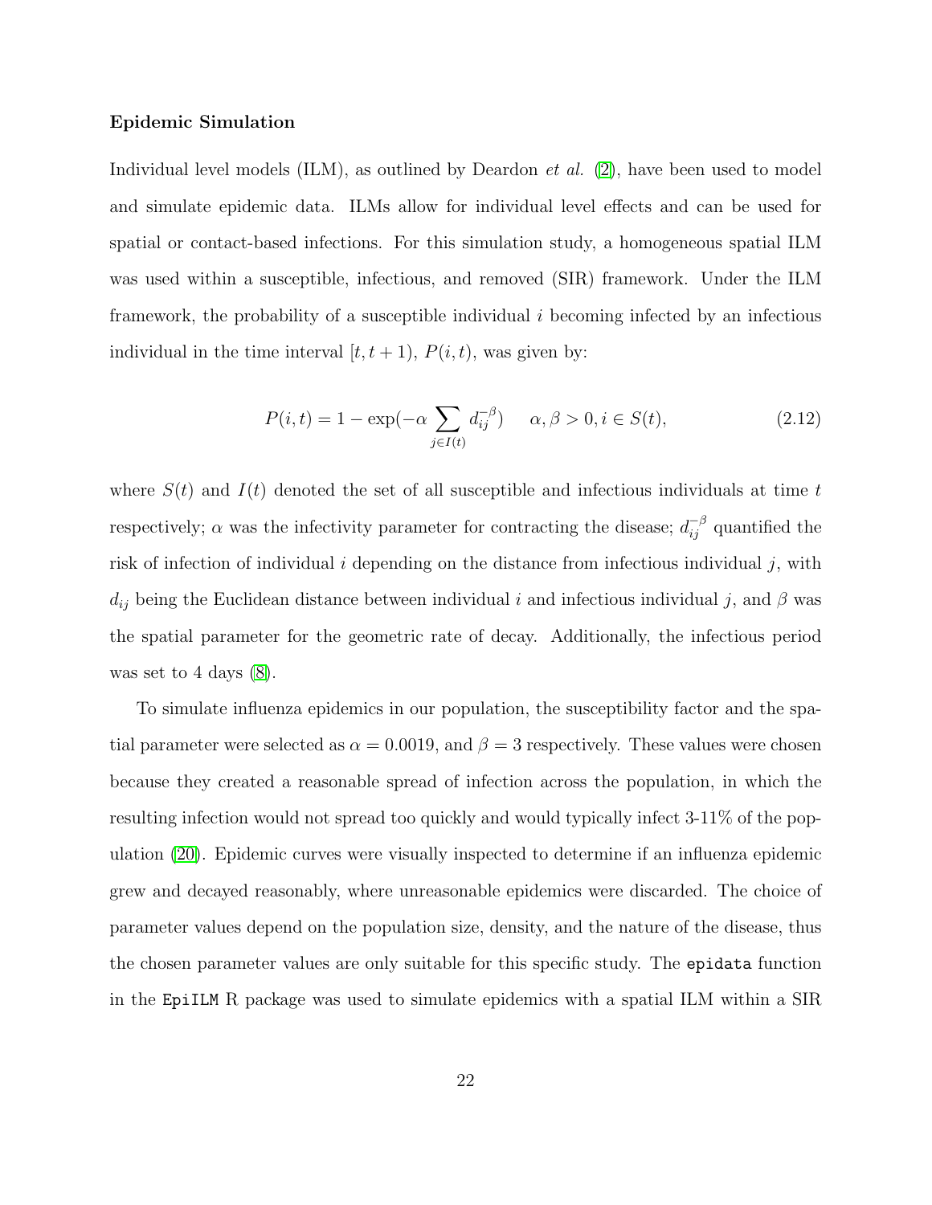**Epidemic Simulation**

Individual level models (ILM), as outlined by Deardon *et al.* ([2]), have been used to model and simulate epidemic data. ILMs allow for individual level effects and can be used for spatial or contact-based infections. For this simulation study, a homogeneous spatial ILM was used within a susceptible, infectious, and removed (SIR) framework. Under the ILM framework, the probability of a susceptible individual $i$ becoming infected by an infectious individual in the time interval $[t, t+1)$, $P(i,t)$, was given by:

$$P(i,t) = 1 - \exp(-\alpha \sum_{j \in I(t)} d_{ij}^{-\beta}) \qquad \alpha, \beta > 0, i \in S(t), \tag{2.12}$$

where $S(t)$ and $I(t)$ denoted the set of all susceptible and infectious individuals at time $t$ respectively; $\alpha$ was the infectivity parameter for contracting the disease; $d_{ij}^{-\beta}$ quantified the risk of infection of individual $i$ depending on the distance from infectious individual $j$, with $d_{ij}$ being the Euclidean distance between individual $i$ and infectious individual $j$, and $\beta$ was the spatial parameter for the geometric rate of decay. Additionally, the infectious period was set to 4 days ([8]).

To simulate influenza epidemics in our population, the susceptibility factor and the spatial parameter were selected as $\alpha = 0.0019$, and $\beta = 3$ respectively. These values were chosen because they created a reasonable spread of infection across the population, in which the resulting infection would not spread too quickly and would typically infect 3-11% of the population ([20]). Epidemic curves were visually inspected to determine if an influenza epidemic grew and decayed reasonably, where unreasonable epidemics were discarded. The choice of parameter values depend on the population size, density, and the nature of the disease, thus the chosen parameter values are only suitable for this specific study. The `epidata` function in the `EpiILM` R package was used to simulate epidemics with a spatial ILM within a SIR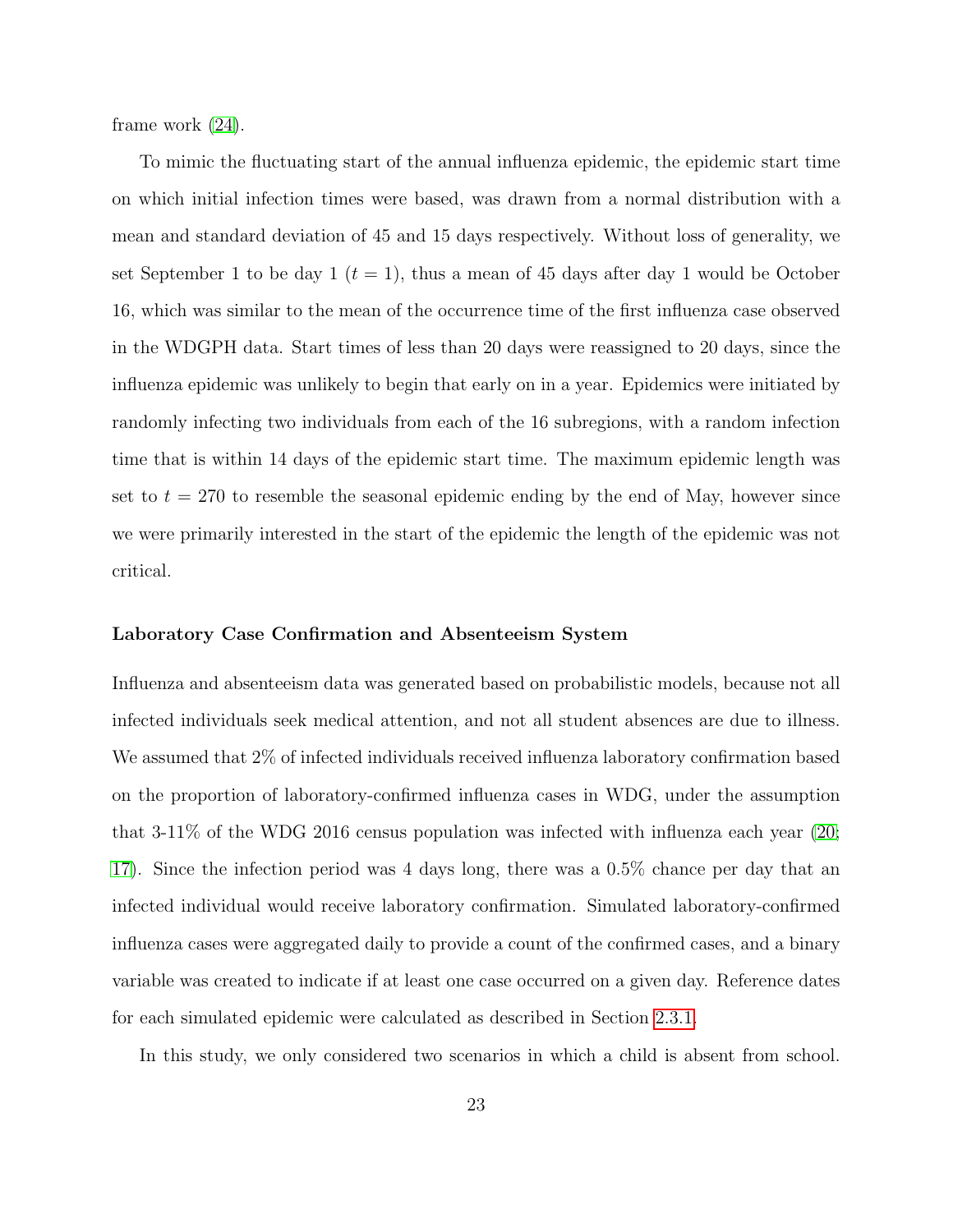frame work (24).

To mimic the fluctuating start of the annual influenza epidemic, the epidemic start time on which initial infection times were based, was drawn from a normal distribution with a mean and standard deviation of 45 and 15 days respectively. Without loss of generality, we set September 1 to be day 1 ($t = 1$), thus a mean of 45 days after day 1 would be October 16, which was similar to the mean of the occurrence time of the first influenza case observed in the WDGPH data. Start times of less than 20 days were reassigned to 20 days, since the influenza epidemic was unlikely to begin that early on in a year. Epidemics were initiated by randomly infecting two individuals from each of the 16 subregions, with a random infection time that is within 14 days of the epidemic start time. The maximum epidemic length was set to $t = 270$ to resemble the seasonal epidemic ending by the end of May, however since we were primarily interested in the start of the epidemic the length of the epidemic was not critical.

**Laboratory Case Confirmation and Absenteeism System**

Influenza and absenteeism data was generated based on probabilistic models, because not all infected individuals seek medical attention, and not all student absences are due to illness. We assumed that 2% of infected individuals received influenza laboratory confirmation based on the proportion of laboratory-confirmed influenza cases in WDG, under the assumption that 3-11% of the WDG 2016 census population was infected with influenza each year (20; 17). Since the infection period was 4 days long, there was a 0.5% chance per day that an infected individual would receive laboratory confirmation. Simulated laboratory-confirmed influenza cases were aggregated daily to provide a count of the confirmed cases, and a binary variable was created to indicate if at least one case occurred on a given day. Reference dates for each simulated epidemic were calculated as described in Section 2.3.1.

In this study, we only considered two scenarios in which a child is absent from school.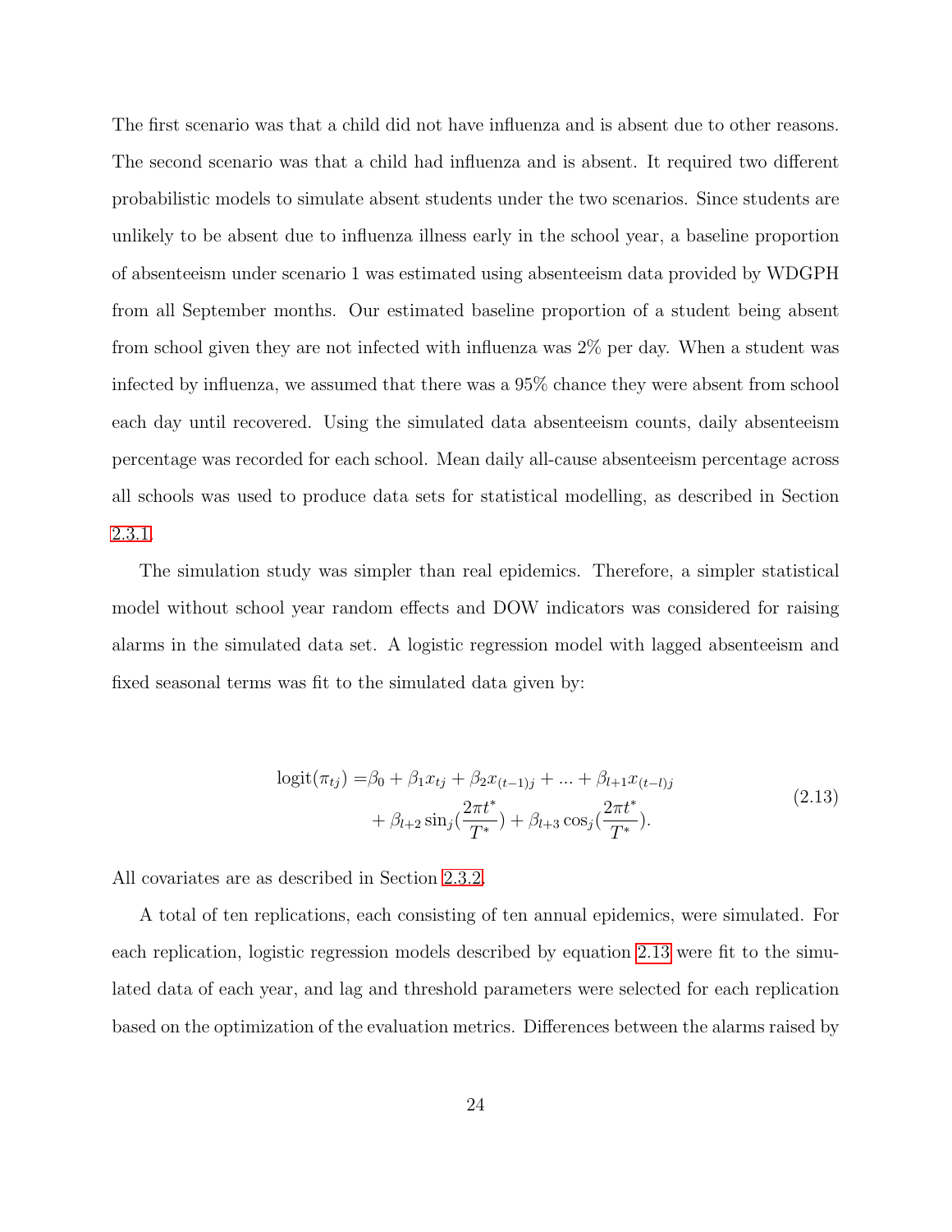The first scenario was that a child did not have influenza and is absent due to other reasons. The second scenario was that a child had influenza and is absent. It required two different probabilistic models to simulate absent students under the two scenarios. Since students are unlikely to be absent due to influenza illness early in the school year, a baseline proportion of absenteeism under scenario 1 was estimated using absenteeism data provided by WDGPH from all September months. Our estimated baseline proportion of a student being absent from school given they are not infected with influenza was 2% per day. When a student was infected by influenza, we assumed that there was a 95% chance they were absent from school each day until recovered. Using the simulated data absenteeism counts, daily absenteeism percentage was recorded for each school. Mean daily all-cause absenteeism percentage across all schools was used to produce data sets for statistical modelling, as described in Section 2.3.1.

The simulation study was simpler than real epidemics. Therefore, a simpler statistical model without school year random effects and DOW indicators was considered for raising alarms in the simulated data set. A logistic regression model with lagged absenteeism and fixed seasonal terms was fit to the simulated data given by:

$$
\begin{aligned}
\text{logit}(\pi_{tj}) = &\beta_0 + \beta_1 x_{tj} + \beta_2 x_{(t-1)j} + ... + \beta_{l+1} x_{(t-l)j} \\
&+ \beta_{l+2} \sin_j(\frac{2\pi t^*}{T^*}) + \beta_{l+3} \cos_j(\frac{2\pi t^*}{T^*}).
\end{aligned}
\tag{2.13}
$$

All covariates are as described in Section 2.3.2.

A total of ten replications, each consisting of ten annual epidemics, were simulated. For each replication, logistic regression models described by equation 2.13 were fit to the simulated data of each year, and lag and threshold parameters were selected for each replication based on the optimization of the evaluation metrics. Differences between the alarms raised by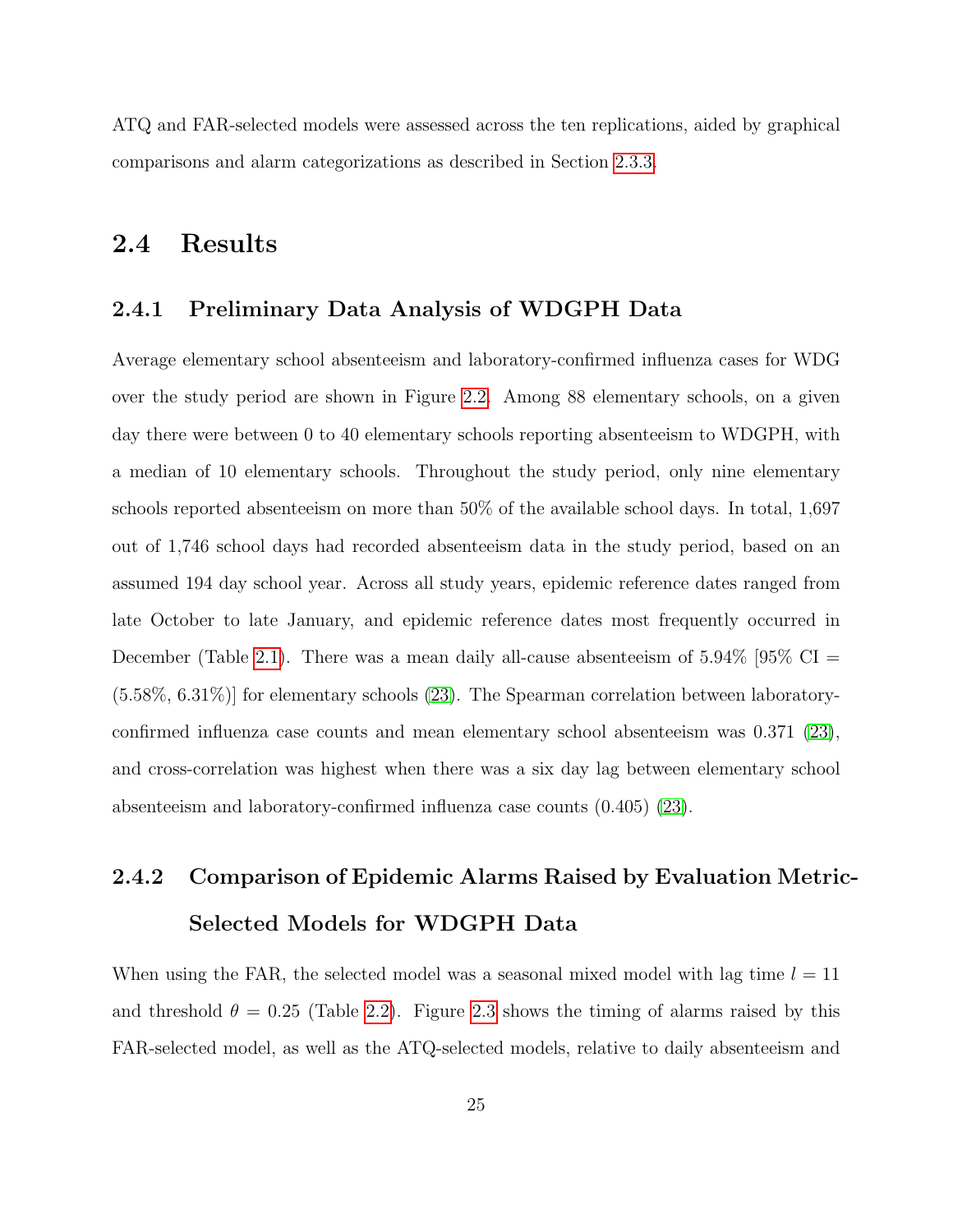ATQ and FAR-selected models were assessed across the ten replications, aided by graphical comparisons and alarm categorizations as described in Section 2.3.3.

## 2.4 Results

### 2.4.1 Preliminary Data Analysis of WDGPH Data

Average elementary school absenteeism and laboratory-confirmed influenza cases for WDG over the study period are shown in Figure 2.2. Among 88 elementary schools, on a given day there were between 0 to 40 elementary schools reporting absenteeism to WDGPH, with a median of 10 elementary schools. Throughout the study period, only nine elementary schools reported absenteeism on more than 50% of the available school days. In total, 1,697 out of 1,746 school days had recorded absenteeism data in the study period, based on an assumed 194 day school year. Across all study years, epidemic reference dates ranged from late October to late January, and epidemic reference dates most frequently occurred in December (Table 2.1). There was a mean daily all-cause absenteeism of 5.94% [95% CI = (5.58%, 6.31%)] for elementary schools (23). The Spearman correlation between laboratory-confirmed influenza case counts and mean elementary school absenteeism was 0.371 (23), and cross-correlation was highest when there was a six day lag between elementary school absenteeism and laboratory-confirmed influenza case counts (0.405) (23).

### 2.4.2 Comparison of Epidemic Alarms Raised by Evaluation Metric-Selected Models for WDGPH Data

When using the FAR, the selected model was a seasonal mixed model with lag time $l = 11$ and threshold $\theta = 0.25$ (Table 2.2). Figure 2.3 shows the timing of alarms raised by this FAR-selected model, as well as the ATQ-selected models, relative to daily absenteeism and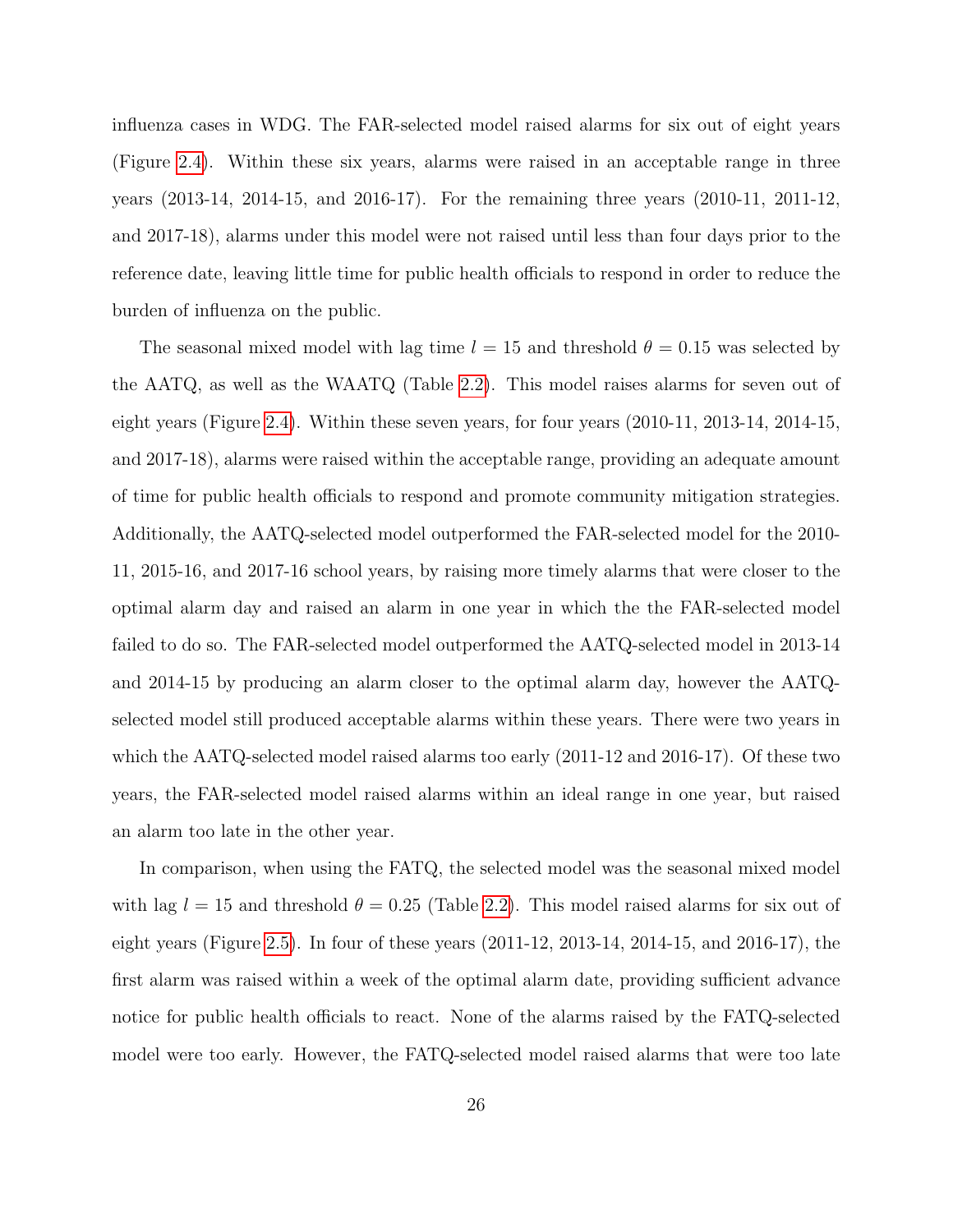influenza cases in WDG. The FAR-selected model raised alarms for six out of eight years (Figure 2.4). Within these six years, alarms were raised in an acceptable range in three years (2013-14, 2014-15, and 2016-17). For the remaining three years (2010-11, 2011-12, and 2017-18), alarms under this model were not raised until less than four days prior to the reference date, leaving little time for public health officials to respond in order to reduce the burden of influenza on the public.

The seasonal mixed model with lag time $l = 15$ and threshold $\theta = 0.15$ was selected by the AATQ, as well as the WAATQ (Table 2.2). This model raises alarms for seven out of eight years (Figure 2.4). Within these seven years, for four years (2010-11, 2013-14, 2014-15, and 2017-18), alarms were raised within the acceptable range, providing an adequate amount of time for public health officials to respond and promote community mitigation strategies. Additionally, the AATQ-selected model outperformed the FAR-selected model for the 2010-11, 2015-16, and 2017-16 school years, by raising more timely alarms that were closer to the optimal alarm day and raised an alarm in one year in which the the FAR-selected model failed to do so. The FAR-selected model outperformed the AATQ-selected model in 2013-14 and 2014-15 by producing an alarm closer to the optimal alarm day, however the AATQ-selected model still produced acceptable alarms within these years. There were two years in which the AATQ-selected model raised alarms too early (2011-12 and 2016-17). Of these two years, the FAR-selected model raised alarms within an ideal range in one year, but raised an alarm too late in the other year.

In comparison, when using the FATQ, the selected model was the seasonal mixed model with lag $l = 15$ and threshold $\theta = 0.25$ (Table 2.2). This model raised alarms for six out of eight years (Figure 2.5). In four of these years (2011-12, 2013-14, 2014-15, and 2016-17), the first alarm was raised within a week of the optimal alarm date, providing sufficient advance notice for public health officials to react. None of the alarms raised by the FATQ-selected model were too early. However, the FATQ-selected model raised alarms that were too late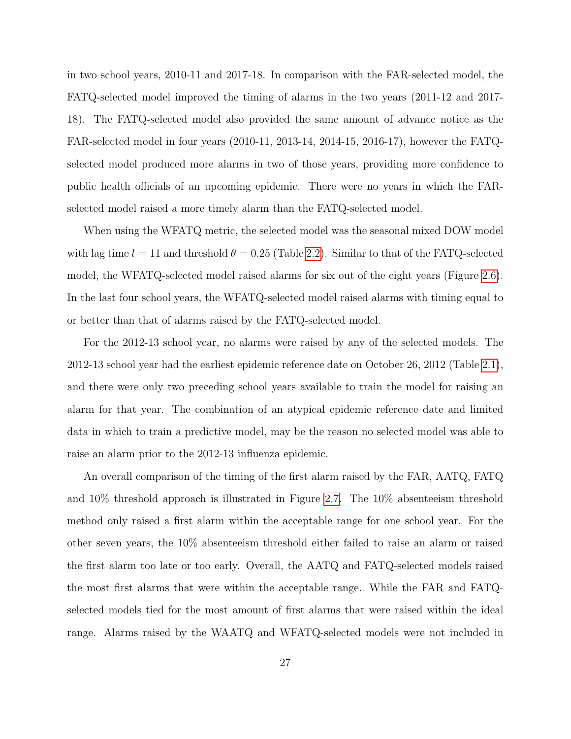in two school years, 2010-11 and 2017-18. In comparison with the FAR-selected model, the FATQ-selected model improved the timing of alarms in the two years (2011-12 and 2017-18). The FATQ-selected model also provided the same amount of advance notice as the FAR-selected model in four years (2010-11, 2013-14, 2014-15, 2016-17), however the FATQ-selected model produced more alarms in two of those years, providing more confidence to public health officials of an upcoming epidemic. There were no years in which the FAR-selected model raised a more timely alarm than the FATQ-selected model.

When using the WFATQ metric, the selected model was the seasonal mixed DOW model with lag time $l = 11$ and threshold $\theta = 0.25$ (Table 2.2). Similar to that of the FATQ-selected model, the WFATQ-selected model raised alarms for six out of the eight years (Figure 2.6). In the last four school years, the WFATQ-selected model raised alarms with timing equal to or better than that of alarms raised by the FATQ-selected model.

For the 2012-13 school year, no alarms were raised by any of the selected models. The 2012-13 school year had the earliest epidemic reference date on October 26, 2012 (Table 2.1), and there were only two preceding school years available to train the model for raising an alarm for that year. The combination of an atypical epidemic reference date and limited data in which to train a predictive model, may be the reason no selected model was able to raise an alarm prior to the 2012-13 influenza epidemic.

An overall comparison of the timing of the first alarm raised by the FAR, AATQ, FATQ and 10% threshold approach is illustrated in Figure 2.7. The 10% absenteeism threshold method only raised a first alarm within the acceptable range for one school year. For the other seven years, the 10% absenteeism threshold either failed to raise an alarm or raised the first alarm too late or too early. Overall, the AATQ and FATQ-selected models raised the most first alarms that were within the acceptable range. While the FAR and FATQ-selected models tied for the most amount of first alarms that were raised within the ideal range. Alarms raised by the WAATQ and WFATQ-selected models were not included in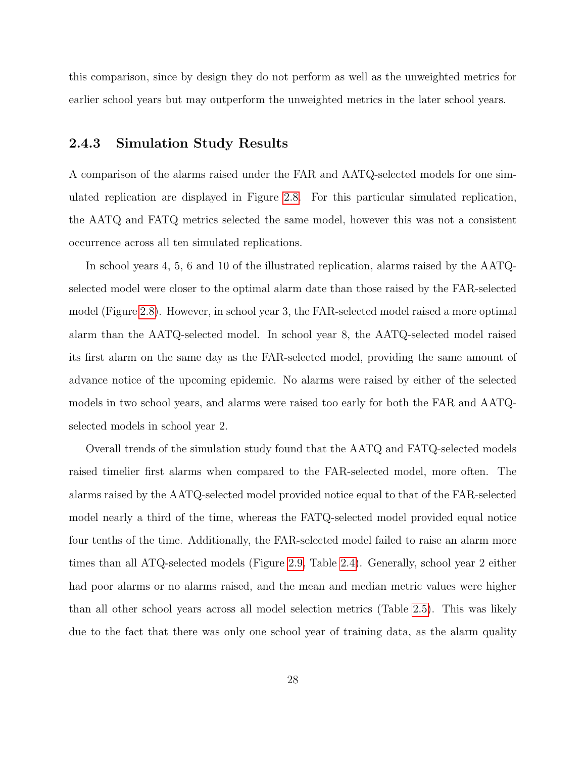this comparison, since by design they do not perform as well as the unweighted metrics for earlier school years but may outperform the unweighted metrics in the later school years.

### 2.4.3 Simulation Study Results

A comparison of the alarms raised under the FAR and AATQ-selected models for one simulated replication are displayed in Figure 2.8. For this particular simulated replication, the AATQ and FATQ metrics selected the same model, however this was not a consistent occurrence across all ten simulated replications.

In school years 4, 5, 6 and 10 of the illustrated replication, alarms raised by the AATQ-selected model were closer to the optimal alarm date than those raised by the FAR-selected model (Figure 2.8). However, in school year 3, the FAR-selected model raised a more optimal alarm than the AATQ-selected model. In school year 8, the AATQ-selected model raised its first alarm on the same day as the FAR-selected model, providing the same amount of advance notice of the upcoming epidemic. No alarms were raised by either of the selected models in two school years, and alarms were raised too early for both the FAR and AATQ-selected models in school year 2.

Overall trends of the simulation study found that the AATQ and FATQ-selected models raised timelier first alarms when compared to the FAR-selected model, more often. The alarms raised by the AATQ-selected model provided notice equal to that of the FAR-selected model nearly a third of the time, whereas the FATQ-selected model provided equal notice four tenths of the time. Additionally, the FAR-selected model failed to raise an alarm more times than all ATQ-selected models (Figure 2.9, Table 2.4). Generally, school year 2 either had poor alarms or no alarms raised, and the mean and median metric values were higher than all other school years across all model selection metrics (Table 2.5). This was likely due to the fact that there was only one school year of training data, as the alarm quality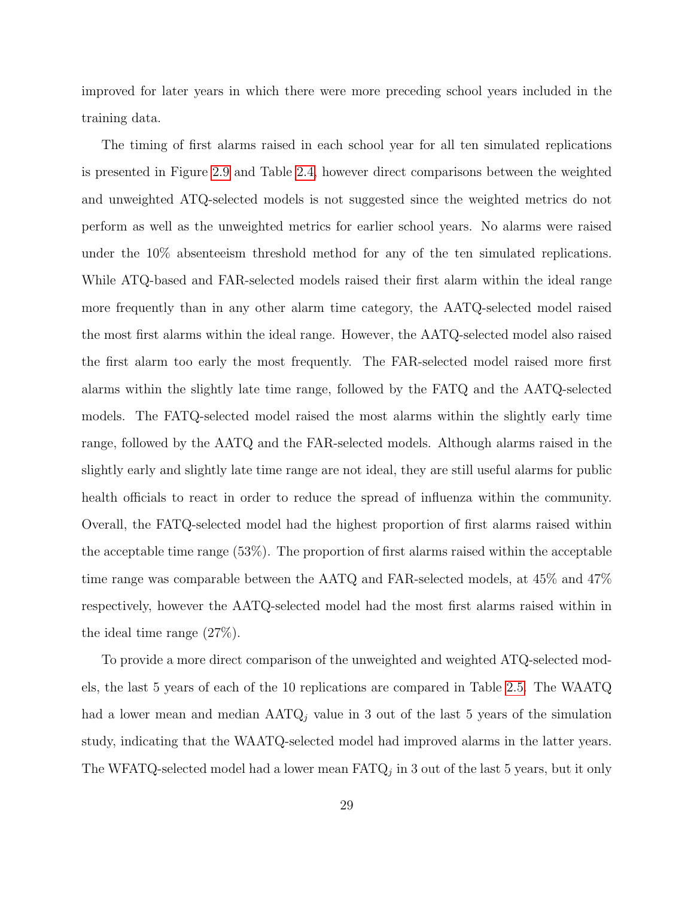improved for later years in which there were more preceding school years included in the training data.

The timing of first alarms raised in each school year for all ten simulated replications is presented in Figure 2.9 and Table 2.4, however direct comparisons between the weighted and unweighted ATQ-selected models is not suggested since the weighted metrics do not perform as well as the unweighted metrics for earlier school years. No alarms were raised under the 10% absenteeism threshold method for any of the ten simulated replications. While ATQ-based and FAR-selected models raised their first alarm within the ideal range more frequently than in any other alarm time category, the AATQ-selected model raised the most first alarms within the ideal range. However, the AATQ-selected model also raised the first alarm too early the most frequently. The FAR-selected model raised more first alarms within the slightly late time range, followed by the FATQ and the AATQ-selected models. The FATQ-selected model raised the most alarms within the slightly early time range, followed by the AATQ and the FAR-selected models. Although alarms raised in the slightly early and slightly late time range are not ideal, they are still useful alarms for public health officials to react in order to reduce the spread of influenza within the community. Overall, the FATQ-selected model had the highest proportion of first alarms raised within the acceptable time range (53%). The proportion of first alarms raised within the acceptable time range was comparable between the AATQ and FAR-selected models, at 45% and 47% respectively, however the AATQ-selected model had the most first alarms raised within in the ideal time range (27%).

To provide a more direct comparison of the unweighted and weighted ATQ-selected models, the last 5 years of each of the 10 replications are compared in Table 2.5. The WAATQ had a lower mean and median $\text{AATQ}_j$ value in 3 out of the last 5 years of the simulation study, indicating that the WAATQ-selected model had improved alarms in the latter years. The WFATQ-selected model had a lower mean $\text{FATQ}_j$ in 3 out of the last 5 years, but it only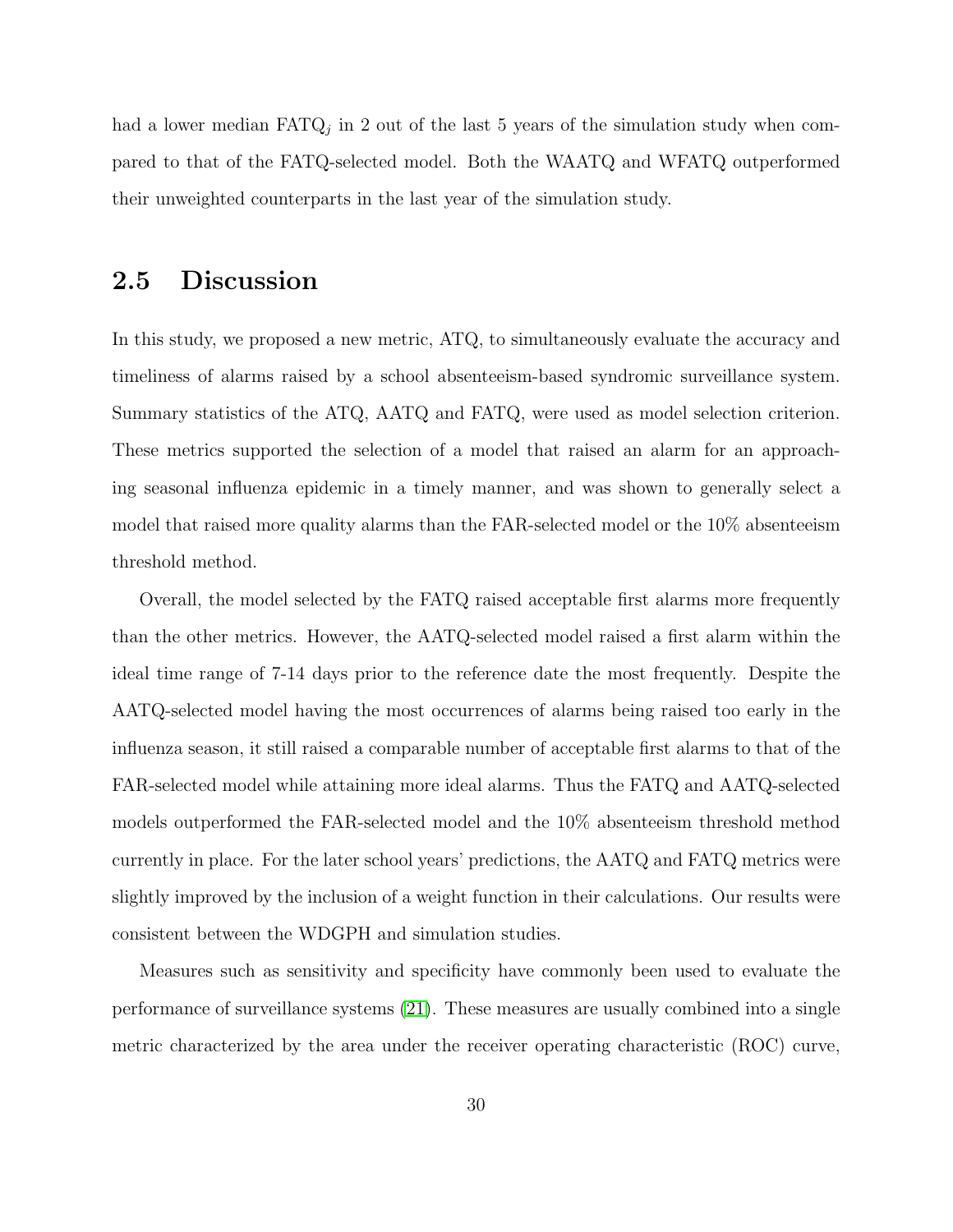had a lower median $\text{FATQ}_j$ in 2 out of the last 5 years of the simulation study when compared to that of the FATQ-selected model. Both the WAATQ and WFATQ outperformed their unweighted counterparts in the last year of the simulation study.

## 2.5 Discussion

In this study, we proposed a new metric, ATQ, to simultaneously evaluate the accuracy and timeliness of alarms raised by a school absenteeism-based syndromic surveillance system. Summary statistics of the ATQ, AATQ and FATQ, were used as model selection criterion. These metrics supported the selection of a model that raised an alarm for an approaching seasonal influenza epidemic in a timely manner, and was shown to generally select a model that raised more quality alarms than the FAR-selected model or the 10% absenteeism threshold method.

Overall, the model selected by the FATQ raised acceptable first alarms more frequently than the other metrics. However, the AATQ-selected model raised a first alarm within the ideal time range of 7-14 days prior to the reference date the most frequently. Despite the AATQ-selected model having the most occurrences of alarms being raised too early in the influenza season, it still raised a comparable number of acceptable first alarms to that of the FAR-selected model while attaining more ideal alarms. Thus the FATQ and AATQ-selected models outperformed the FAR-selected model and the 10% absenteeism threshold method currently in place. For the later school years' predictions, the AATQ and FATQ metrics were slightly improved by the inclusion of a weight function in their calculations. Our results were consistent between the WDGPH and simulation studies.

Measures such as sensitivity and specificity have commonly been used to evaluate the performance of surveillance systems (21). These measures are usually combined into a single metric characterized by the area under the receiver operating characteristic (ROC) curve,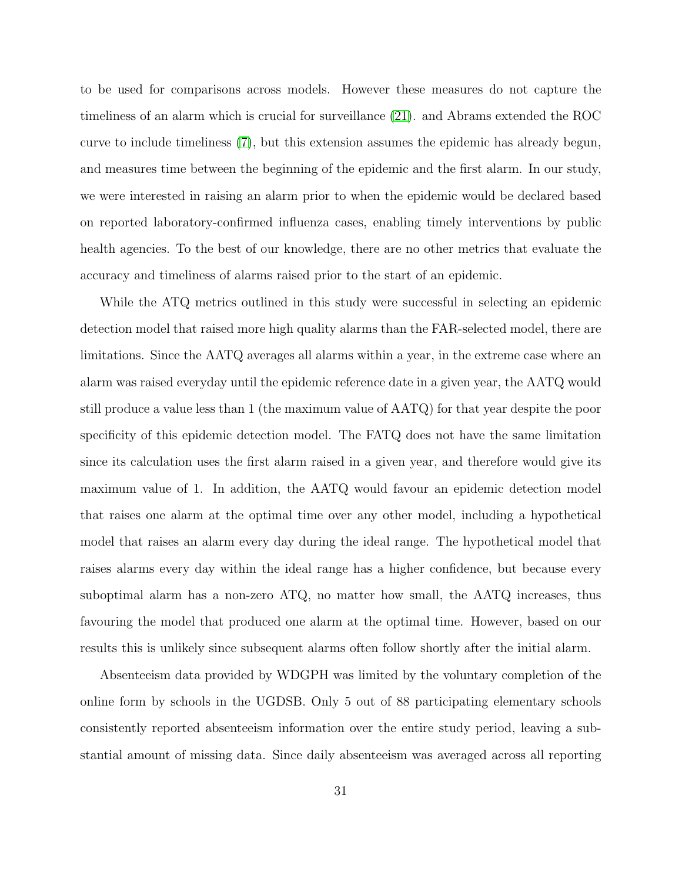to be used for comparisons across models. However these measures do not capture the timeliness of an alarm which is crucial for surveillance (21). and Abrams extended the ROC curve to include timeliness (7), but this extension assumes the epidemic has already begun, and measures time between the beginning of the epidemic and the first alarm. In our study, we were interested in raising an alarm prior to when the epidemic would be declared based on reported laboratory-confirmed influenza cases, enabling timely interventions by public health agencies. To the best of our knowledge, there are no other metrics that evaluate the accuracy and timeliness of alarms raised prior to the start of an epidemic.

While the ATQ metrics outlined in this study were successful in selecting an epidemic detection model that raised more high quality alarms than the FAR-selected model, there are limitations. Since the AATQ averages all alarms within a year, in the extreme case where an alarm was raised everyday until the epidemic reference date in a given year, the AATQ would still produce a value less than 1 (the maximum value of AATQ) for that year despite the poor specificity of this epidemic detection model. The FATQ does not have the same limitation since its calculation uses the first alarm raised in a given year, and therefore would give its maximum value of 1. In addition, the AATQ would favour an epidemic detection model that raises one alarm at the optimal time over any other model, including a hypothetical model that raises an alarm every day during the ideal range. The hypothetical model that raises alarms every day within the ideal range has a higher confidence, but because every suboptimal alarm has a non-zero ATQ, no matter how small, the AATQ increases, thus favouring the model that produced one alarm at the optimal time. However, based on our results this is unlikely since subsequent alarms often follow shortly after the initial alarm.

Absenteeism data provided by WDGPH was limited by the voluntary completion of the online form by schools in the UGDSB. Only 5 out of 88 participating elementary schools consistently reported absenteeism information over the entire study period, leaving a substantial amount of missing data. Since daily absenteeism was averaged across all reporting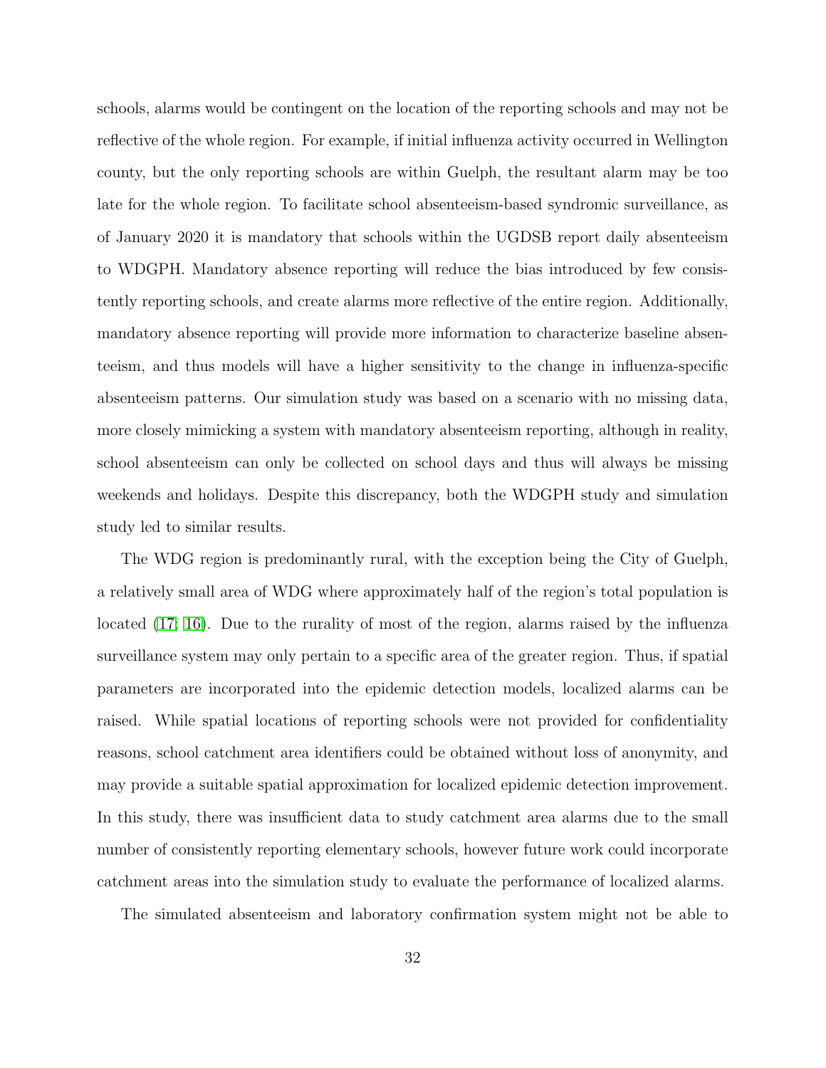schools, alarms would be contingent on the location of the reporting schools and may not be reflective of the whole region. For example, if initial influenza activity occurred in Wellington county, but the only reporting schools are within Guelph, the resultant alarm may be too late for the whole region. To facilitate school absenteeism-based syndromic surveillance, as of January 2020 it is mandatory that schools within the UGDSB report daily absenteeism to WDGPH. Mandatory absence reporting will reduce the bias introduced by few consistently reporting schools, and create alarms more reflective of the entire region. Additionally, mandatory absence reporting will provide more information to characterize baseline absenteeism, and thus models will have a higher sensitivity to the change in influenza-specific absenteeism patterns. Our simulation study was based on a scenario with no missing data, more closely mimicking a system with mandatory absenteeism reporting, although in reality, school absenteeism can only be collected on school days and thus will always be missing weekends and holidays. Despite this discrepancy, both the WDGPH study and simulation study led to similar results.

The WDG region is predominantly rural, with the exception being the City of Guelph, a relatively small area of WDG where approximately half of the region's total population is located (17; 16). Due to the rurality of most of the region, alarms raised by the influenza surveillance system may only pertain to a specific area of the greater region. Thus, if spatial parameters are incorporated into the epidemic detection models, localized alarms can be raised. While spatial locations of reporting schools were not provided for confidentiality reasons, school catchment area identifiers could be obtained without loss of anonymity, and may provide a suitable spatial approximation for localized epidemic detection improvement. In this study, there was insufficient data to study catchment area alarms due to the small number of consistently reporting elementary schools, however future work could incorporate catchment areas into the simulation study to evaluate the performance of localized alarms.

The simulated absenteeism and laboratory confirmation system might not be able to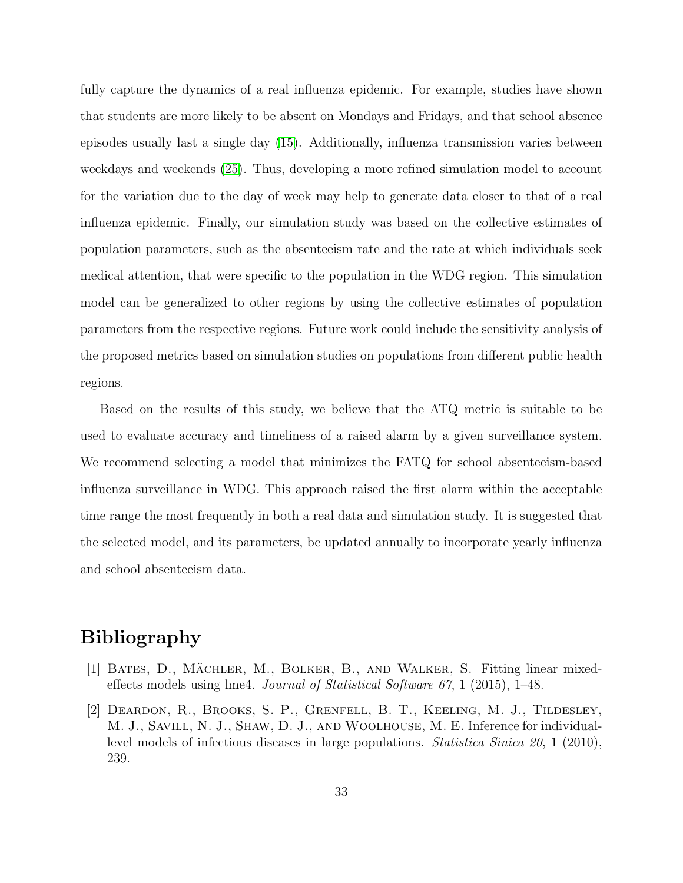fully capture the dynamics of a real influenza epidemic. For example, studies have shown that students are more likely to be absent on Mondays and Fridays, and that school absence episodes usually last a single day (15). Additionally, influenza transmission varies between weekdays and weekends (25). Thus, developing a more refined simulation model to account for the variation due to the day of week may help to generate data closer to that of a real influenza epidemic. Finally, our simulation study was based on the collective estimates of population parameters, such as the absenteeism rate and the rate at which individuals seek medical attention, that were specific to the population in the WDG region. This simulation model can be generalized to other regions by using the collective estimates of population parameters from the respective regions. Future work could include the sensitivity analysis of the proposed metrics based on simulation studies on populations from different public health regions.

Based on the results of this study, we believe that the ATQ metric is suitable to be used to evaluate accuracy and timeliness of a raised alarm by a given surveillance system. We recommend selecting a model that minimizes the FATQ for school absenteeism-based influenza surveillance in WDG. This approach raised the first alarm within the acceptable time range the most frequently in both a real data and simulation study. It is suggested that the selected model, and its parameters, be updated annually to incorporate yearly influenza and school absenteeism data.

# Bibliography

[1] Bates, D., Mächler, M., Bolker, B., and Walker, S. Fitting linear mixed-effects models using lme4. *Journal of Statistical Software 67*, 1 (2015), 1–48.

[2] Deardon, R., Brooks, S. P., Grenfell, B. T., Keeling, M. J., Tildesley, M. J., Savill, N. J., Shaw, D. J., and Woolhouse, M. E. Inference for individual-level models of infectious diseases in large populations. *Statistica Sinica 20*, 1 (2010), 239.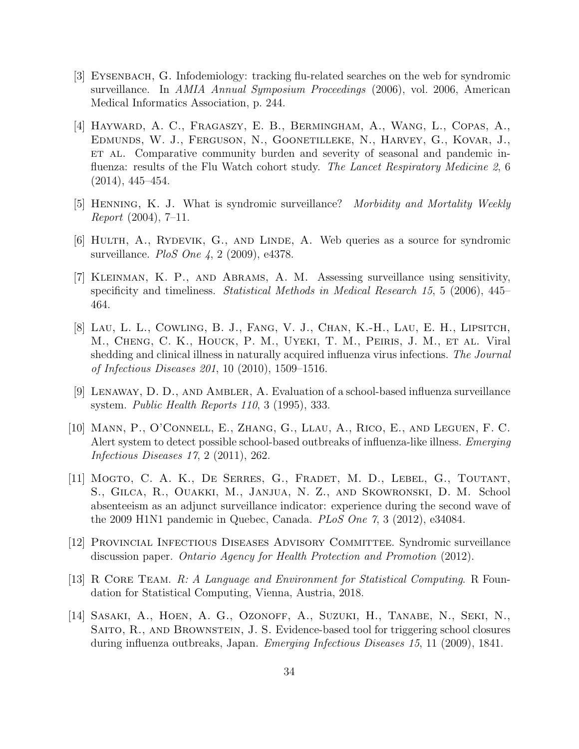[3] Eysenbach, G. Infodemiology: tracking flu-related searches on the web for syndromic surveillance. In *AMIA Annual Symposium Proceedings* (2006), vol. 2006, American Medical Informatics Association, p. 244.

[4] Hayward, A. C., Fragaszy, E. B., Bermingham, A., Wang, L., Copas, A., Edmunds, W. J., Ferguson, N., Goonetilleke, N., Harvey, G., Kovar, J., et al. Comparative community burden and severity of seasonal and pandemic influenza: results of the Flu Watch cohort study. *The Lancet Respiratory Medicine 2*, 6 (2014), 445–454.

[5] Henning, K. J. What is syndromic surveillance? *Morbidity and Mortality Weekly Report* (2004), 7–11.

[6] Hulth, A., Rydevik, G., and Linde, A. Web queries as a source for syndromic surveillance. *PloS One 4*, 2 (2009), e4378.

[7] Kleinman, K. P., and Abrams, A. M. Assessing surveillance using sensitivity, specificity and timeliness. *Statistical Methods in Medical Research 15*, 5 (2006), 445–464.

[8] Lau, L. L., Cowling, B. J., Fang, V. J., Chan, K.-H., Lau, E. H., Lipsitch, M., Cheng, C. K., Houck, P. M., Uyeki, T. M., Peiris, J. M., et al. Viral shedding and clinical illness in naturally acquired influenza virus infections. *The Journal of Infectious Diseases 201*, 10 (2010), 1509–1516.

[9] Lenaway, D. D., and Ambler, A. Evaluation of a school-based influenza surveillance system. *Public Health Reports 110*, 3 (1995), 333.

[10] Mann, P., O'Connell, E., Zhang, G., Llau, A., Rico, E., and Leguen, F. C. Alert system to detect possible school-based outbreaks of influenza-like illness. *Emerging Infectious Diseases 17*, 2 (2011), 262.

[11] Mogto, C. A. K., De Serres, G., Fradet, M. D., Lebel, G., Toutant, S., Gilca, R., Ouakki, M., Janjua, N. Z., and Skowronski, D. M. School absenteeism as an adjunct surveillance indicator: experience during the second wave of the 2009 H1N1 pandemic in Quebec, Canada. *PLoS One 7*, 3 (2012), e34084.

[12] Provincial Infectious Diseases Advisory Committee. Syndromic surveillance discussion paper. *Ontario Agency for Health Protection and Promotion* (2012).

[13] R Core Team. *R: A Language and Environment for Statistical Computing*. R Foundation for Statistical Computing, Vienna, Austria, 2018.

[14] Sasaki, A., Hoen, A. G., Ozonoff, A., Suzuki, H., Tanabe, N., Seki, N., Saito, R., and Brownstein, J. S. Evidence-based tool for triggering school closures during influenza outbreaks, Japan. *Emerging Infectious Diseases 15*, 11 (2009), 1841.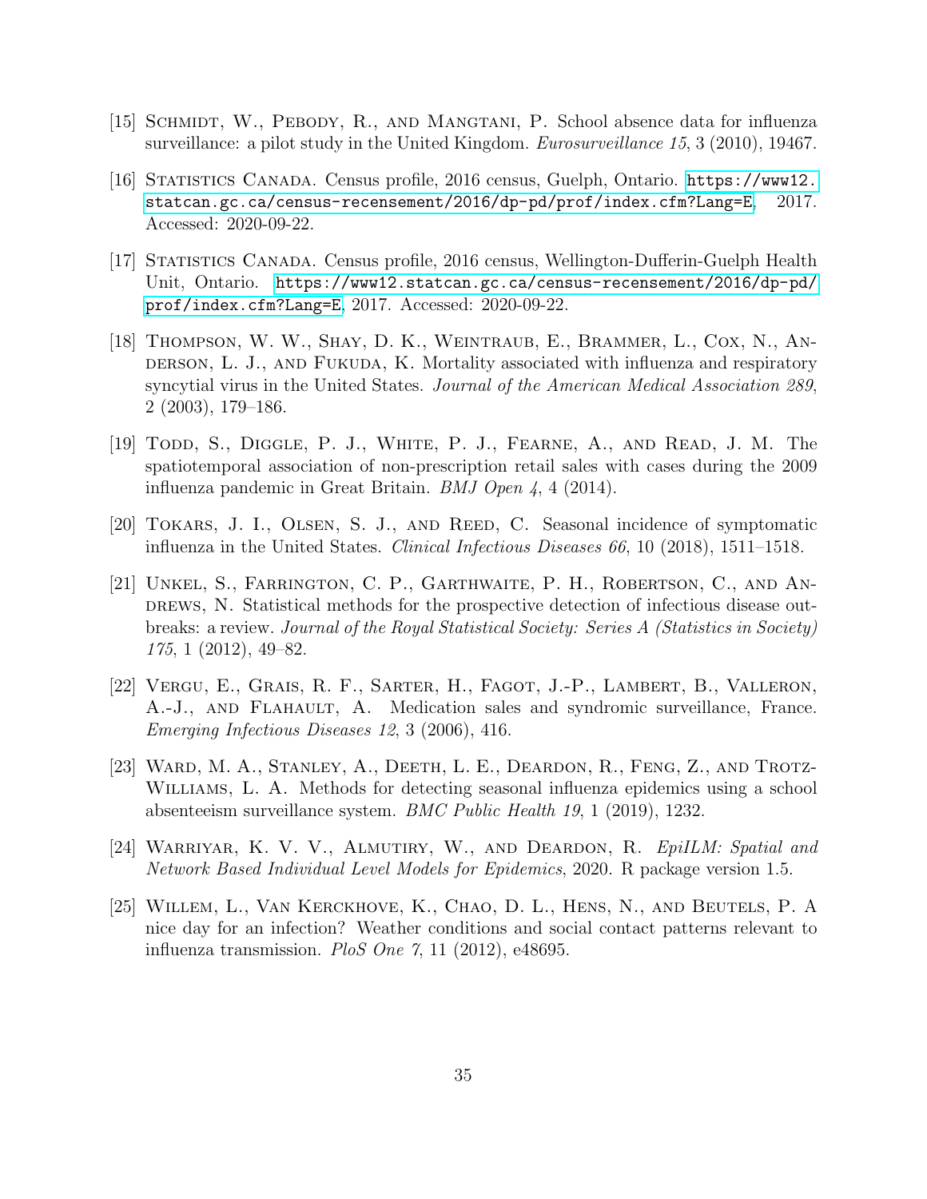[15] Schmidt, W., Pebody, R., and Mangtani, P. School absence data for influenza surveillance: a pilot study in the United Kingdom. *Eurosurveillance 15*, 3 (2010), 19467.

[16] Statistics Canada. Census profile, 2016 census, Guelph, Ontario. https://www12.statcan.gc.ca/census-recensement/2016/dp-pd/prof/index.cfm?Lang=E, 2017. Accessed: 2020-09-22.

[17] Statistics Canada. Census profile, 2016 census, Wellington-Dufferin-Guelph Health Unit, Ontario. https://www12.statcan.gc.ca/census-recensement/2016/dp-pd/prof/index.cfm?Lang=E, 2017. Accessed: 2020-09-22.

[18] Thompson, W. W., Shay, D. K., Weintraub, E., Brammer, L., Cox, N., Anderson, L. J., and Fukuda, K. Mortality associated with influenza and respiratory syncytial virus in the United States. *Journal of the American Medical Association 289*, 2 (2003), 179–186.

[19] Todd, S., Diggle, P. J., White, P. J., Fearne, A., and Read, J. M. The spatiotemporal association of non-prescription retail sales with cases during the 2009 influenza pandemic in Great Britain. *BMJ Open 4*, 4 (2014).

[20] Tokars, J. I., Olsen, S. J., and Reed, C. Seasonal incidence of symptomatic influenza in the United States. *Clinical Infectious Diseases 66*, 10 (2018), 1511–1518.

[21] Unkel, S., Farrington, C. P., Garthwaite, P. H., Robertson, C., and Andrews, N. Statistical methods for the prospective detection of infectious disease outbreaks: a review. *Journal of the Royal Statistical Society: Series A (Statistics in Society) 175*, 1 (2012), 49–82.

[22] Vergu, E., Grais, R. F., Sarter, H., Fagot, J.-P., Lambert, B., Valleron, A.-J., and Flahault, A. Medication sales and syndromic surveillance, France. *Emerging Infectious Diseases 12*, 3 (2006), 416.

[23] Ward, M. A., Stanley, A., Deeth, L. E., Deardon, R., Feng, Z., and Trotz-Williams, L. A. Methods for detecting seasonal influenza epidemics using a school absenteeism surveillance system. *BMC Public Health 19*, 1 (2019), 1232.

[24] Warriyar, K. V. V., Almutiry, W., and Deardon, R. *EpiILM: Spatial and Network Based Individual Level Models for Epidemics*, 2020. R package version 1.5.

[25] Willem, L., Van Kerckhove, K., Chao, D. L., Hens, N., and Beutels, P. A nice day for an infection? Weather conditions and social contact patterns relevant to influenza transmission. *PloS One 7*, 11 (2012), e48695.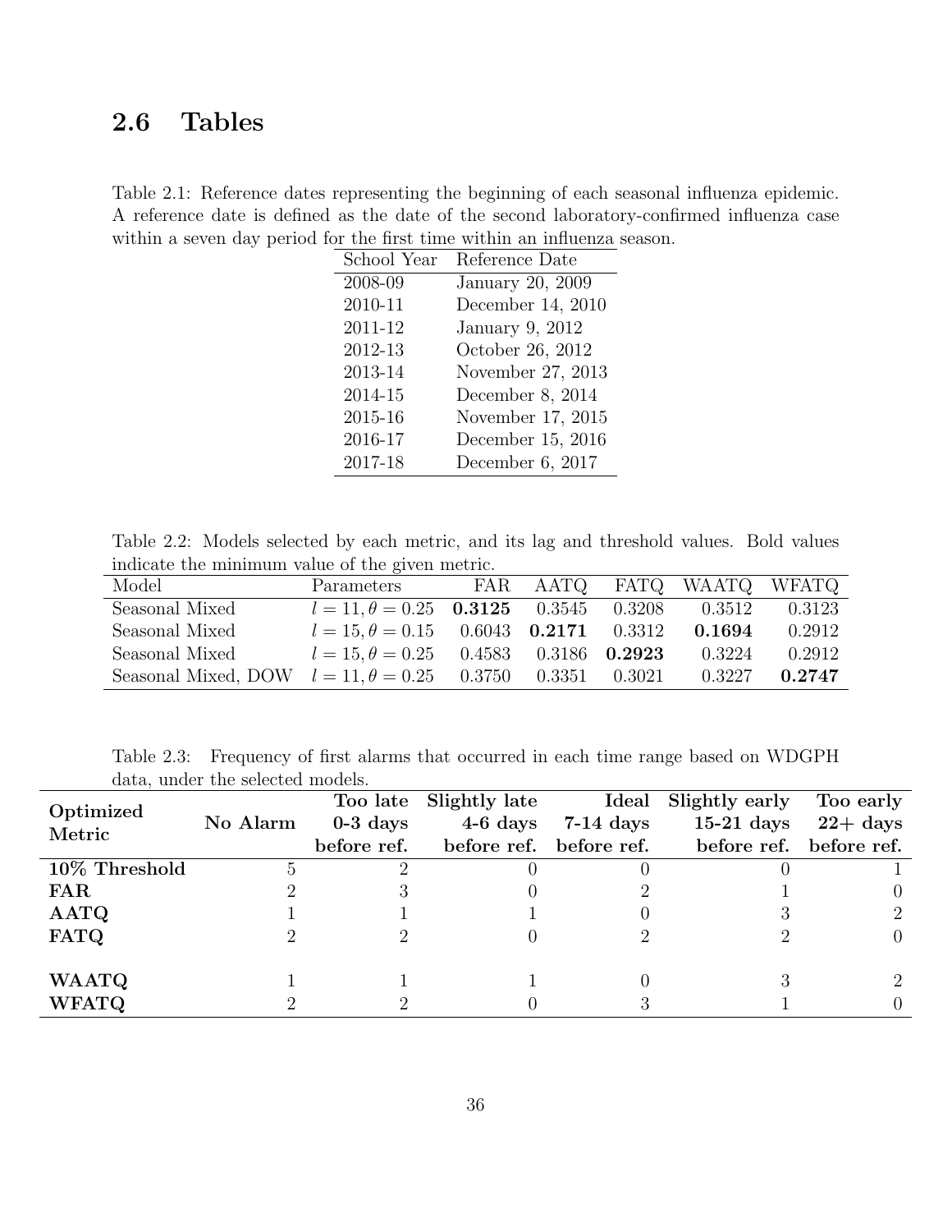## 2.6 Tables

Table 2.1: Reference dates representing the beginning of each seasonal influenza epidemic. A reference date is defined as the date of the second laboratory-confirmed influenza case within a seven day period for the first time within an influenza season.

| School Year | Reference Date |
|---|---|
| 2008-09 | January 20, 2009 |
| 2010-11 | December 14, 2010 |
| 2011-12 | January 9, 2012 |
| 2012-13 | October 26, 2012 |
| 2013-14 | November 27, 2013 |
| 2014-15 | December 8, 2014 |
| 2015-16 | November 17, 2015 |
| 2016-17 | December 15, 2016 |
| 2017-18 | December 6, 2017 |

Table 2.2: Models selected by each metric, and its lag and threshold values. Bold values indicate the minimum value of the given metric.

| Model | Parameters | FAR | AATQ | FATQ | WAATQ | WFATQ |
|---|---|---|---|---|---|---|
| Seasonal Mixed | $l = 11, \theta = 0.25$ | **0.3125** | 0.3545 | 0.3208 | 0.3512 | 0.3123 |
| Seasonal Mixed | $l = 15, \theta = 0.15$ | 0.6043 | **0.2171** | 0.3312 | **0.1694** | 0.2912 |
| Seasonal Mixed | $l = 15, \theta = 0.25$ | 0.4583 | 0.3186 | **0.2923** | 0.3224 | 0.2912 |
| Seasonal Mixed, DOW | $l = 11, \theta = 0.25$ | 0.3750 | 0.3351 | 0.3021 | 0.3227 | **0.2747** |

Table 2.3: Frequency of first alarms that occurred in each time range based on WDGPH data, under the selected models.

| **Optimized Metric** | **No Alarm** | **Too late 0-3 days before ref.** | **Slightly late 4-6 days before ref.** | **Ideal 7-14 days before ref.** | **Slightly early 15-21 days before ref.** | **Too early 22+ days before ref.** |
|---|---|---|---|---|---|---|
| **10% Threshold** | 5 | 2 | 0 | 0 | 0 | 1 |
| **FAR** | 2 | 3 | 0 | 2 | 1 | 0 |
| **AATQ** | 1 | 1 | 1 | 0 | 3 | 2 |
| **FATQ** | 2 | 2 | 0 | 2 | 2 | 0 |
| **WAATQ** | 1 | 1 | 1 | 0 | 3 | 2 |
| **WFATQ** | 2 | 2 | 0 | 3 | 1 | 0 |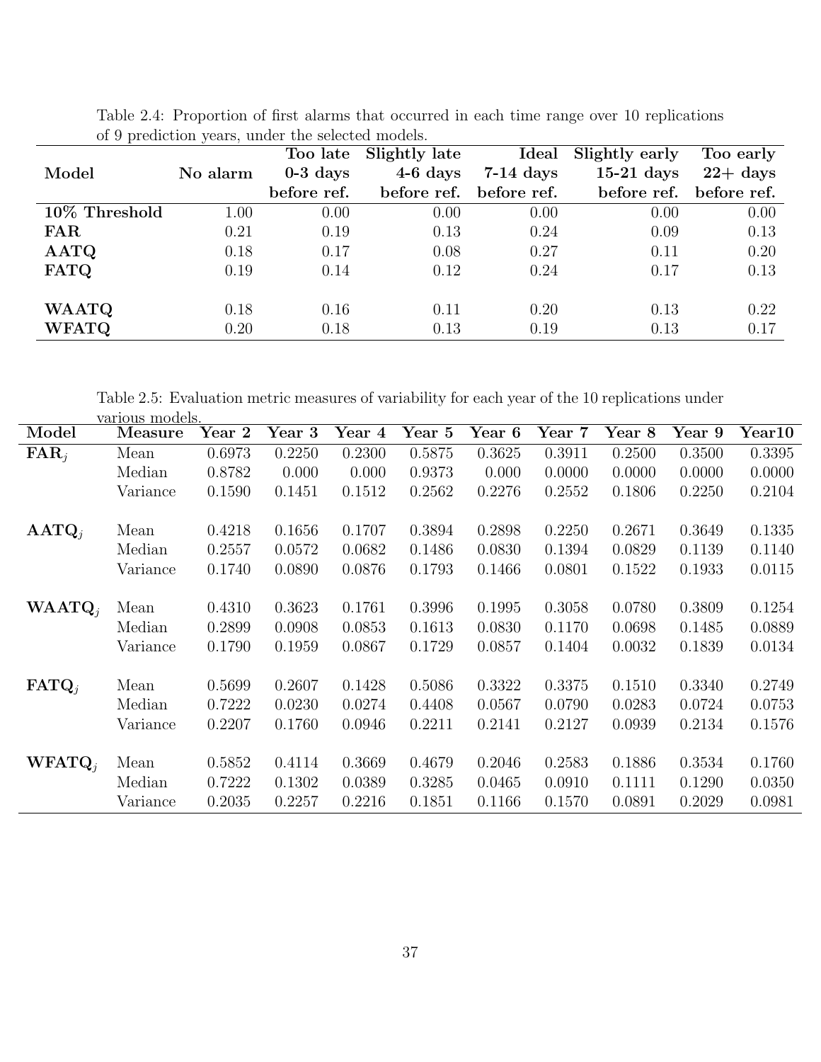Table 2.4: Proportion of first alarms that occurred in each time range over 10 replications of 9 prediction years, under the selected models.

| Model | No alarm | Too late 0-3 days before ref. | Slightly late 4-6 days before ref. | Ideal 7-14 days before ref. | Slightly early 15-21 days before ref. | Too early 22+ days before ref. |
|---|---|---|---|---|---|---|
| **10% Threshold** | 1.00 | 0.00 | 0.00 | 0.00 | 0.00 | 0.00 |
| **FAR** | 0.21 | 0.19 | 0.13 | 0.24 | 0.09 | 0.13 |
| **AATQ** | 0.18 | 0.17 | 0.08 | 0.27 | 0.11 | 0.20 |
| **FATQ** | 0.19 | 0.14 | 0.12 | 0.24 | 0.17 | 0.13 |
| **WAATQ** | 0.18 | 0.16 | 0.11 | 0.20 | 0.13 | 0.22 |
| **WFATQ** | 0.20 | 0.18 | 0.13 | 0.19 | 0.13 | 0.17 |

Table 2.5: Evaluation metric measures of variability for each year of the 10 replications under various models.

| Model | Measure | Year 2 | Year 3 | Year 4 | Year 5 | Year 6 | Year 7 | Year 8 | Year 9 | Year10 |
|---|---|---|---|---|---|---|---|---|---|---|
| $\mathbf{FAR}_j$ | Mean | 0.6973 | 0.2250 | 0.2300 | 0.5875 | 0.3625 | 0.3911 | 0.2500 | 0.3500 | 0.3395 |
| | Median | 0.8782 | 0.000 | 0.000 | 0.9373 | 0.000 | 0.0000 | 0.0000 | 0.0000 | 0.0000 |
| | Variance | 0.1590 | 0.1451 | 0.1512 | 0.2562 | 0.2276 | 0.2552 | 0.1806 | 0.2250 | 0.2104 |
| $\mathbf{AATQ}_j$ | Mean | 0.4218 | 0.1656 | 0.1707 | 0.3894 | 0.2898 | 0.2250 | 0.2671 | 0.3649 | 0.1335 |
| | Median | 0.2557 | 0.0572 | 0.0682 | 0.1486 | 0.0830 | 0.1394 | 0.0829 | 0.1139 | 0.1140 |
| | Variance | 0.1740 | 0.0890 | 0.0876 | 0.1793 | 0.1466 | 0.0801 | 0.1522 | 0.1933 | 0.0115 |
| $\mathbf{WAATQ}_j$ | Mean | 0.4310 | 0.3623 | 0.1761 | 0.3996 | 0.1995 | 0.3058 | 0.0780 | 0.3809 | 0.1254 |
| | Median | 0.2899 | 0.0908 | 0.0853 | 0.1613 | 0.0830 | 0.1170 | 0.0698 | 0.1485 | 0.0889 |
| | Variance | 0.1790 | 0.1959 | 0.0867 | 0.1729 | 0.0857 | 0.1404 | 0.0032 | 0.1839 | 0.0134 |
| $\mathbf{FATQ}_j$ | Mean | 0.5699 | 0.2607 | 0.1428 | 0.5086 | 0.3322 | 0.3375 | 0.1510 | 0.3340 | 0.2749 |
| | Median | 0.7222 | 0.0230 | 0.0274 | 0.4408 | 0.0567 | 0.0790 | 0.0283 | 0.0724 | 0.0753 |
| | Variance | 0.2207 | 0.1760 | 0.0946 | 0.2211 | 0.2141 | 0.2127 | 0.0939 | 0.2134 | 0.1576 |
| $\mathbf{WFATQ}_j$ | Mean | 0.5852 | 0.4114 | 0.3669 | 0.4679 | 0.2046 | 0.2583 | 0.1886 | 0.3534 | 0.1760 |
| | Median | 0.7222 | 0.1302 | 0.0389 | 0.3285 | 0.0465 | 0.0910 | 0.1111 | 0.1290 | 0.0350 |
| | Variance | 0.2035 | 0.2257 | 0.2216 | 0.1851 | 0.1166 | 0.1570 | 0.0891 | 0.2029 | 0.0981 |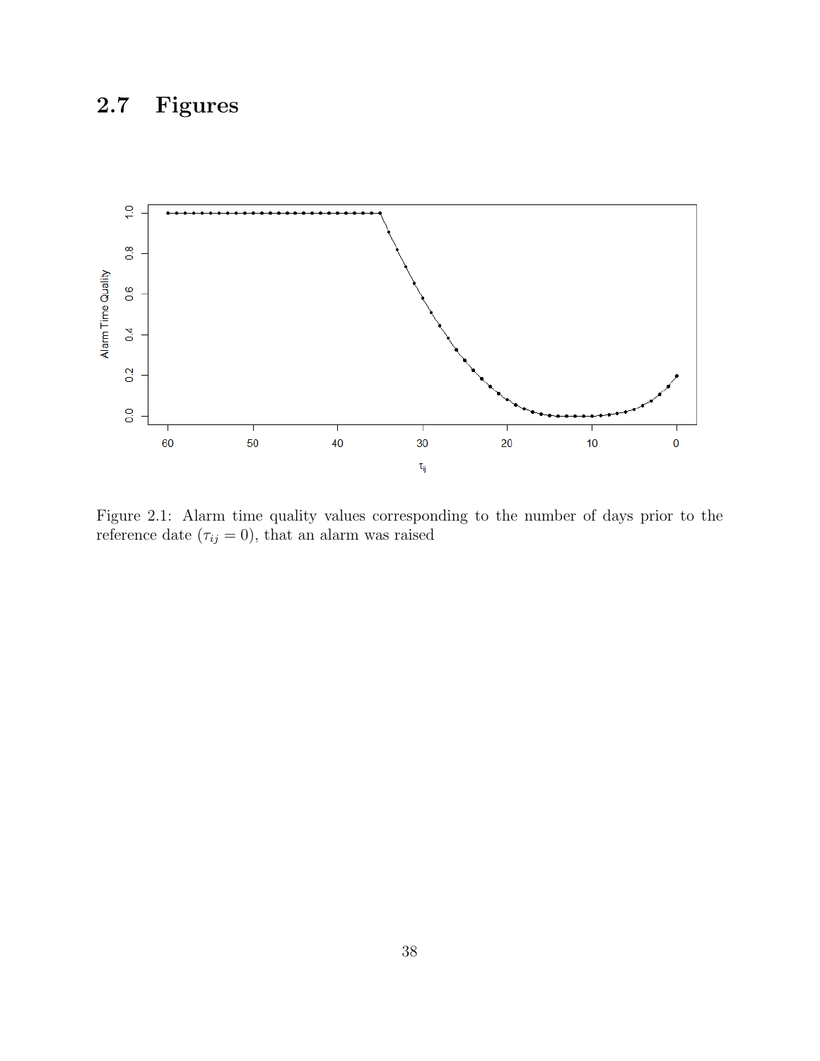## 2.7 Figures

Figure 2.1: Alarm time quality values corresponding to the number of days prior to the reference date ($\tau_{ij} = 0$), that an alarm was raised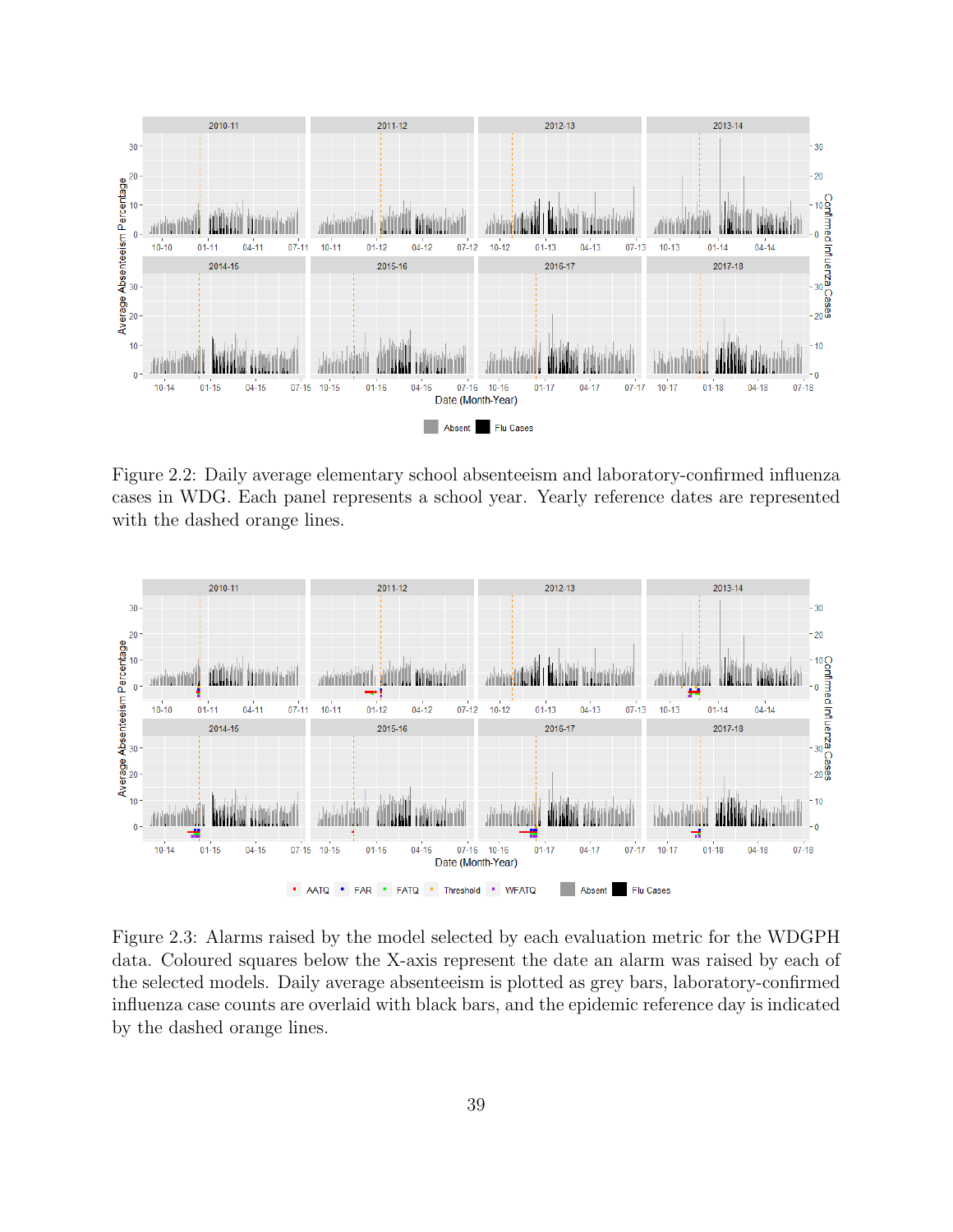Figure 2.2: Daily average elementary school absenteeism and laboratory-confirmed influenza cases in WDG. Each panel represents a school year. Yearly reference dates are represented with the dashed orange lines.

Figure 2.3: Alarms raised by the model selected by each evaluation metric for the WDGPH data. Coloured squares below the X-axis represent the date an alarm was raised by each of the selected models. Daily average absenteeism is plotted as grey bars, laboratory-confirmed influenza case counts are overlaid with black bars, and the epidemic reference day is indicated by the dashed orange lines.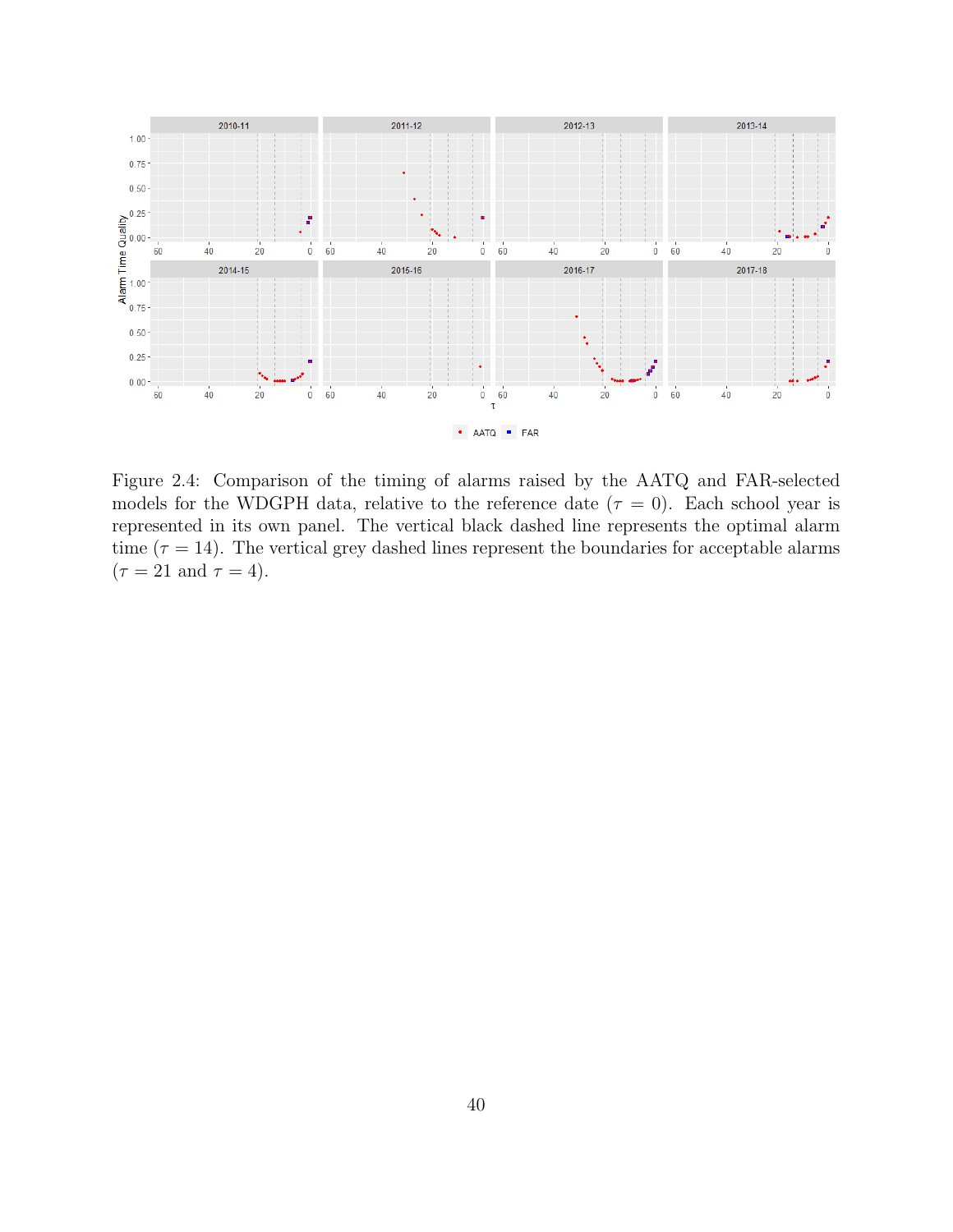Figure 2.4: Comparison of the timing of alarms raised by the AATQ and FAR-selected models for the WDGPH data, relative to the reference date ($\tau = 0$). Each school year is represented in its own panel. The vertical black dashed line represents the optimal alarm time ($\tau = 14$). The vertical grey dashed lines represent the boundaries for acceptable alarms ($\tau = 21$ and $\tau = 4$).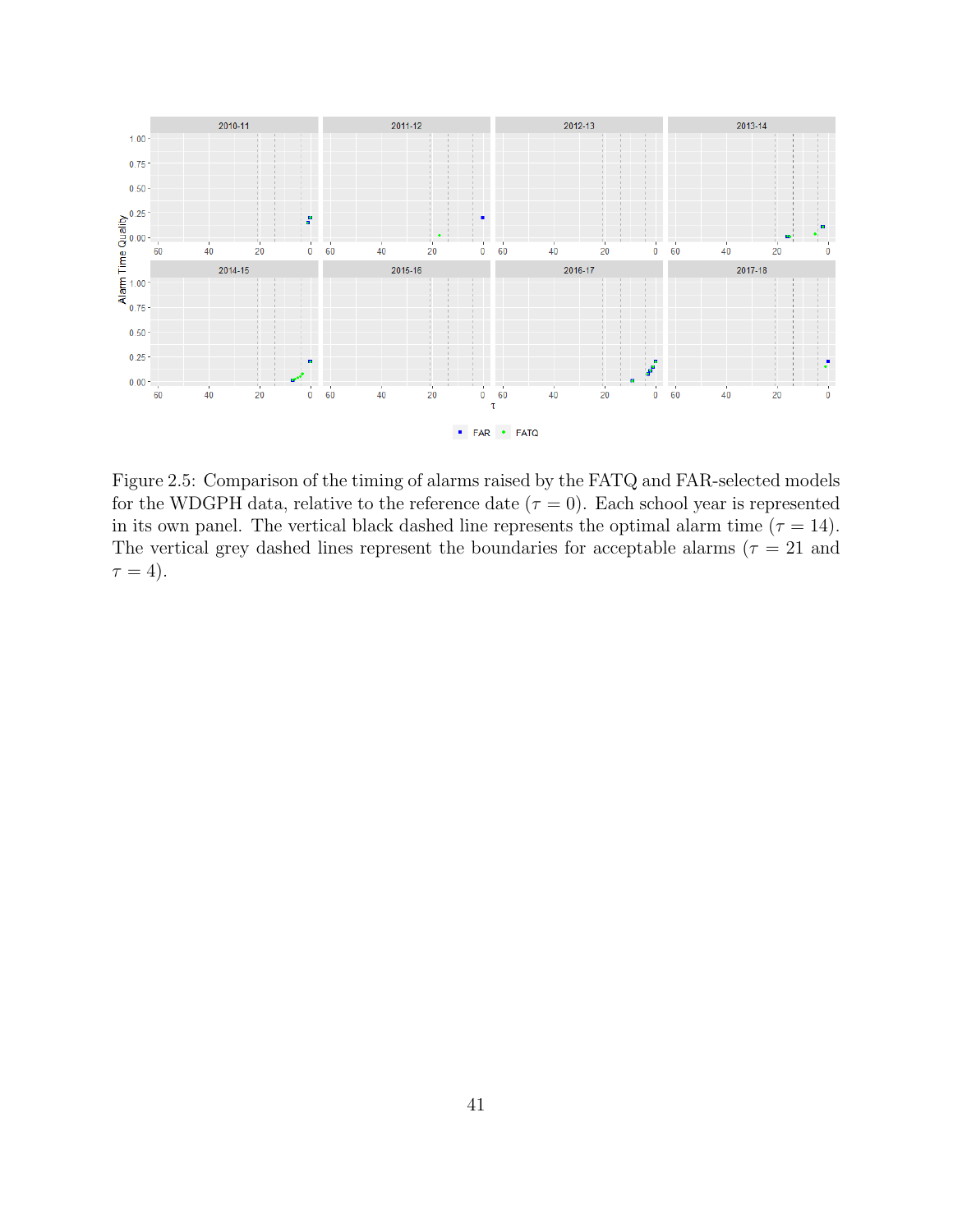Figure 2.5: Comparison of the timing of alarms raised by the FATQ and FAR-selected models for the WDGPH data, relative to the reference date ($\tau = 0$). Each school year is represented in its own panel. The vertical black dashed line represents the optimal alarm time ($\tau = 14$). The vertical grey dashed lines represent the boundaries for acceptable alarms ($\tau = 21$ and $\tau = 4$).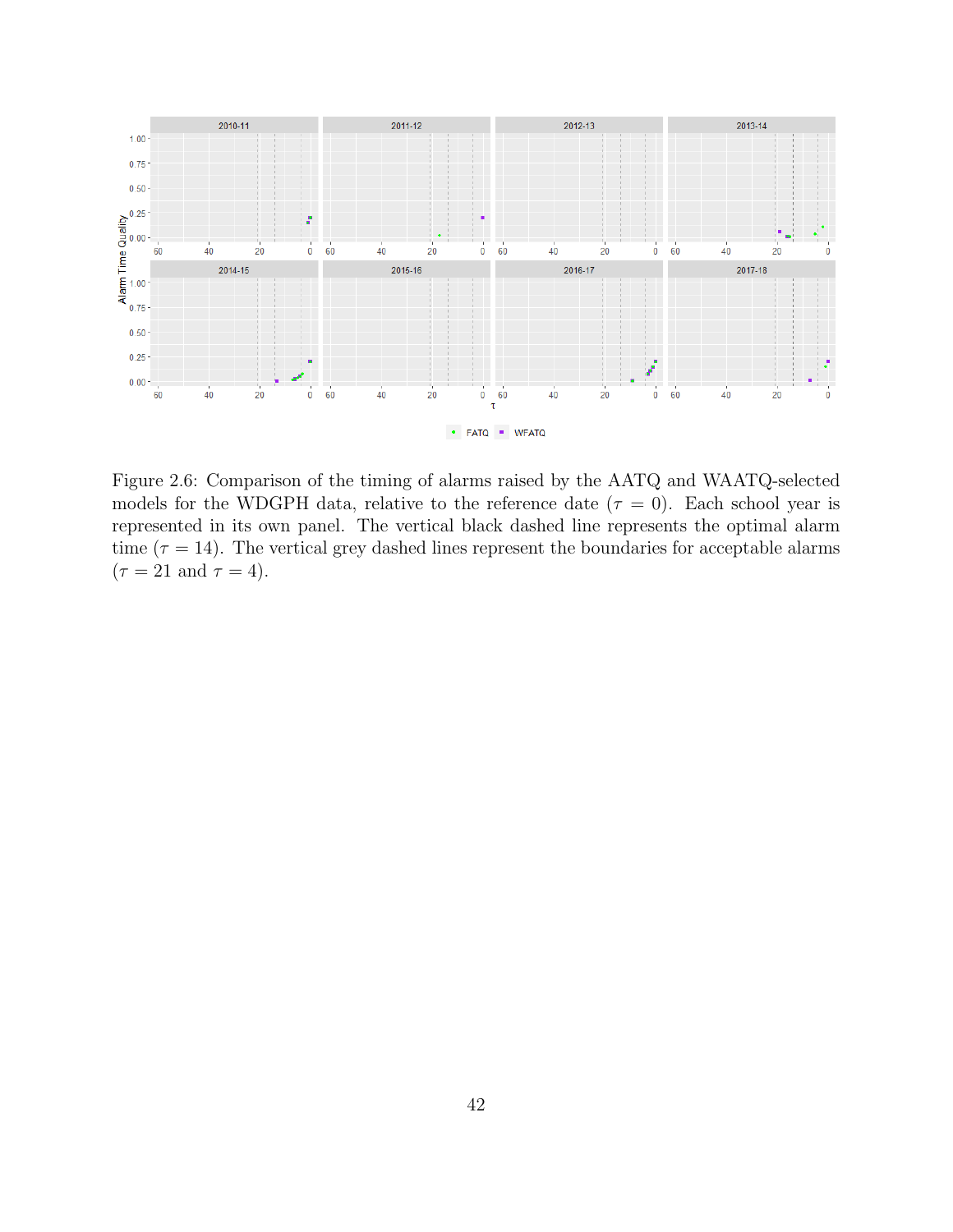Figure 2.6: Comparison of the timing of alarms raised by the AATQ and WAATQ-selected models for the WDGPH data, relative to the reference date ($\tau = 0$). Each school year is represented in its own panel. The vertical black dashed line represents the optimal alarm time ($\tau = 14$). The vertical grey dashed lines represent the boundaries for acceptable alarms ($\tau = 21$ and $\tau = 4$).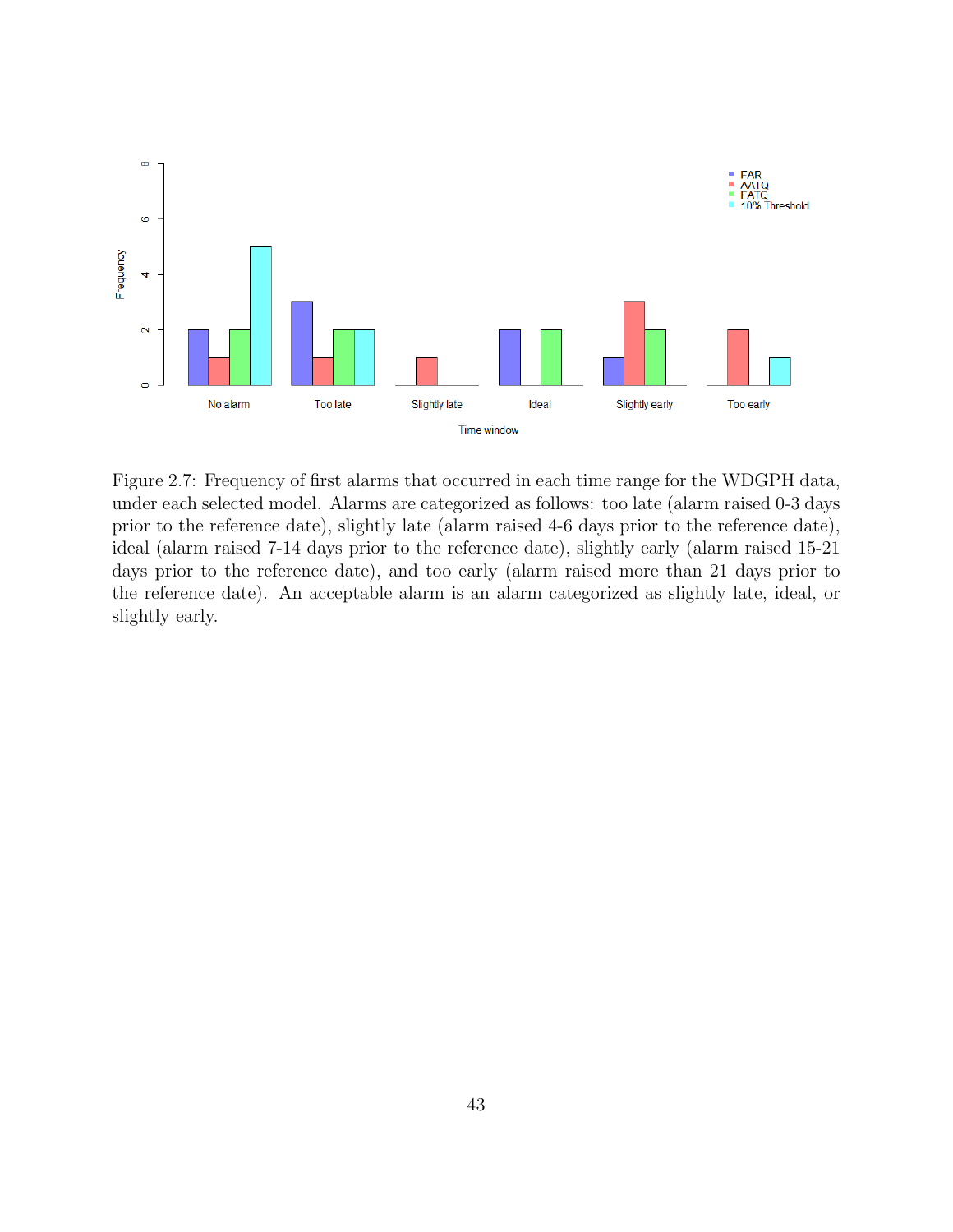Figure 2.7: Frequency of first alarms that occurred in each time range for the WDGPH data, under each selected model. Alarms are categorized as follows: too late (alarm raised 0-3 days prior to the reference date), slightly late (alarm raised 4-6 days prior to the reference date), ideal (alarm raised 7-14 days prior to the reference date), slightly early (alarm raised 15-21 days prior to the reference date), and too early (alarm raised more than 21 days prior to the reference date). An acceptable alarm is an alarm categorized as slightly late, ideal, or slightly early.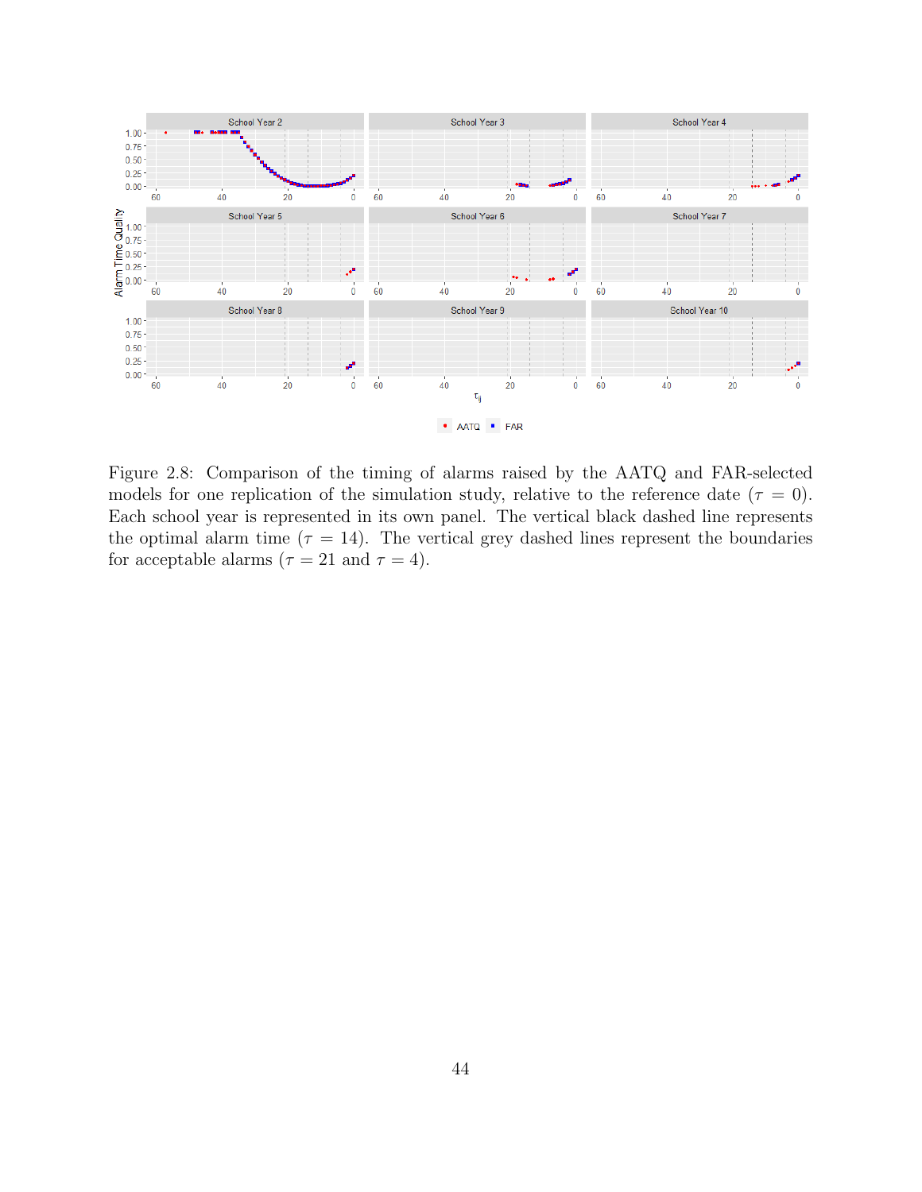Figure 2.8: Comparison of the timing of alarms raised by the AATQ and FAR-selected models for one replication of the simulation study, relative to the reference date ($\tau = 0$). Each school year is represented in its own panel. The vertical black dashed line represents the optimal alarm time ($\tau = 14$). The vertical grey dashed lines represent the boundaries for acceptable alarms ($\tau = 21$ and $\tau = 4$).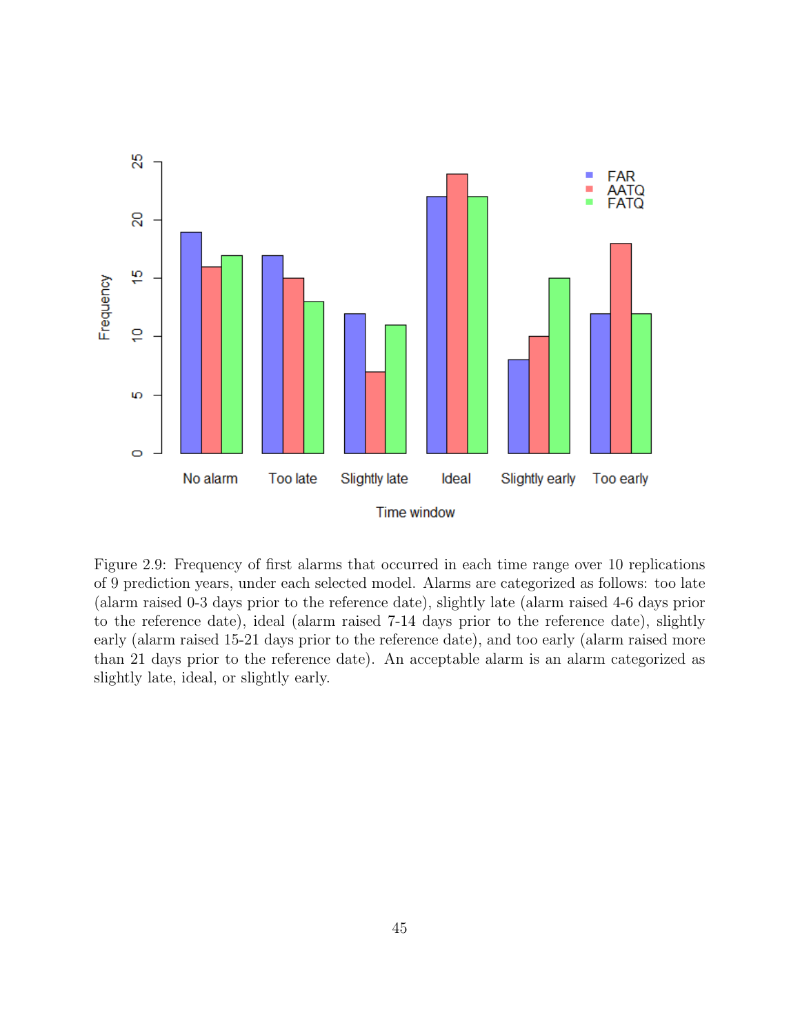Figure 2.9: Frequency of first alarms that occurred in each time range over 10 replications of 9 prediction years, under each selected model. Alarms are categorized as follows: too late (alarm raised 0-3 days prior to the reference date), slightly late (alarm raised 4-6 days prior to the reference date), ideal (alarm raised 7-14 days prior to the reference date), slightly early (alarm raised 15-21 days prior to the reference date), and too early (alarm raised more than 21 days prior to the reference date). An acceptable alarm is an alarm categorized as slightly late, ideal, or slightly early.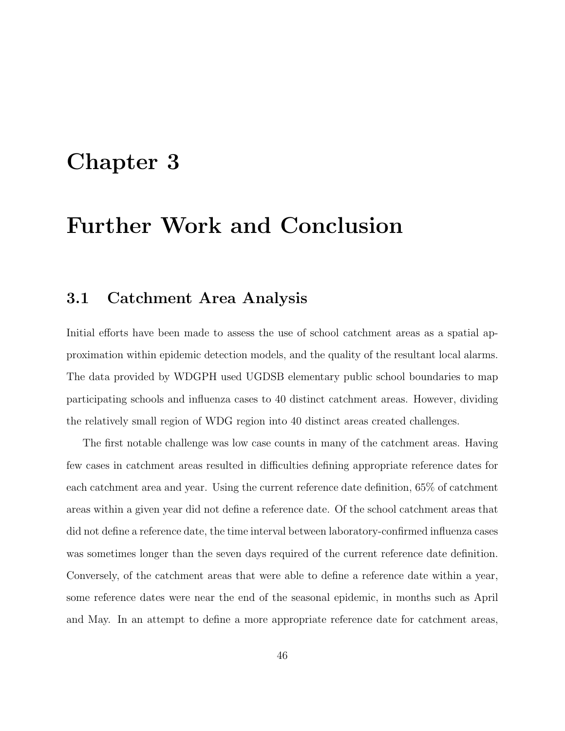# Chapter 3

# Further Work and Conclusion

## 3.1 Catchment Area Analysis

Initial efforts have been made to assess the use of school catchment areas as a spatial approximation within epidemic detection models, and the quality of the resultant local alarms. The data provided by WDGPH used UGDSB elementary public school boundaries to map participating schools and influenza cases to 40 distinct catchment areas. However, dividing the relatively small region of WDG region into 40 distinct areas created challenges.

The first notable challenge was low case counts in many of the catchment areas. Having few cases in catchment areas resulted in difficulties defining appropriate reference dates for each catchment area and year. Using the current reference date definition, 65% of catchment areas within a given year did not define a reference date. Of the school catchment areas that did not define a reference date, the time interval between laboratory-confirmed influenza cases was sometimes longer than the seven days required of the current reference date definition. Conversely, of the catchment areas that were able to define a reference date within a year, some reference dates were near the end of the seasonal epidemic, in months such as April and May. In an attempt to define a more appropriate reference date for catchment areas,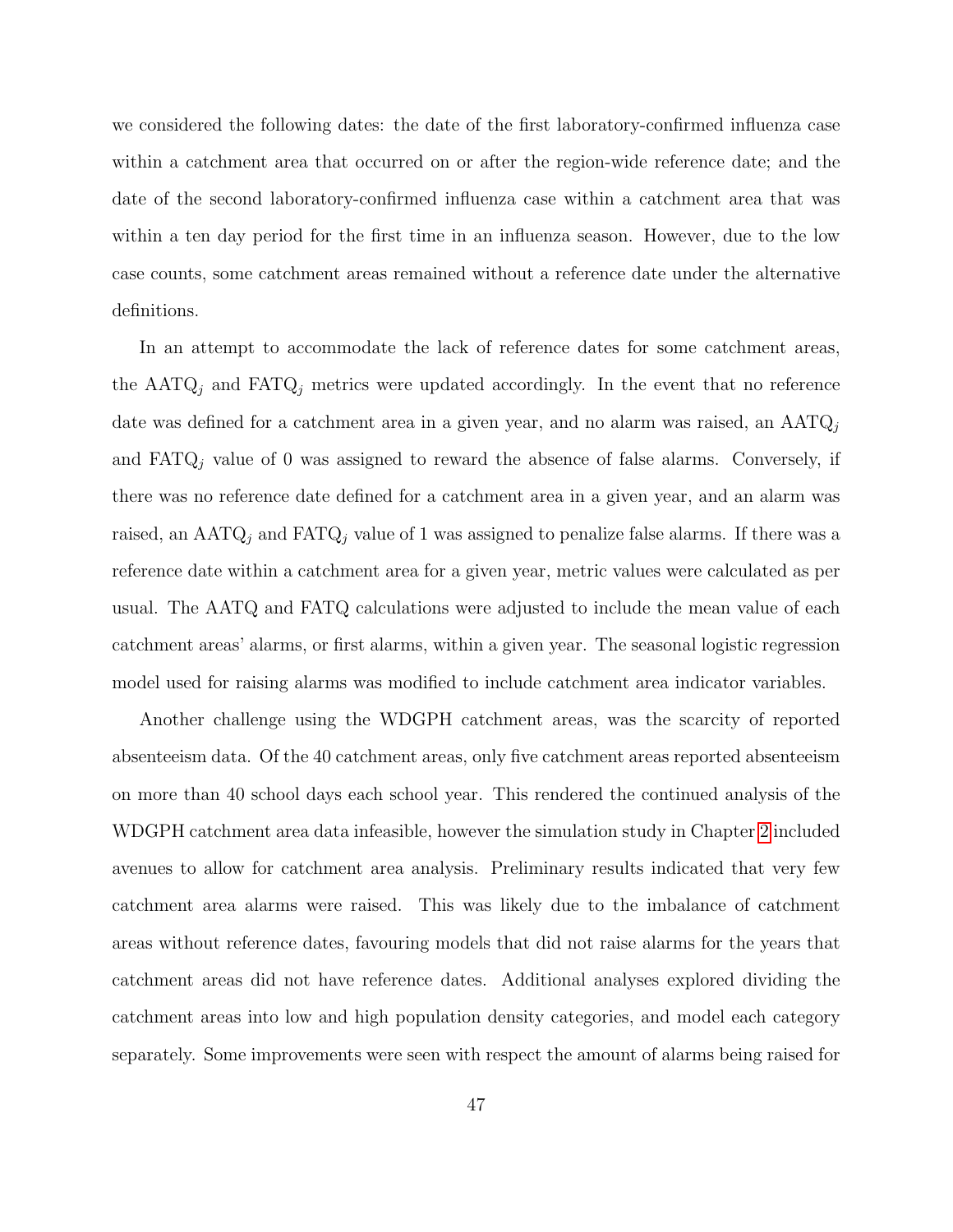we considered the following dates: the date of the first laboratory-confirmed influenza case within a catchment area that occurred on or after the region-wide reference date; and the date of the second laboratory-confirmed influenza case within a catchment area that was within a ten day period for the first time in an influenza season. However, due to the low case counts, some catchment areas remained without a reference date under the alternative definitions.

In an attempt to accommodate the lack of reference dates for some catchment areas, the $\text{AATQ}_j$ and $\text{FATQ}_j$ metrics were updated accordingly. In the event that no reference date was defined for a catchment area in a given year, and no alarm was raised, an $\text{AATQ}_j$ and $\text{FATQ}_j$ value of 0 was assigned to reward the absence of false alarms. Conversely, if there was no reference date defined for a catchment area in a given year, and an alarm was raised, an $\text{AATQ}_j$ and $\text{FATQ}_j$ value of 1 was assigned to penalize false alarms. If there was a reference date within a catchment area for a given year, metric values were calculated as per usual. The AATQ and FATQ calculations were adjusted to include the mean value of each catchment areas' alarms, or first alarms, within a given year. The seasonal logistic regression model used for raising alarms was modified to include catchment area indicator variables.

Another challenge using the WDGPH catchment areas, was the scarcity of reported absenteeism data. Of the 40 catchment areas, only five catchment areas reported absenteeism on more than 40 school days each school year. This rendered the continued analysis of the WDGPH catchment area data infeasible, however the simulation study in Chapter 2 included avenues to allow for catchment area analysis. Preliminary results indicated that very few catchment area alarms were raised. This was likely due to the imbalance of catchment areas without reference dates, favouring models that did not raise alarms for the years that catchment areas did not have reference dates. Additional analyses explored dividing the catchment areas into low and high population density categories, and model each category separately. Some improvements were seen with respect the amount of alarms being raised for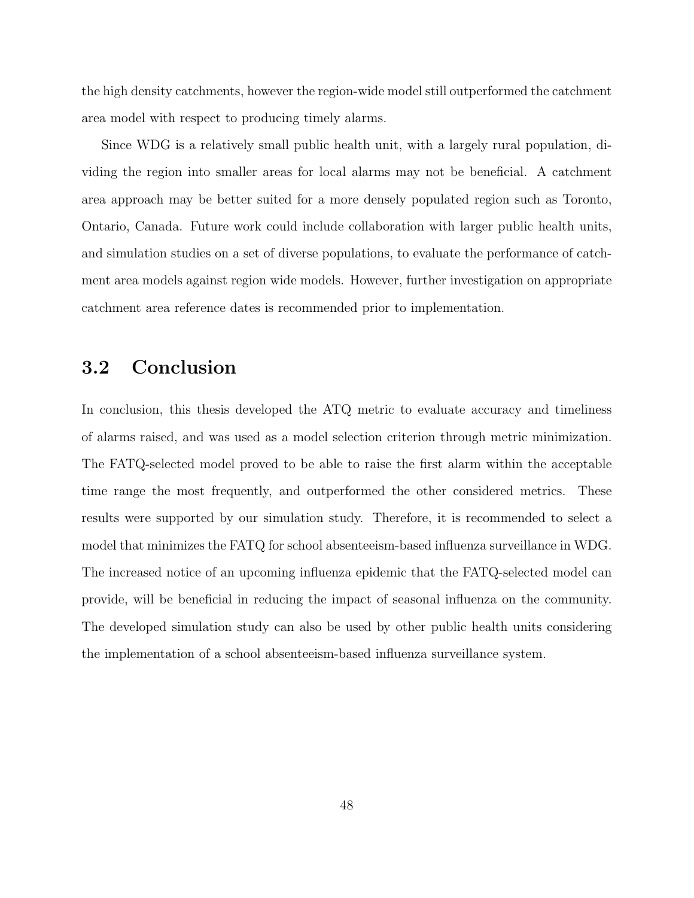the high density catchments, however the region-wide model still outperformed the catchment area model with respect to producing timely alarms.

Since WDG is a relatively small public health unit, with a largely rural population, dividing the region into smaller areas for local alarms may not be beneficial. A catchment area approach may be better suited for a more densely populated region such as Toronto, Ontario, Canada. Future work could include collaboration with larger public health units, and simulation studies on a set of diverse populations, to evaluate the performance of catchment area models against region wide models. However, further investigation on appropriate catchment area reference dates is recommended prior to implementation.

## 3.2 Conclusion

In conclusion, this thesis developed the ATQ metric to evaluate accuracy and timeliness of alarms raised, and was used as a model selection criterion through metric minimization. The FATQ-selected model proved to be able to raise the first alarm within the acceptable time range the most frequently, and outperformed the other considered metrics. These results were supported by our simulation study. Therefore, it is recommended to select a model that minimizes the FATQ for school absenteeism-based influenza surveillance in WDG. The increased notice of an upcoming influenza epidemic that the FATQ-selected model can provide, will be beneficial in reducing the impact of seasonal influenza on the community. The developed simulation study can also be used by other public health units considering the implementation of a school absenteeism-based influenza surveillance system.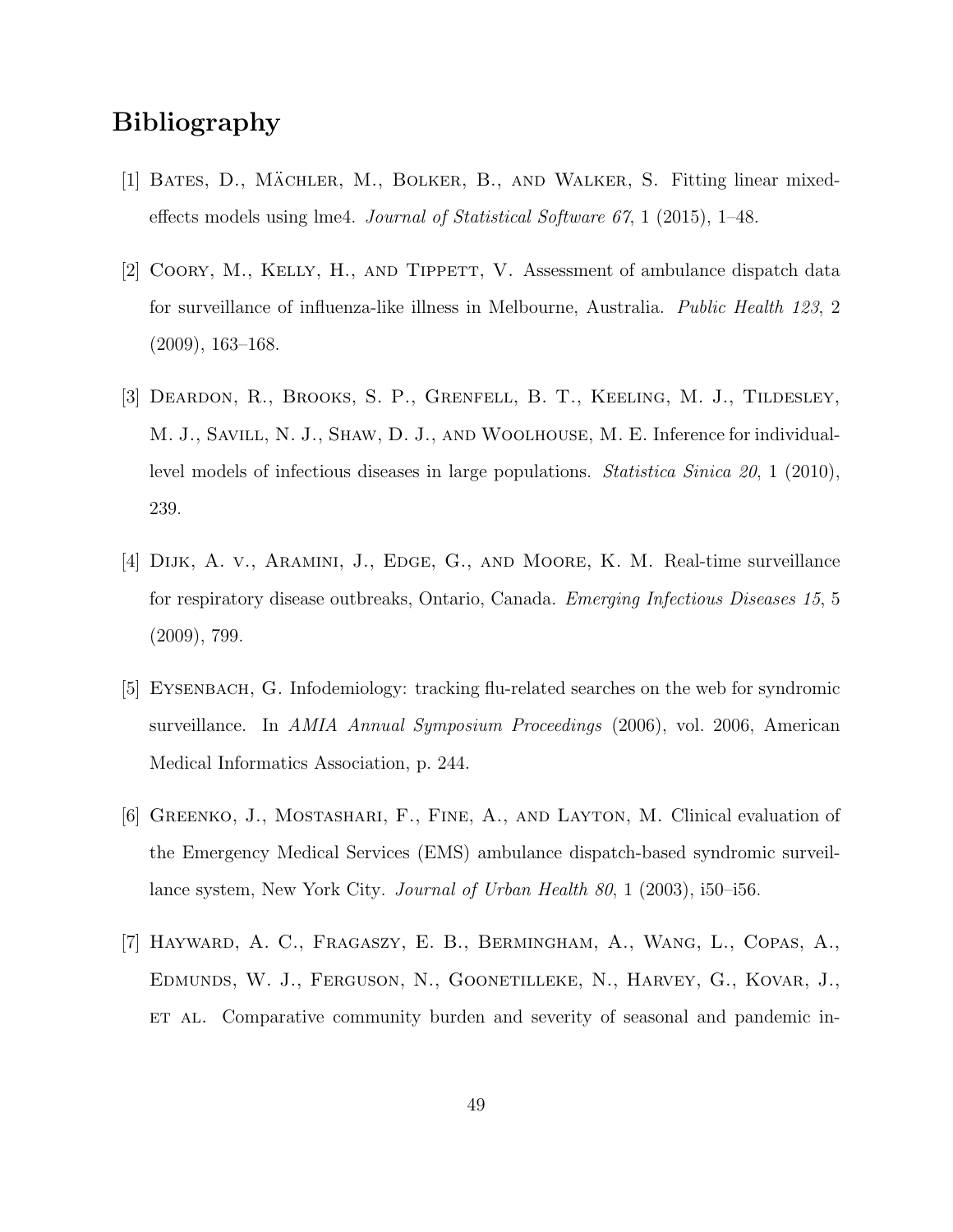# Bibliography

[1] Bates, D., Mächler, M., Bolker, B., and Walker, S. Fitting linear mixed-effects models using lme4. *Journal of Statistical Software 67*, 1 (2015), 1–48.

[2] Coory, M., Kelly, H., and Tippett, V. Assessment of ambulance dispatch data for surveillance of influenza-like illness in Melbourne, Australia. *Public Health 123*, 2 (2009), 163–168.

[3] Deardon, R., Brooks, S. P., Grenfell, B. T., Keeling, M. J., Tildesley, M. J., Savill, N. J., Shaw, D. J., and Woolhouse, M. E. Inference for individual-level models of infectious diseases in large populations. *Statistica Sinica 20*, 1 (2010), 239.

[4] Dijk, A. v., Aramini, J., Edge, G., and Moore, K. M. Real-time surveillance for respiratory disease outbreaks, Ontario, Canada. *Emerging Infectious Diseases 15*, 5 (2009), 799.

[5] Eysenbach, G. Infodemiology: tracking flu-related searches on the web for syndromic surveillance. In *AMIA Annual Symposium Proceedings* (2006), vol. 2006, American Medical Informatics Association, p. 244.

[6] Greenko, J., Mostashari, F., Fine, A., and Layton, M. Clinical evaluation of the Emergency Medical Services (EMS) ambulance dispatch-based syndromic surveillance system, New York City. *Journal of Urban Health 80*, 1 (2003), i50–i56.

[7] Hayward, A. C., Fragaszy, E. B., Bermingham, A., Wang, L., Copas, A., Edmunds, W. J., Ferguson, N., Goonetilleke, N., Harvey, G., Kovar, J., et al. Comparative community burden and severity of seasonal and pandemic in-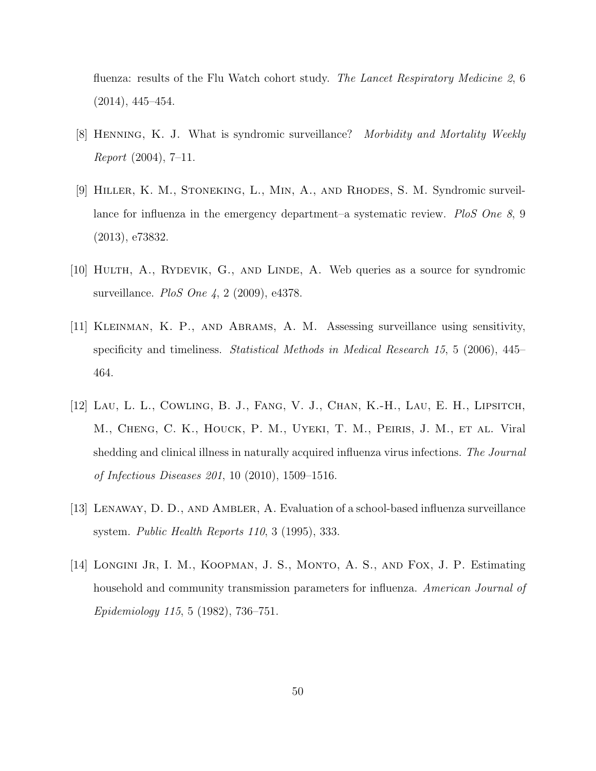fluenza: results of the Flu Watch cohort study. *The Lancet Respiratory Medicine 2*, 6 (2014), 445–454.

[8] Henning, K. J. What is syndromic surveillance? *Morbidity and Mortality Weekly Report* (2004), 7–11.

[9] Hiller, K. M., Stoneking, L., Min, A., and Rhodes, S. M. Syndromic surveillance for influenza in the emergency department–a systematic review. *PloS One 8*, 9 (2013), e73832.

[10] Hulth, A., Rydevik, G., and Linde, A. Web queries as a source for syndromic surveillance. *PloS One 4*, 2 (2009), e4378.

[11] Kleinman, K. P., and Abrams, A. M. Assessing surveillance using sensitivity, specificity and timeliness. *Statistical Methods in Medical Research 15*, 5 (2006), 445–464.

[12] Lau, L. L., Cowling, B. J., Fang, V. J., Chan, K.-H., Lau, E. H., Lipsitch, M., Cheng, C. K., Houck, P. M., Uyeki, T. M., Peiris, J. M., et al. Viral shedding and clinical illness in naturally acquired influenza virus infections. *The Journal of Infectious Diseases 201*, 10 (2010), 1509–1516.

[13] Lenaway, D. D., and Ambler, A. Evaluation of a school-based influenza surveillance system. *Public Health Reports 110*, 3 (1995), 333.

[14] Longini Jr, I. M., Koopman, J. S., Monto, A. S., and Fox, J. P. Estimating household and community transmission parameters for influenza. *American Journal of Epidemiology 115*, 5 (1982), 736–751.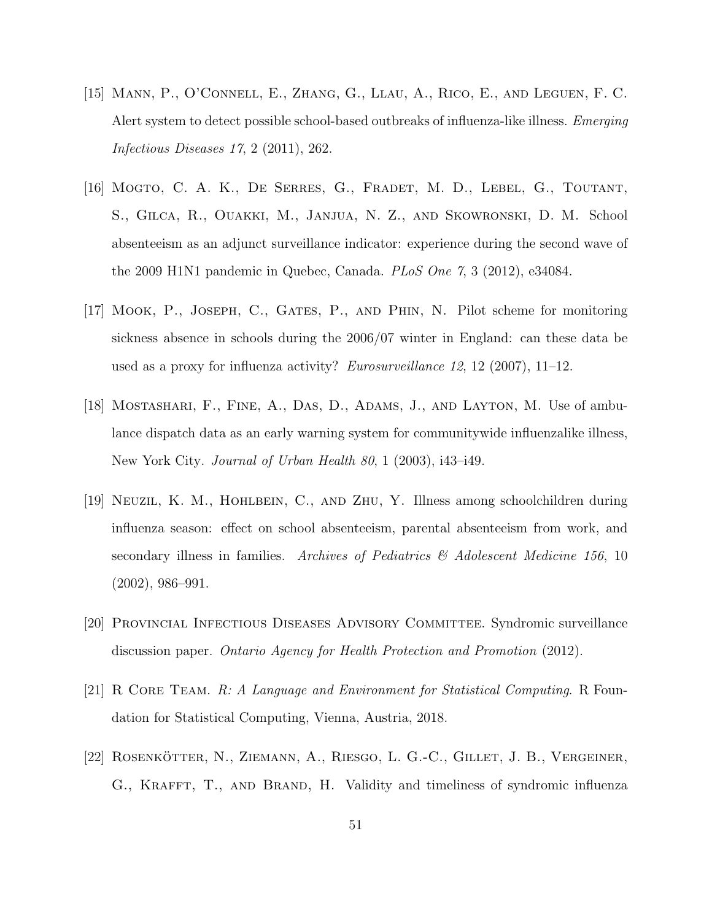[15] Mann, P., O'Connell, E., Zhang, G., Llau, A., Rico, E., and Leguen, F. C. Alert system to detect possible school-based outbreaks of influenza-like illness. *Emerging Infectious Diseases 17*, 2 (2011), 262.

[16] Mogto, C. A. K., De Serres, G., Fradet, M. D., Lebel, G., Toutant, S., Gilca, R., Ouakki, M., Janjua, N. Z., and Skowronski, D. M. School absenteeism as an adjunct surveillance indicator: experience during the second wave of the 2009 H1N1 pandemic in Quebec, Canada. *PLoS One 7*, 3 (2012), e34084.

[17] Mook, P., Joseph, C., Gates, P., and Phin, N. Pilot scheme for monitoring sickness absence in schools during the 2006/07 winter in England: can these data be used as a proxy for influenza activity? *Eurosurveillance 12*, 12 (2007), 11–12.

[18] Mostashari, F., Fine, A., Das, D., Adams, J., and Layton, M. Use of ambulance dispatch data as an early warning system for communitywide influenzalike illness, New York City. *Journal of Urban Health 80*, 1 (2003), i43–i49.

[19] Neuzil, K. M., Hohlbein, C., and Zhu, Y. Illness among schoolchildren during influenza season: effect on school absenteeism, parental absenteeism from work, and secondary illness in families. *Archives of Pediatrics & Adolescent Medicine 156*, 10 (2002), 986–991.

[20] Provincial Infectious Diseases Advisory Committee. Syndromic surveillance discussion paper. *Ontario Agency for Health Protection and Promotion* (2012).

[21] R Core Team. *R: A Language and Environment for Statistical Computing*. R Foundation for Statistical Computing, Vienna, Austria, 2018.

[22] Rosenkötter, N., Ziemann, A., Riesgo, L. G.-C., Gillet, J. B., Vergeiner, G., Krafft, T., and Brand, H. Validity and timeliness of syndromic influenza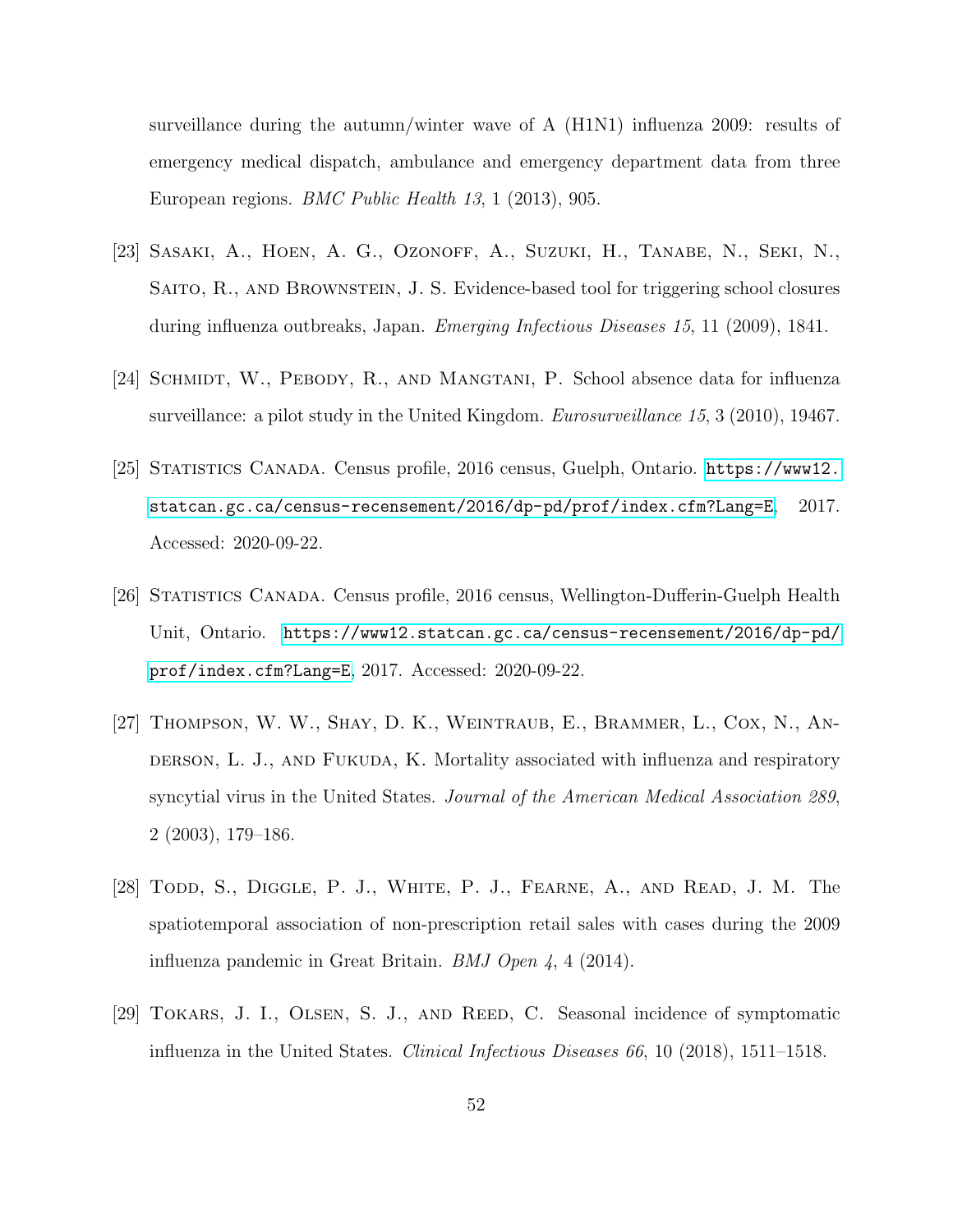surveillance during the autumn/winter wave of A (H1N1) influenza 2009: results of emergency medical dispatch, ambulance and emergency department data from three European regions. *BMC Public Health 13*, 1 (2013), 905.

[23] Sasaki, A., Hoen, A. G., Ozonoff, A., Suzuki, H., Tanabe, N., Seki, N., Saito, R., and Brownstein, J. S. Evidence-based tool for triggering school closures during influenza outbreaks, Japan. *Emerging Infectious Diseases 15*, 11 (2009), 1841.

[24] Schmidt, W., Pebody, R., and Mangtani, P. School absence data for influenza surveillance: a pilot study in the United Kingdom. *Eurosurveillance 15*, 3 (2010), 19467.

[25] Statistics Canada. Census profile, 2016 census, Guelph, Ontario. https://www12.statcan.gc.ca/census-recensement/2016/dp-pd/prof/index.cfm?Lang=E, 2017. Accessed: 2020-09-22.

[26] Statistics Canada. Census profile, 2016 census, Wellington-Dufferin-Guelph Health Unit, Ontario. https://www12.statcan.gc.ca/census-recensement/2016/dp-pd/prof/index.cfm?Lang=E, 2017. Accessed: 2020-09-22.

[27] Thompson, W. W., Shay, D. K., Weintraub, E., Brammer, L., Cox, N., Anderson, L. J., and Fukuda, K. Mortality associated with influenza and respiratory syncytial virus in the United States. *Journal of the American Medical Association 289*, 2 (2003), 179–186.

[28] Todd, S., Diggle, P. J., White, P. J., Fearne, A., and Read, J. M. The spatiotemporal association of non-prescription retail sales with cases during the 2009 influenza pandemic in Great Britain. *BMJ Open 4*, 4 (2014).

[29] Tokars, J. I., Olsen, S. J., and Reed, C. Seasonal incidence of symptomatic influenza in the United States. *Clinical Infectious Diseases 66*, 10 (2018), 1511–1518.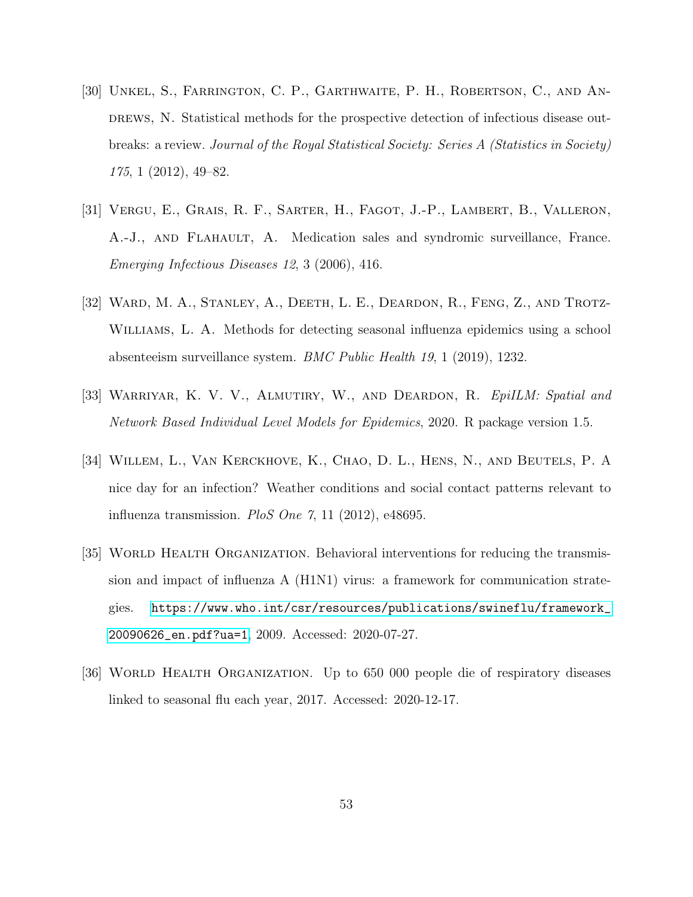[30] Unkel, S., Farrington, C. P., Garthwaite, P. H., Robertson, C., and Andrews, N. Statistical methods for the prospective detection of infectious disease outbreaks: a review. *Journal of the Royal Statistical Society: Series A (Statistics in Society) 175*, 1 (2012), 49–82.

[31] Vergu, E., Grais, R. F., Sarter, H., Fagot, J.-P., Lambert, B., Valleron, A.-J., and Flahault, A. Medication sales and syndromic surveillance, France. *Emerging Infectious Diseases 12*, 3 (2006), 416.

[32] Ward, M. A., Stanley, A., Deeth, L. E., Deardon, R., Feng, Z., and Trotz-Williams, L. A. Methods for detecting seasonal influenza epidemics using a school absenteeism surveillance system. *BMC Public Health 19*, 1 (2019), 1232.

[33] Warriyar, K. V. V., Almutiry, W., and Deardon, R. *EpiILM: Spatial and Network Based Individual Level Models for Epidemics*, 2020. R package version 1.5.

[34] Willem, L., Van Kerckhove, K., Chao, D. L., Hens, N., and Beutels, P. A nice day for an infection? Weather conditions and social contact patterns relevant to influenza transmission. *PloS One 7*, 11 (2012), e48695.

[35] World Health Organization. Behavioral interventions for reducing the transmission and impact of influenza A (H1N1) virus: a framework for communication strategies. https://www.who.int/csr/resources/publications/swineflu/framework_20090626_en.pdf?ua=1, 2009. Accessed: 2020-07-27.

[36] World Health Organization. Up to 650 000 people die of respiratory diseases linked to seasonal flu each year, 2017. Accessed: 2020-12-17.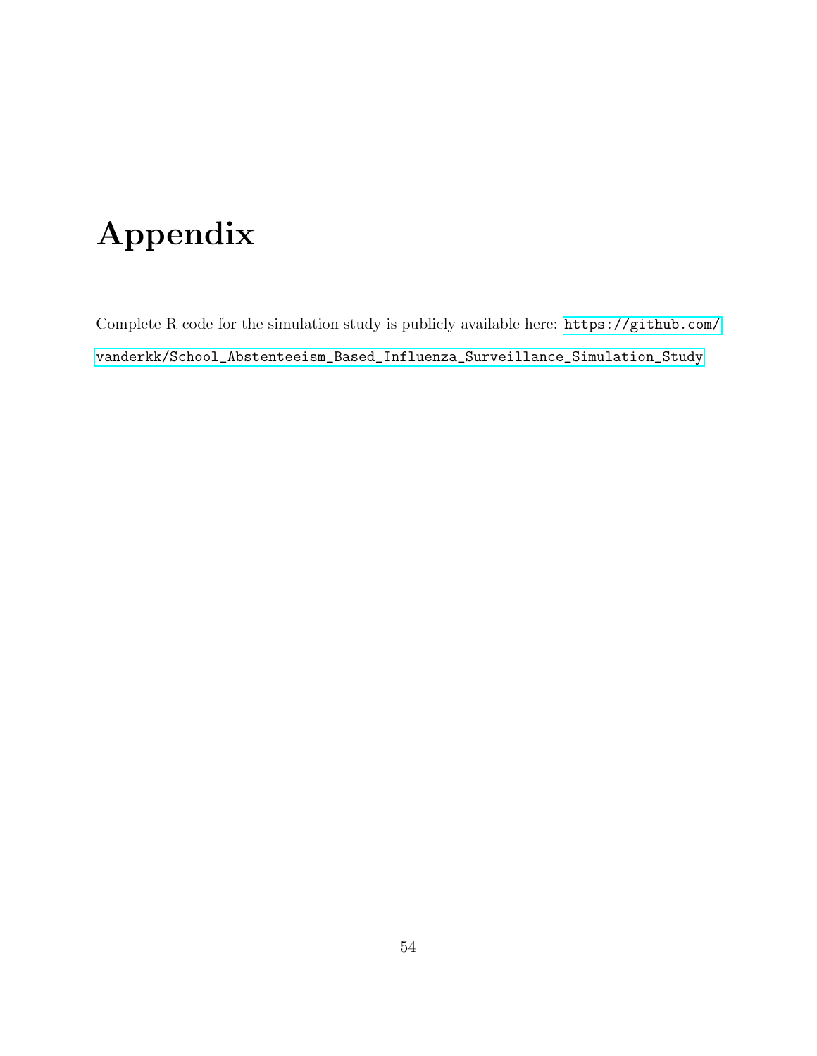# Appendix

Complete R code for the simulation study is publicly available here: https://github.com/vanderkk/School_Abstenteeism_Based_Influenza_Surveillance_Simulation_Study